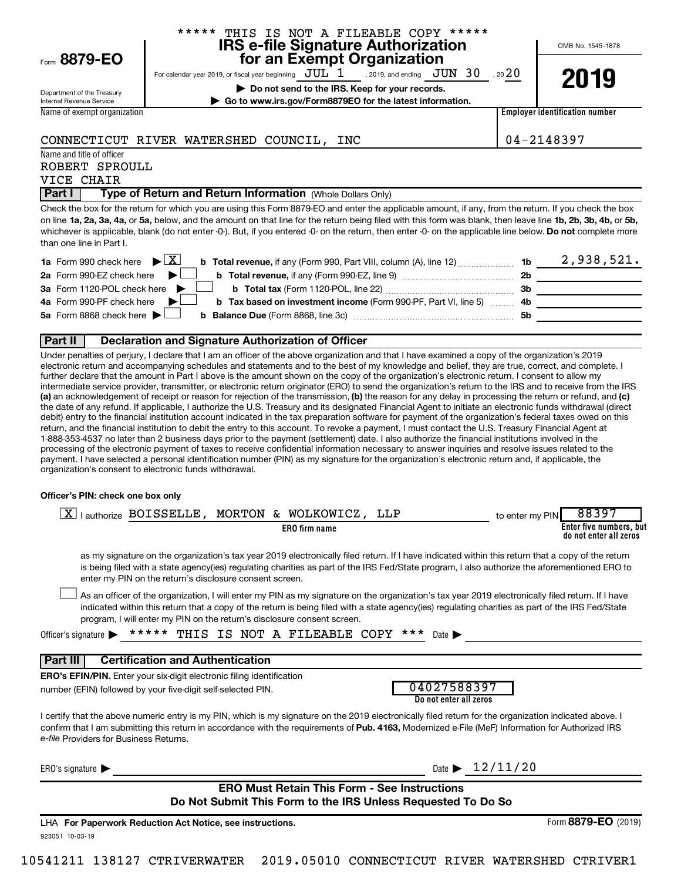\*\*\*\*\* THIS IS NOT A FILEABLE COPY \*\*\*\*\*

Form **8879-EO**

Department of the Treasury
Internal Revenue Service

# IRS e-file Signature Authorization for an Exempt Organization

For calendar year 2019, or fiscal year beginning JUL 1, 2019, and ending JUN 30, 2020

▶ Do not send to the IRS. Keep for your records.

▶ Go to www.irs.gov/Form8879EO for the latest information.

OMB No. 1545-1878

**2019**

| Name of exempt organization | Employer identification number |
|---|---|
| CONNECTICUT RIVER WATERSHED COUNCIL, INC | 04-2148397 |

Name and title of officer
ROBERT SPROULL
VICE CHAIR

## Part I Type of Return and Return Information (Whole Dollars Only)

Check the box for the return for which you are using this Form 8879-EO and enter the applicable amount, if any, from the return. If you check the box on line **1a, 2a, 3a, 4a,** or **5a,** below, and the amount on that line for the return being filed with this form was blank, then leave line **1b, 2b, 3b, 4b,** or **5b,** whichever is applicable, blank (do not enter -0-). But, if you entered -0- on the return, then enter -0- on the applicable line below. **Do not** complete more than one line in Part I.

| | | | |
|---|---|---|---|
| **1a** Form 990 check here ▶ [X] | **b Total revenue,** if any (Form 990, Part VIII, column (A), line 12) | **1b** | 2,938,521. |
| **2a** Form 990-EZ check here ▶ [ ] | **b Total revenue,** if any (Form 990-EZ, line 9) | **2b** | |
| **3a** Form 1120-POL check here ▶ [ ] | **b Total tax** (Form 1120-POL, line 22) | **3b** | |
| **4a** Form 990-PF check here ▶ [ ] | **b Tax based on investment income** (Form 990-PF, Part VI, line 5) | **4b** | |
| **5a** Form 8868 check here ▶ [ ] | **b Balance Due** (Form 8868, line 3c) | **5b** | |

## Part II Declaration and Signature Authorization of Officer

Under penalties of perjury, I declare that I am an officer of the above organization and that I have examined a copy of the organization's 2019 electronic return and accompanying schedules and statements and to the best of my knowledge and belief, they are true, correct, and complete. I further declare that the amount in Part I above is the amount shown on the copy of the organization's electronic return. I consent to allow my intermediate service provider, transmitter, or electronic return originator (ERO) to send the organization's return to the IRS and to receive from the IRS **(a)** an acknowledgement of receipt or reason for rejection of the transmission, **(b)** the reason for any delay in processing the return or refund, and **(c)** the date of any refund. If applicable, I authorize the U.S. Treasury and its designated Financial Agent to initiate an electronic funds withdrawal (direct debit) entry to the financial institution account indicated in the tax preparation software for payment of the organization's federal taxes owed on this return, and the financial institution to debit the entry to this account. To revoke a payment, I must contact the U.S. Treasury Financial Agent at 1-888-353-4537 no later than 2 business days prior to the payment (settlement) date. I also authorize the financial institutions involved in the processing of the electronic payment of taxes to receive confidential information necessary to answer inquiries and resolve issues related to the payment. I have selected a personal identification number (PIN) as my signature for the organization's electronic return and, if applicable, the organization's consent to electronic funds withdrawal.

**Officer's PIN: check one box only**

[X] I authorize BOISSELLE, MORTON & WOLKOWICZ, LLP (ERO firm name) to enter my PIN 88397 (Enter five numbers, but do not enter all zeros)

as my signature on the organization's tax year 2019 electronically filed return. If I have indicated within this return that a copy of the return is being filed with a state agency(ies) regulating charities as part of the IRS Fed/State program, I also authorize the aforementioned ERO to enter my PIN on the return's disclosure consent screen.

[ ] As an officer of the organization, I will enter my PIN as my signature on the organization's tax year 2019 electronically filed return. If I have indicated within this return that a copy of the return is being filed with a state agency(ies) regulating charities as part of the IRS Fed/State program, I will enter my PIN on the return's disclosure consent screen.

Officer's signature ▶ \*\*\*\*\* THIS IS NOT A FILEABLE COPY \*\*\* Date ▶

## Part III Certification and Authentication

**ERO's EFIN/PIN.** Enter your six-digit electronic filing identification number (EFIN) followed by your five-digit self-selected PIN. 04027588397 (Do not enter all zeros)

I certify that the above numeric entry is my PIN, which is my signature on the 2019 electronically filed return for the organization indicated above. I confirm that I am submitting this return in accordance with the requirements of **Pub. 4163,** Modernized e-File (MeF) Information for Authorized IRS *e-file* Providers for Business Returns.

ERO's signature ▶ Date ▶ 12/11/20

**ERO Must Retain This Form - See Instructions**
**Do Not Submit This Form to the IRS Unless Requested To Do So**

LHA **For Paperwork Reduction Act Notice, see instructions.** Form **8879-EO** (2019)

923051 10-03-19

10541211 138127 CTRIVERWATER 2019.05010 CONNECTICUT RIVER WATERSHED CTRIVER1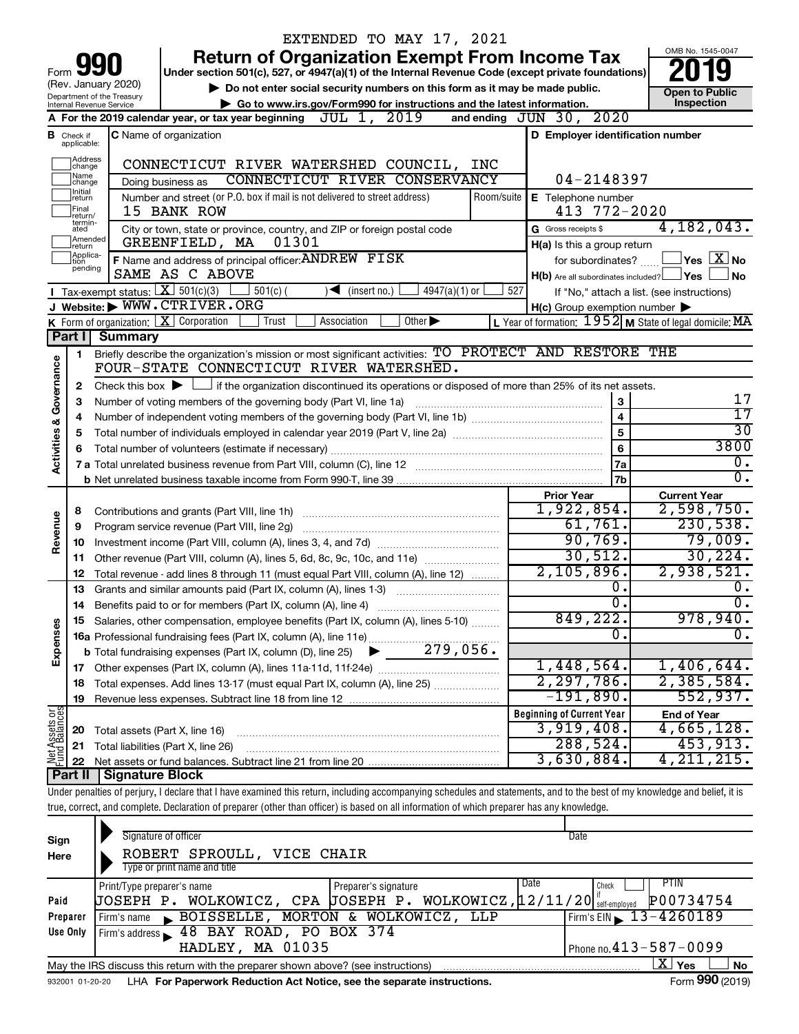EXTENDED TO MAY 17, 2021

# Form 990 Return of Organization Exempt From Income Tax

Form **990** (Rev. January 2020)

Department of the Treasury
Internal Revenue Service

**Under section 501(c), 527, or 4947(a)(1) of the Internal Revenue Code (except private foundations)**

▶ **Do not enter social security numbers on this form as it may be made public.**

▶ **Go to www.irs.gov/Form990 for instructions and the latest information.**

OMB No. 1545-0047

**2019**

**Open to Public Inspection**

**A** For the 2019 calendar year, or tax year beginning JUL 1, 2019 and ending JUN 30, 2020

**B** Check if applicable: Address change, Name change, Initial return, Final return/terminated, Amended return, Application pending

**C** Name of organization: CONNECTICUT RIVER WATERSHED COUNCIL, INC

Doing business as: CONNECTICUT RIVER CONSERVANCY

Number and street (or P.O. box if mail is not delivered to street address): 15 BANK ROW | Room/suite

City or town, state or province, country, and ZIP or foreign postal code: GREENFIELD, MA 01301

**F** Name and address of principal officer: ANDREW FISK, SAME AS C ABOVE

**D** Employer identification number: 04-2148397

**E** Telephone number: 413 772-2020

**G** Gross receipts $ 4,182,043.

**H(a)** Is this a group return for subordinates? ☐ Yes ☒ No

**H(b)** Are all subordinates included? ☐ Yes ☐ No
If "No," attach a list. (see instructions)

**H(c)** Group exemption number ▶

**I** Tax-exempt status: ☒ 501(c)(3) ☐ 501(c) ( ) ◀ (insert no.) ☐ 4947(a)(1) or ☐ 527

**J** Website: ▶ WWW.CTRIVER.ORG

**K** Form of organization: ☒ Corporation ☐ Trust ☐ Association ☐ Other ▶

**L** Year of formation: 1952 **M** State of legal domicile: MA

## Part I Summary

**Activities & Governance**

1 Briefly describe the organization's mission or most significant activities: TO PROTECT AND RESTORE THE FOUR-STATE CONNECTICUT RIVER WATERSHED.

2 Check this box ▶ ☐ if the organization discontinued its operations or disposed of more than 25% of its net assets.

| | | Line | Value |
|---|---|---|---|
| 3 | Number of voting members of the governing body (Part VI, line 1a) | 3 | 17 |
| 4 | Number of independent voting members of the governing body (Part VI, line 1b) | 4 | 17 |
| 5 | Total number of individuals employed in calendar year 2019 (Part V, line 2a) | 5 | 30 |
| 6 | Total number of volunteers (estimate if necessary) | 6 | 3800 |
| 7a | Total unrelated business revenue from Part VIII, column (C), line 12 | 7a | 0. |
| b | Net unrelated business taxable income from Form 990-T, line 39 | 7b | 0. |

| | | Prior Year | Current Year |
|---|---|---|---|
| **Revenue** | | | |
| 8 | Contributions and grants (Part VIII, line 1h) | 1,922,854. | 2,598,750. |
| 9 | Program service revenue (Part VIII, line 2g) | 61,761. | 230,538. |
| 10 | Investment income (Part VIII, column (A), lines 3, 4, and 7d) | 90,769. | 79,009. |
| 11 | Other revenue (Part VIII, column (A), lines 5, 6d, 8c, 9c, 10c, and 11e) | 30,512. | 30,224. |
| 12 | Total revenue - add lines 8 through 11 (must equal Part VIII, column (A), line 12) | 2,105,896. | 2,938,521. |
| **Expenses** | | | |
| 13 | Grants and similar amounts paid (Part IX, column (A), lines 1-3) | 0. | 0. |
| 14 | Benefits paid to or for members (Part IX, column (A), line 4) | 0. | 0. |
| 15 | Salaries, other compensation, employee benefits (Part IX, column (A), lines 5-10) | 849,222. | 978,940. |
| 16a | Professional fundraising fees (Part IX, column (A), line 11e) | 0. | 0. |
| b | Total fundraising expenses (Part IX, column (D), line 25) ▶ 279,056. | | |
| 17 | Other expenses (Part IX, column (A), lines 11a-11d, 11f-24e) | 1,448,564. | 1,406,644. |
| 18 | Total expenses. Add lines 13-17 (must equal Part IX, column (A), line 25) | 2,297,786. | 2,385,584. |
| 19 | Revenue less expenses. Subtract line 18 from line 12 | -191,890. | 552,937. |

| **Net Assets or Fund Balances** | | Beginning of Current Year | End of Year |
|---|---|---|---|
| 20 | Total assets (Part X, line 16) | 3,919,408. | 4,665,128. |
| 21 | Total liabilities (Part X, line 26) | 288,524. | 453,913. |
| 22 | Net assets or fund balances. Subtract line 21 from line 20 | 3,630,884. | 4,211,215. |

## Part II Signature Block

Under penalties of perjury, I declare that I have examined this return, including accompanying schedules and statements, and to the best of my knowledge and belief, it is true, correct, and complete. Declaration of preparer (other than officer) is based on all information of which preparer has any knowledge.

**Sign Here**

Signature of officer | Date

ROBERT SPROULL, VICE CHAIR
Type or print name and title

**Paid Preparer Use Only**

| Print/Type preparer's name | Preparer's signature | Date | Check if self-employed | PTIN |
|---|---|---|---|---|
| JOSEPH P. WOLKOWICZ, CPA | JOSEPH P. WOLKOWICZ, | 12/11/20 | | P00734754 |

Firm's name ▶ BOISSELLE, MORTON & WOLKOWICZ, LLP | Firm's EIN ▶ 13-4260189

Firm's address ▶ 48 BAY ROAD, PO BOX 374, HADLEY, MA 01035 | Phone no. 413-587-0099

May the IRS discuss this return with the preparer shown above? (see instructions) ☒ Yes ☐ No

932001 01-20-20 LHA For Paperwork Reduction Act Notice, see the separate instructions. Form **990** (2019)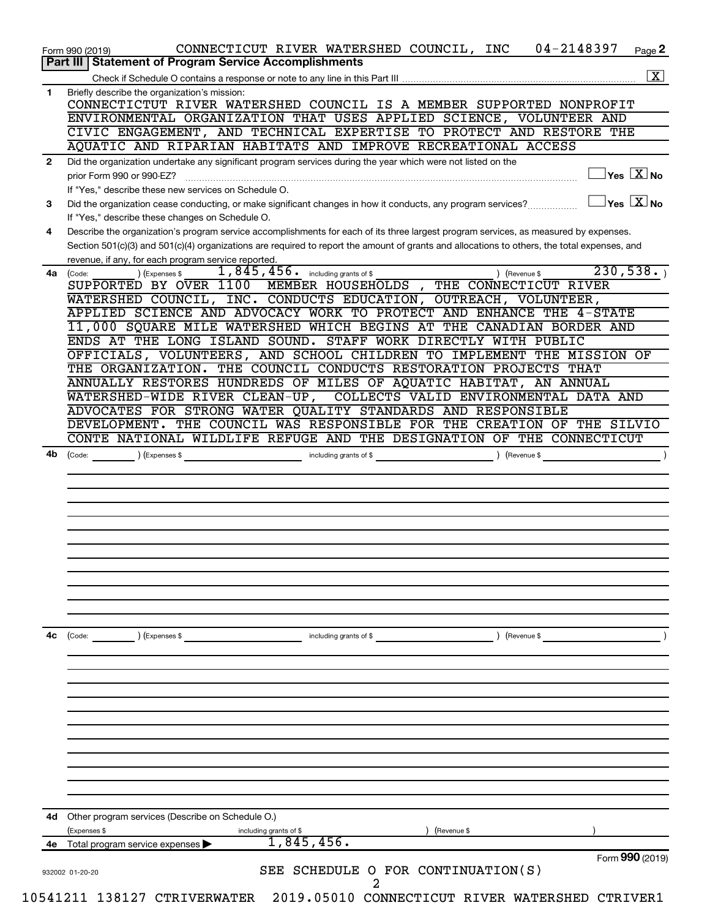Form 990 (2019) CONNECTICUT RIVER WATERSHED COUNCIL, INC 04-2148397 Page **2**

## Part III | Statement of Program Service Accomplishments

Check if Schedule O contains a response or note to any line in this Part III .......... [X]

**1** Briefly describe the organization's mission:

CONNECTICTUT RIVER WATERSHED COUNCIL IS A MEMBER SUPPORTED NONPROFIT ENVIRONMENTAL ORGANIZATION THAT USES APPLIED SCIENCE, VOLUNTEER AND CIVIC ENGAGEMENT, AND TECHNICAL EXPERTISE TO PROTECT AND RESTORE THE AQUATIC AND RIPARIAN HABITATS AND IMPROVE RECREATIONAL ACCESS

**2** Did the organization undertake any significant program services during the year which were not listed on the prior Form 990 or 990-EZ? ..... [ ] Yes [X] No

If "Yes," describe these new services on Schedule O.

**3** Did the organization cease conducting, or make significant changes in how it conducts, any program services? ..... [ ] Yes [X] No

If "Yes," describe these changes on Schedule O.

**4** Describe the organization's program service accomplishments for each of its three largest program services, as measured by expenses. Section 501(c)(3) and 501(c)(4) organizations are required to report the amount of grants and allocations to others, the total expenses, and revenue, if any, for each program service reported.

**4a** (Code: ) (Expenses $ 1,845,456. including grants of $ ) (Revenue $ 230,538. )

SUPPORTED BY OVER 1100 MEMBER HOUSEHOLDS , THE CONNECTICUT RIVER WATERSHED COUNCIL, INC. CONDUCTS EDUCATION, OUTREACH, VOLUNTEER, APPLIED SCIENCE AND ADVOCACY WORK TO PROTECT AND ENHANCE THE 4-STATE 11,000 SQUARE MILE WATERSHED WHICH BEGINS AT THE CANADIAN BORDER AND ENDS AT THE LONG ISLAND SOUND. STAFF WORK DIRECTLY WITH PUBLIC OFFICIALS, VOLUNTEERS, AND SCHOOL CHILDREN TO IMPLEMENT THE MISSION OF THE ORGANIZATION. THE COUNCIL CONDUCTS RESTORATION PROJECTS THAT ANNUALLY RESTORES HUNDREDS OF MILES OF AQUATIC HABITAT, AN ANNUAL WATERSHED-WIDE RIVER CLEAN-UP, COLLECTS VALID ENVIRONMENTAL DATA AND ADVOCATES FOR STRONG WATER QUALITY STANDARDS AND RESPONSIBLE DEVELOPMENT. THE COUNCIL WAS RESPONSIBLE FOR THE CREATION OF THE SILVIO CONTE NATIONAL WILDLIFE REFUGE AND THE DESIGNATION OF THE CONNECTICUT

**4b** (Code: ) (Expenses $ including grants of $ ) (Revenue $ )

**4c** (Code: ) (Expenses $ including grants of $ ) (Revenue $ )

**4d** Other program services (Describe on Schedule O.)

(Expenses $ including grants of $ ) (Revenue $ )

**4e** Total program service expenses ▶ 1,845,456.

Form **990** (2019)

932002 01-20-20

SEE SCHEDULE O FOR CONTINUATION(S)

10541211 138127 CTRIVERWATER 2019.05010 CONNECTICUT RIVER WATERSHED CTRIVER1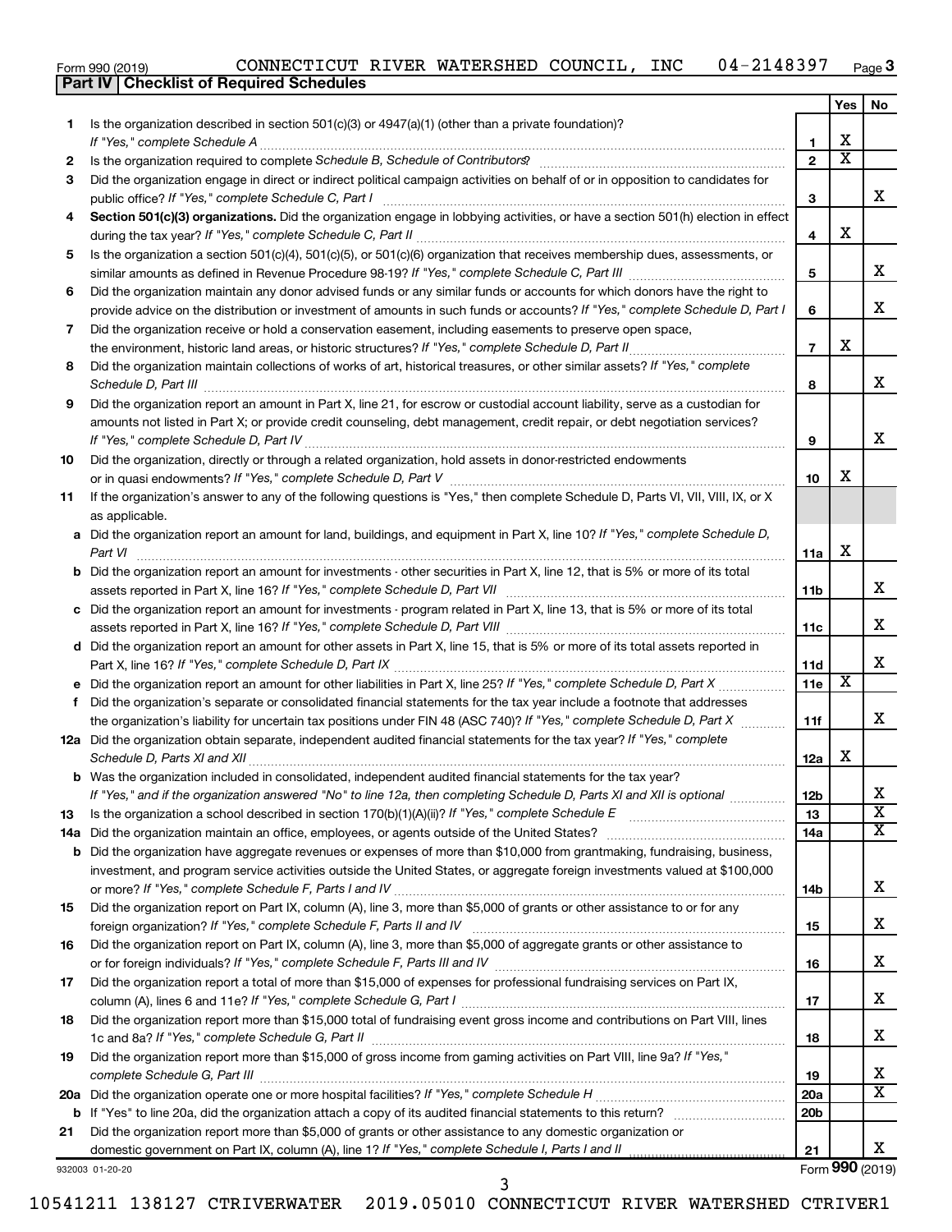Form 990 (2019) CONNECTICUT RIVER WATERSHED COUNCIL, INC 04-2148397

## Part IV Checklist of Required Schedules

| | | | Yes | No |
|---|---|---|---|---|
| 1 | Is the organization described in section 501(c)(3) or 4947(a)(1) (other than a private foundation)? *If "Yes," complete Schedule A* | 1 | X | |
| 2 | Is the organization required to complete *Schedule B, Schedule of Contributors*? | 2 | X | |
| 3 | Did the organization engage in direct or indirect political campaign activities on behalf of or in opposition to candidates for public office? *If "Yes," complete Schedule C, Part I* | 3 | | X |
| 4 | **Section 501(c)(3) organizations.** Did the organization engage in lobbying activities, or have a section 501(h) election in effect during the tax year? *If "Yes," complete Schedule C, Part II* | 4 | X | |
| 5 | Is the organization a section 501(c)(4), 501(c)(5), or 501(c)(6) organization that receives membership dues, assessments, or similar amounts as defined in Revenue Procedure 98-19? *If "Yes," complete Schedule C, Part III* | 5 | | X |
| 6 | Did the organization maintain any donor advised funds or any similar funds or accounts for which donors have the right to provide advice on the distribution or investment of amounts in such funds or accounts? *If "Yes," complete Schedule D, Part I* | 6 | | X |
| 7 | Did the organization receive or hold a conservation easement, including easements to preserve open space, the environment, historic land areas, or historic structures? *If "Yes," complete Schedule D, Part II* | 7 | X | |
| 8 | Did the organization maintain collections of works of art, historical treasures, or other similar assets? *If "Yes," complete Schedule D, Part III* | 8 | | X |
| 9 | Did the organization report an amount in Part X, line 21, for escrow or custodial account liability, serve as a custodian for amounts not listed in Part X; or provide credit counseling, debt management, credit repair, or debt negotiation services? *If "Yes," complete Schedule D, Part IV* | 9 | | X |
| 10 | Did the organization, directly or through a related organization, hold assets in donor-restricted endowments or in quasi endowments? *If "Yes," complete Schedule D, Part V* | 10 | X | |
| 11 | If the organization's answer to any of the following questions is "Yes," then complete Schedule D, Parts VI, VII, VIII, IX, or X as applicable. | | | |
| a | Did the organization report an amount for land, buildings, and equipment in Part X, line 10? *If "Yes," complete Schedule D, Part VI* | 11a | X | |
| b | Did the organization report an amount for investments - other securities in Part X, line 12, that is 5% or more of its total assets reported in Part X, line 16? *If "Yes," complete Schedule D, Part VII* | 11b | | X |
| c | Did the organization report an amount for investments - program related in Part X, line 13, that is 5% or more of its total assets reported in Part X, line 16? *If "Yes," complete Schedule D, Part VIII* | 11c | | X |
| d | Did the organization report an amount for other assets in Part X, line 15, that is 5% or more of its total assets reported in Part X, line 16? *If "Yes," complete Schedule D, Part IX* | 11d | | X |
| e | Did the organization report an amount for other liabilities in Part X, line 25? *If "Yes," complete Schedule D, Part X* | 11e | X | |
| f | Did the organization's separate or consolidated financial statements for the tax year include a footnote that addresses the organization's liability for uncertain tax positions under FIN 48 (ASC 740)? *If "Yes," complete Schedule D, Part X* | 11f | | X |
| 12a | Did the organization obtain separate, independent audited financial statements for the tax year? *If "Yes," complete Schedule D, Parts XI and XII* | 12a | X | |
| b | Was the organization included in consolidated, independent audited financial statements for the tax year? *If "Yes," and if the organization answered "No" to line 12a, then completing Schedule D, Parts XI and XII is optional* | 12b | | X |
| 13 | Is the organization a school described in section 170(b)(1)(A)(ii)? *If "Yes," complete Schedule E* | 13 | | X |
| 14a | Did the organization maintain an office, employees, or agents outside of the United States? | 14a | | X |
| b | Did the organization have aggregate revenues or expenses of more than $10,000 from grantmaking, fundraising, business, investment, and program service activities outside the United States, or aggregate foreign investments valued at $100,000 or more? *If "Yes," complete Schedule F, Parts I and IV* | 14b | | X |
| 15 | Did the organization report on Part IX, column (A), line 3, more than $5,000 of grants or other assistance to or for any foreign organization? *If "Yes," complete Schedule F, Parts II and IV* | 15 | | X |
| 16 | Did the organization report on Part IX, column (A), line 3, more than $5,000 of aggregate grants or other assistance to or for foreign individuals? *If "Yes," complete Schedule F, Parts III and IV* | 16 | | X |
| 17 | Did the organization report a total of more than $15,000 of expenses for professional fundraising services on Part IX, column (A), lines 6 and 11e? *If "Yes," complete Schedule G, Part I* | 17 | | X |
| 18 | Did the organization report more than $15,000 total of fundraising event gross income and contributions on Part VIII, lines 1c and 8a? *If "Yes," complete Schedule G, Part II* | 18 | | X |
| 19 | Did the organization report more than $15,000 of gross income from gaming activities on Part VIII, line 9a? *If "Yes," complete Schedule G, Part III* | 19 | | X |
| 20a | Did the organization operate one or more hospital facilities? *If "Yes," complete Schedule H* | 20a | | X |
| b | If "Yes" to line 20a, did the organization attach a copy of its audited financial statements to this return? | 20b | | |
| 21 | Did the organization report more than $5,000 of grants or other assistance to any domestic organization or domestic government on Part IX, column (A), line 1? *If "Yes," complete Schedule I, Parts I and II* | 21 | | X |

932003 01-20-20

Form **990** (2019)

10541211 138127 CTRIVERWATER 2019.05010 CONNECTICUT RIVER WATERSHED CTRIVER1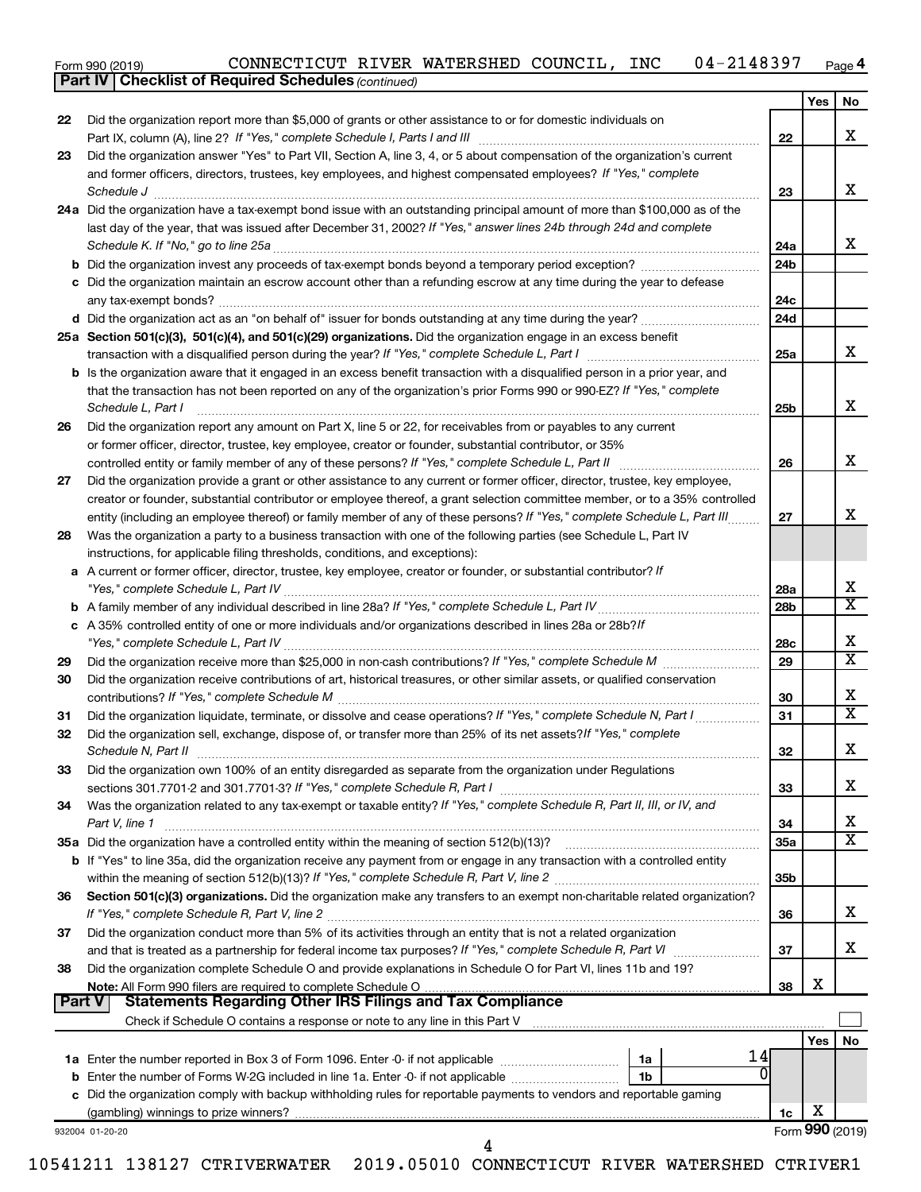Form 990 (2019) CONNECTICUT RIVER WATERSHED COUNCIL, INC 04-2148397 Page 4

**Part IV | Checklist of Required Schedules** *(continued)*

| | | | Yes | No |
|---|---|---|---|---|
| 22 | Did the organization report more than $5,000 of grants or other assistance to or for domestic individuals on Part IX, column (A), line 2? *If "Yes," complete Schedule I, Parts I and III* | 22 | | X |
| 23 | Did the organization answer "Yes" to Part VII, Section A, line 3, 4, or 5 about compensation of the organization's current and former officers, directors, trustees, key employees, and highest compensated employees? *If "Yes," complete Schedule J* | 23 | | X |
| 24a | Did the organization have a tax-exempt bond issue with an outstanding principal amount of more than $100,000 as of the last day of the year, that was issued after December 31, 2002? *If "Yes," answer lines 24b through 24d and complete Schedule K. If "No," go to line 25a* | 24a | | X |
| b | Did the organization invest any proceeds of tax-exempt bonds beyond a temporary period exception? | 24b | | |
| c | Did the organization maintain an escrow account other than a refunding escrow at any time during the year to defease any tax-exempt bonds? | 24c | | |
| d | Did the organization act as an "on behalf of" issuer for bonds outstanding at any time during the year? | 24d | | |
| 25a | **Section 501(c)(3), 501(c)(4), and 501(c)(29) organizations.** Did the organization engage in an excess benefit transaction with a disqualified person during the year? *If "Yes," complete Schedule L, Part I* | 25a | | X |
| b | Is the organization aware that it engaged in an excess benefit transaction with a disqualified person in a prior year, and that the transaction has not been reported on any of the organization's prior Forms 990 or 990-EZ? *If "Yes," complete Schedule L, Part I* | 25b | | X |
| 26 | Did the organization report any amount on Part X, line 5 or 22, for receivables from or payables to any current or former officer, director, trustee, key employee, creator or founder, substantial contributor, or 35% controlled entity or family member of any of these persons? *If "Yes," complete Schedule L, Part II* | 26 | | X |
| 27 | Did the organization provide a grant or other assistance to any current or former officer, director, trustee, key employee, creator or founder, substantial contributor or employee thereof, a grant selection committee member, or to a 35% controlled entity (including an employee thereof) or family member of any of these persons? *If "Yes," complete Schedule L, Part III* | 27 | | X |
| 28 | Was the organization a party to a business transaction with one of the following parties (see Schedule L, Part IV instructions, for applicable filing thresholds, conditions, and exceptions): | | | |
| a | A current or former officer, director, trustee, key employee, creator or founder, or substantial contributor? *If "Yes," complete Schedule L, Part IV* | 28a | | X |
| b | A family member of any individual described in line 28a? *If "Yes," complete Schedule L, Part IV* | 28b | | X |
| c | A 35% controlled entity of one or more individuals and/or organizations described in lines 28a or 28b? *If "Yes," complete Schedule L, Part IV* | 28c | | X |
| 29 | Did the organization receive more than $25,000 in non-cash contributions? *If "Yes," complete Schedule M* | 29 | | X |
| 30 | Did the organization receive contributions of art, historical treasures, or other similar assets, or qualified conservation contributions? *If "Yes," complete Schedule M* | 30 | | X |
| 31 | Did the organization liquidate, terminate, or dissolve and cease operations? *If "Yes," complete Schedule N, Part I* | 31 | | X |
| 32 | Did the organization sell, exchange, dispose of, or transfer more than 25% of its net assets? *If "Yes," complete Schedule N, Part II* | 32 | | X |
| 33 | Did the organization own 100% of an entity disregarded as separate from the organization under Regulations sections 301.7701-2 and 301.7701-3? *If "Yes," complete Schedule R, Part I* | 33 | | X |
| 34 | Was the organization related to any tax-exempt or taxable entity? *If "Yes," complete Schedule R, Part II, III, or IV, and Part V, line 1* | 34 | | X |
| 35a | Did the organization have a controlled entity within the meaning of section 512(b)(13)? | 35a | | X |
| b | If "Yes" to line 35a, did the organization receive any payment from or engage in any transaction with a controlled entity within the meaning of section 512(b)(13)? *If "Yes," complete Schedule R, Part V, line 2* | 35b | | |
| 36 | **Section 501(c)(3) organizations.** Did the organization make any transfers to an exempt non-charitable related organization? *If "Yes," complete Schedule R, Part V, line 2* | 36 | | X |
| 37 | Did the organization conduct more than 5% of its activities through an entity that is not a related organization and that is treated as a partnership for federal income tax purposes? *If "Yes," complete Schedule R, Part VI* | 37 | | X |
| 38 | Did the organization complete Schedule O and provide explanations in Schedule O for Part VI, lines 11b and 19? **Note:** All Form 990 filers are required to complete Schedule O | 38 | X | |

**Part V | Statements Regarding Other IRS Filings and Tax Compliance**

Check if Schedule O contains a response or note to any line in this Part V

| | | | | Yes | No |
|---|---|---|---|---|---|
| 1a | Enter the number reported in Box 3 of Form 1096. Enter -0- if not applicable | 1a | 14 | | |
| b | Enter the number of Forms W-2G included in line 1a. Enter -0- if not applicable | 1b | 0 | | |
| c | Did the organization comply with backup withholding rules for reportable payments to vendors and reportable gaming (gambling) winnings to prize winners? | | 1c | X | |

932004 01-20-20

Form **990** (2019)

10541211 138127 CTRIVERWATER 2019.05010 CONNECTICUT RIVER WATERSHED CTRIVER1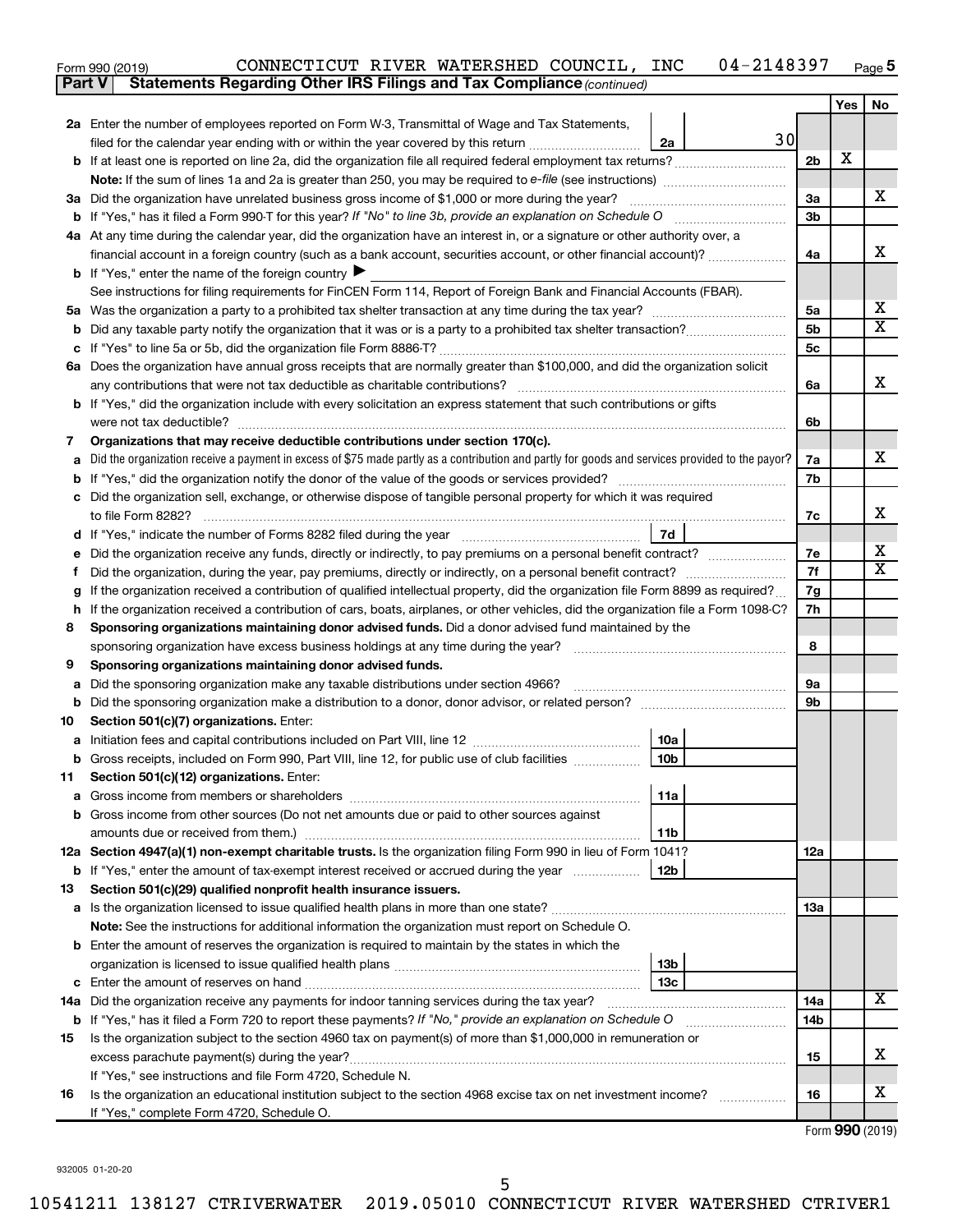Form 990 (2019) CONNECTICUT RIVER WATERSHED COUNCIL, INC 04-2148397 Page 5

**Part V Statements Regarding Other IRS Filings and Tax Compliance** *(continued)*

| | | | | Yes | No |
|---|---|---|---|---|---|
| **2a** | Enter the number of employees reported on Form W-3, Transmittal of Wage and Tax Statements, filed for the calendar year ending with or within the year covered by this return | 2a | 30 | | |
| **b** | If at least one is reported on line 2a, did the organization file all required federal employment tax returns? | | 2b | X | |
| | **Note:** If the sum of lines 1a and 2a is greater than 250, you may be required to *e-file* (see instructions) | | | | |
| **3a** | Did the organization have unrelated business gross income of $1,000 or more during the year? | | 3a | | X |
| **b** | If "Yes," has it filed a Form 990-T for this year? *If "No" to line 3b, provide an explanation on Schedule O* | | 3b | | |
| **4a** | At any time during the calendar year, did the organization have an interest in, or a signature or other authority over, a financial account in a foreign country (such as a bank account, securities account, or other financial account)? | | 4a | | X |
| **b** | If "Yes," enter the name of the foreign country ▶ | | | | |
| | See instructions for filing requirements for FinCEN Form 114, Report of Foreign Bank and Financial Accounts (FBAR). | | | | |
| **5a** | Was the organization a party to a prohibited tax shelter transaction at any time during the tax year? | | 5a | | X |
| **b** | Did any taxable party notify the organization that it was or is a party to a prohibited tax shelter transaction? | | 5b | | X |
| **c** | If "Yes" to line 5a or 5b, did the organization file Form 8886-T? | | 5c | | |
| **6a** | Does the organization have annual gross receipts that are normally greater than $100,000, and did the organization solicit any contributions that were not tax deductible as charitable contributions? | | 6a | | X |
| **b** | If "Yes," did the organization include with every solicitation an express statement that such contributions or gifts were not tax deductible? | | 6b | | |
| **7** | **Organizations that may receive deductible contributions under section 170(c).** | | | | |
| **a** | Did the organization receive a payment in excess of $75 made partly as a contribution and partly for goods and services provided to the payor? | | 7a | | X |
| **b** | If "Yes," did the organization notify the donor of the value of the goods or services provided? | | 7b | | |
| **c** | Did the organization sell, exchange, or otherwise dispose of tangible personal property for which it was required to file Form 8282? | | 7c | | X |
| **d** | If "Yes," indicate the number of Forms 8282 filed during the year | 7d | | | |
| **e** | Did the organization receive any funds, directly or indirectly, to pay premiums on a personal benefit contract? | | 7e | | X |
| **f** | Did the organization, during the year, pay premiums, directly or indirectly, on a personal benefit contract? | | 7f | | X |
| **g** | If the organization received a contribution of qualified intellectual property, did the organization file Form 8899 as required? | | 7g | | |
| **h** | If the organization received a contribution of cars, boats, airplanes, or other vehicles, did the organization file a Form 1098-C? | | 7h | | |
| **8** | **Sponsoring organizations maintaining donor advised funds.** Did a donor advised fund maintained by the sponsoring organization have excess business holdings at any time during the year? | | 8 | | |
| **9** | **Sponsoring organizations maintaining donor advised funds.** | | | | |
| **a** | Did the sponsoring organization make any taxable distributions under section 4966? | | 9a | | |
| **b** | Did the sponsoring organization make a distribution to a donor, donor advisor, or related person? | | 9b | | |
| **10** | **Section 501(c)(7) organizations.** Enter: | | | | |
| **a** | Initiation fees and capital contributions included on Part VIII, line 12 | 10a | | | |
| **b** | Gross receipts, included on Form 990, Part VIII, line 12, for public use of club facilities | 10b | | | |
| **11** | **Section 501(c)(12) organizations.** Enter: | | | | |
| **a** | Gross income from members or shareholders | 11a | | | |
| **b** | Gross income from other sources (Do not net amounts due or paid to other sources against amounts due or received from them.) | 11b | | | |
| **12a** | **Section 4947(a)(1) non-exempt charitable trusts.** Is the organization filing Form 990 in lieu of Form 1041? | | 12a | | |
| **b** | If "Yes," enter the amount of tax-exempt interest received or accrued during the year | 12b | | | |
| **13** | **Section 501(c)(29) qualified nonprofit health insurance issuers.** | | | | |
| **a** | Is the organization licensed to issue qualified health plans in more than one state? | | 13a | | |
| | **Note:** See the instructions for additional information the organization must report on Schedule O. | | | | |
| **b** | Enter the amount of reserves the organization is required to maintain by the states in which the organization is licensed to issue qualified health plans | 13b | | | |
| **c** | Enter the amount of reserves on hand | 13c | | | |
| **14a** | Did the organization receive any payments for indoor tanning services during the tax year? | | 14a | | X |
| **b** | If "Yes," has it filed a Form 720 to report these payments? *If "No," provide an explanation on Schedule O* | | 14b | | |
| **15** | Is the organization subject to the section 4960 tax on payment(s) of more than $1,000,000 in remuneration or excess parachute payment(s) during the year? | | 15 | | X |
| | If "Yes," see instructions and file Form 4720, Schedule N. | | | | |
| **16** | Is the organization an educational institution subject to the section 4968 excise tax on net investment income? | | 16 | | X |
| | If "Yes," complete Form 4720, Schedule O. | | | | |

Form **990** (2019)

932005 01-20-20

10541211 138127 CTRIVERWATER 2019.05010 CONNECTICUT RIVER WATERSHED CTRIVER1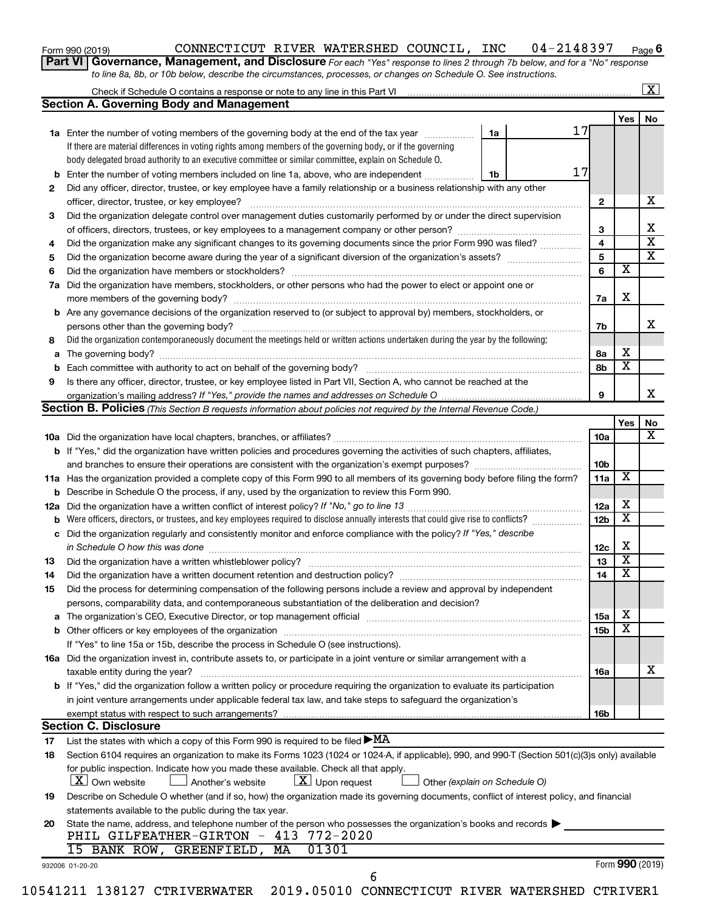Form 990 (2019) CONNECTICUT RIVER WATERSHED COUNCIL, INC 04-2148397 Page 6

**Part VI | Governance, Management, and Disclosure** *For each "Yes" response to lines 2 through 7b below, and for a "No" response to line 8a, 8b, or 10b below, describe the circumstances, processes, or changes on Schedule O. See instructions.*

Check if Schedule O contains a response or note to any line in this Part VI ..... [X]

## Section A. Governing Body and Management

| | | | Yes | No |
|---|---|---|---|---|
| **1a** | Enter the number of voting members of the governing body at the end of the tax year ..... **1a** 17<br>If there are material differences in voting rights among members of the governing body, or if the governing body delegated broad authority to an executive committee or similar committee, explain on Schedule O. | | | |
| **b** | Enter the number of voting members included on line 1a, above, who are independent ..... **1b** 17 | | | |
| **2** | Did any officer, director, trustee, or key employee have a family relationship or a business relationship with any other officer, director, trustee, or key employee? | 2 | | X |
| **3** | Did the organization delegate control over management duties customarily performed by or under the direct supervision of officers, directors, trustees, or key employees to a management company or other person? | 3 | | X |
| **4** | Did the organization make any significant changes to its governing documents since the prior Form 990 was filed? | 4 | | X |
| **5** | Did the organization become aware during the year of a significant diversion of the organization's assets? | 5 | | X |
| **6** | Did the organization have members or stockholders? | 6 | X | |
| **7a** | Did the organization have members, stockholders, or other persons who had the power to elect or appoint one or more members of the governing body? | 7a | X | |
| **b** | Are any governance decisions of the organization reserved to (or subject to approval by) members, stockholders, or persons other than the governing body? | 7b | | X |
| **8** | Did the organization contemporaneously document the meetings held or written actions undertaken during the year by the following: | | | |
| **a** | The governing body? | 8a | X | |
| **b** | Each committee with authority to act on behalf of the governing body? | 8b | X | |
| **9** | Is there any officer, director, trustee, or key employee listed in Part VII, Section A, who cannot be reached at the organization's mailing address? *If "Yes," provide the names and addresses on Schedule O* | 9 | | X |

## Section B. Policies *(This Section B requests information about policies not required by the Internal Revenue Code.)*

| | | | Yes | No |
|---|---|---|---|---|
| **10a** | Did the organization have local chapters, branches, or affiliates? | 10a | | X |
| **b** | If "Yes," did the organization have written policies and procedures governing the activities of such chapters, affiliates, and branches to ensure their operations are consistent with the organization's exempt purposes? | 10b | | |
| **11a** | Has the organization provided a complete copy of this Form 990 to all members of its governing body before filing the form? | 11a | X | |
| **b** | Describe in Schedule O the process, if any, used by the organization to review this Form 990. | | | |
| **12a** | Did the organization have a written conflict of interest policy? *If "No," go to line 13* | 12a | X | |
| **b** | Were officers, directors, or trustees, and key employees required to disclose annually interests that could give rise to conflicts? | 12b | X | |
| **c** | Did the organization regularly and consistently monitor and enforce compliance with the policy? *If "Yes," describe in Schedule O how this was done* | 12c | X | |
| **13** | Did the organization have a written whistleblower policy? | 13 | X | |
| **14** | Did the organization have a written document retention and destruction policy? | 14 | X | |
| **15** | Did the process for determining compensation of the following persons include a review and approval by independent persons, comparability data, and contemporaneous substantiation of the deliberation and decision? | | | |
| **a** | The organization's CEO, Executive Director, or top management official | 15a | X | |
| **b** | Other officers or key employees of the organization<br>If "Yes" to line 15a or 15b, describe the process in Schedule O (see instructions). | 15b | X | |
| **16a** | Did the organization invest in, contribute assets to, or participate in a joint venture or similar arrangement with a taxable entity during the year? | 16a | | X |
| **b** | If "Yes," did the organization follow a written policy or procedure requiring the organization to evaluate its participation in joint venture arrangements under applicable federal tax law, and take steps to safeguard the organization's exempt status with respect to such arrangements? | 16b | | |

## Section C. Disclosure

**17** List the states with which a copy of this Form 990 is required to be filed ▶ MA

**18** Section 6104 requires an organization to make its Forms 1023 (1024 or 1024-A, if applicable), 990, and 990-T (Section 501(c)(3)s only) available for public inspection. Indicate how you made these available. Check all that apply.

[X] Own website [ ] Another's website [X] Upon request [ ] Other *(explain on Schedule O)*

**19** Describe on Schedule O whether (and if so, how) the organization made its governing documents, conflict of interest policy, and financial statements available to the public during the tax year.

**20** State the name, address, and telephone number of the person who possesses the organization's books and records ▶

PHIL GILFEATHER-GIRTON - 413 772-2020
15 BANK ROW, GREENFIELD, MA 01301

932006 01-20-20 Form **990** (2019)

10541211 138127 CTRIVERWATER 2019.05010 CONNECTICUT RIVER WATERSHED CTRIVER1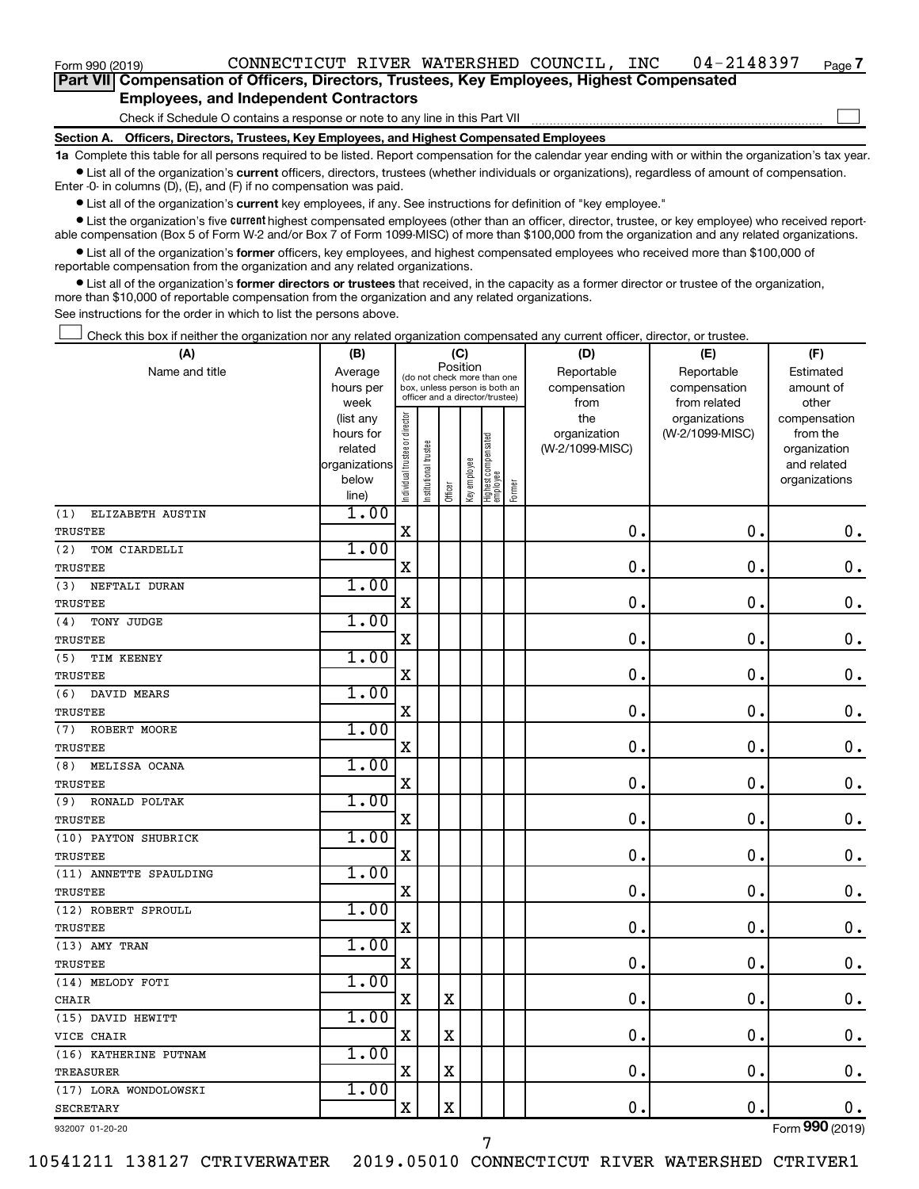Form 990 (2019) CONNECTICUT RIVER WATERSHED COUNCIL, INC 04-2148397

## Part VII Compensation of Officers, Directors, Trustees, Key Employees, Highest Compensated Employees, and Independent Contractors

Check if Schedule O contains a response or note to any line in this Part VII ☐

### Section A. Officers, Directors, Trustees, Key Employees, and Highest Compensated Employees

**1a** Complete this table for all persons required to be listed. Report compensation for the calendar year ending with or within the organization's tax year.

- List all of the organization's **current** officers, directors, trustees (whether individuals or organizations), regardless of amount of compensation. Enter -0- in columns (D), (E), and (F) if no compensation was paid.
- List all of the organization's **current** key employees, if any. See instructions for definition of "key employee."
- List the organization's five **current** highest compensated employees (other than an officer, director, trustee, or key employee) who received reportable compensation (Box 5 of Form W-2 and/or Box 7 of Form 1099-MISC) of more than $100,000 from the organization and any related organizations.
- List all of the organization's **former** officers, key employees, and highest compensated employees who received more than $100,000 of reportable compensation from the organization and any related organizations.
- List all of the organization's **former directors or trustees** that received, in the capacity as a former director or trustee of the organization, more than $10,000 of reportable compensation from the organization and any related organizations.

See instructions for the order in which to list the persons above.

☐ Check this box if neither the organization nor any related organization compensated any current officer, director, or trustee.

| (A) Name and title | (B) Average hours per week (list any hours for related organizations below line) | (C) Position: Individual trustee or director | Institutional trustee | Officer | Key employee | Highest compensated employee | Former | (D) Reportable compensation from the organization (W-2/1099-MISC) | (E) Reportable compensation from related organizations (W-2/1099-MISC) | (F) Estimated amount of other compensation from the organization and related organizations |
|---|---|---|---|---|---|---|---|---|---|---|
| (1) ELIZABETH AUSTIN<br>TRUSTEE | 1.00 | X | | | | | | 0. | 0. | 0. |
| (2) TOM CIARDELLI<br>TRUSTEE | 1.00 | X | | | | | | 0. | 0. | 0. |
| (3) NEFTALI DURAN<br>TRUSTEE | 1.00 | X | | | | | | 0. | 0. | 0. |
| (4) TONY JUDGE<br>TRUSTEE | 1.00 | X | | | | | | 0. | 0. | 0. |
| (5) TIM KEENEY<br>TRUSTEE | 1.00 | X | | | | | | 0. | 0. | 0. |
| (6) DAVID MEARS<br>TRUSTEE | 1.00 | X | | | | | | 0. | 0. | 0. |
| (7) ROBERT MOORE<br>TRUSTEE | 1.00 | X | | | | | | 0. | 0. | 0. |
| (8) MELISSA OCANA<br>TRUSTEE | 1.00 | X | | | | | | 0. | 0. | 0. |
| (9) RONALD POLTAK<br>TRUSTEE | 1.00 | X | | | | | | 0. | 0. | 0. |
| (10) PAYTON SHUBRICK<br>TRUSTEE | 1.00 | X | | | | | | 0. | 0. | 0. |
| (11) ANNETTE SPAULDING<br>TRUSTEE | 1.00 | X | | | | | | 0. | 0. | 0. |
| (12) ROBERT SPROULL<br>TRUSTEE | 1.00 | X | | | | | | 0. | 0. | 0. |
| (13) AMY TRAN<br>TRUSTEE | 1.00 | X | | | | | | 0. | 0. | 0. |
| (14) MELODY FOTI<br>CHAIR | 1.00 | X | | X | | | | 0. | 0. | 0. |
| (15) DAVID HEWITT<br>VICE CHAIR | 1.00 | X | | X | | | | 0. | 0. | 0. |
| (16) KATHERINE PUTNAM<br>TREASURER | 1.00 | X | | X | | | | 0. | 0. | 0. |
| (17) LORA WONDOLOWSKI<br>SECRETARY | 1.00 | X | | X | | | | 0. | 0. | 0. |

932007 01-20-20 Form 990 (2019)

10541211 138127 CTRIVERWATER 2019.05010 CONNECTICUT RIVER WATERSHED CTRIVER1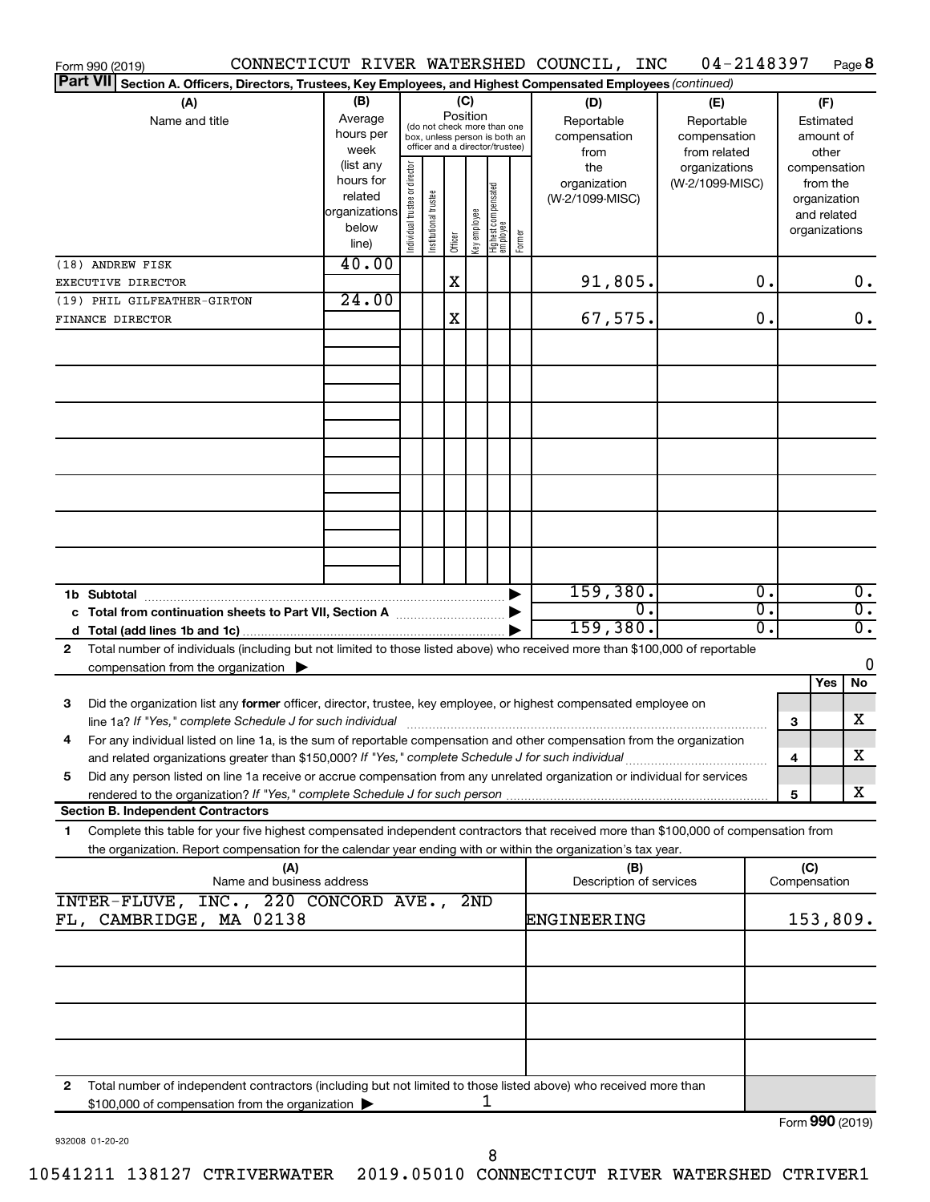Form 990 (2019) CONNECTICUT RIVER WATERSHED COUNCIL, INC 04-2148397

**Part VII Section A. Officers, Directors, Trustees, Key Employees, and Highest Compensated Employees** *(continued)*

| (A) Name and title | (B) Average hours per week (list any hours for related organizations below line) | (C) Position: Individual trustee or director | Institutional trustee | Officer | Key employee | Highest compensated employee | Former | (D) Reportable compensation from the organization (W-2/1099-MISC) | (E) Reportable compensation from related organizations (W-2/1099-MISC) | (F) Estimated amount of other compensation from the organization and related organizations |
|---|---|---|---|---|---|---|---|---|---|---|
| (18) ANDREW FISK<br>EXECUTIVE DIRECTOR | 40.00 | | | X | | | | 91,805. | 0. | 0. |
| (19) PHIL GILFEATHER-GIRTON<br>FINANCE DIRECTOR | 24.00 | | | X | | | | 67,575. | 0. | 0. |

| | | (D) | (E) | (F) |
|---|---|---|---|---|
| 1b | Subtotal | 159,380. | 0. | 0. |
| c | Total from continuation sheets to Part VII, Section A | 0. | 0. | 0. |
| d | Total (add lines 1b and 1c) | 159,380. | 0. | 0. |

2 Total number of individuals (including but not limited to those listed above) who received more than $100,000 of reportable compensation from the organization ▶ 0

| | | | Yes | No |
|---|---|---|---|---|
| 3 | Did the organization list any **former** officer, director, trustee, key employee, or highest compensated employee on line 1a? *If "Yes," complete Schedule J for such individual* | 3 | | X |
| 4 | For any individual listed on line 1a, is the sum of reportable compensation and other compensation from the organization and related organizations greater than $150,000? *If "Yes," complete Schedule J for such individual* | 4 | | X |
| 5 | Did any person listed on line 1a receive or accrue compensation from any unrelated organization or individual for services rendered to the organization? *If "Yes," complete Schedule J for such person* | 5 | | X |

**Section B. Independent Contractors**

1 Complete this table for your five highest compensated independent contractors that received more than $100,000 of compensation from the organization. Report compensation for the calendar year ending with or within the organization's tax year.

| (A) Name and business address | (B) Description of services | (C) Compensation |
|---|---|---|
| INTER-FLUVE, INC., 220 CONCORD AVE., 2ND FL, CAMBRIDGE, MA 02138 | ENGINEERING | 153,809. |

2 Total number of independent contractors (including but not limited to those listed above) who received more than $100,000 of compensation from the organization ▶ 1

Form **990** (2019)

932008 01-20-20

10541211 138127 CTRIVERWATER 2019.05010 CONNECTICUT RIVER WATERSHED CTRIVER1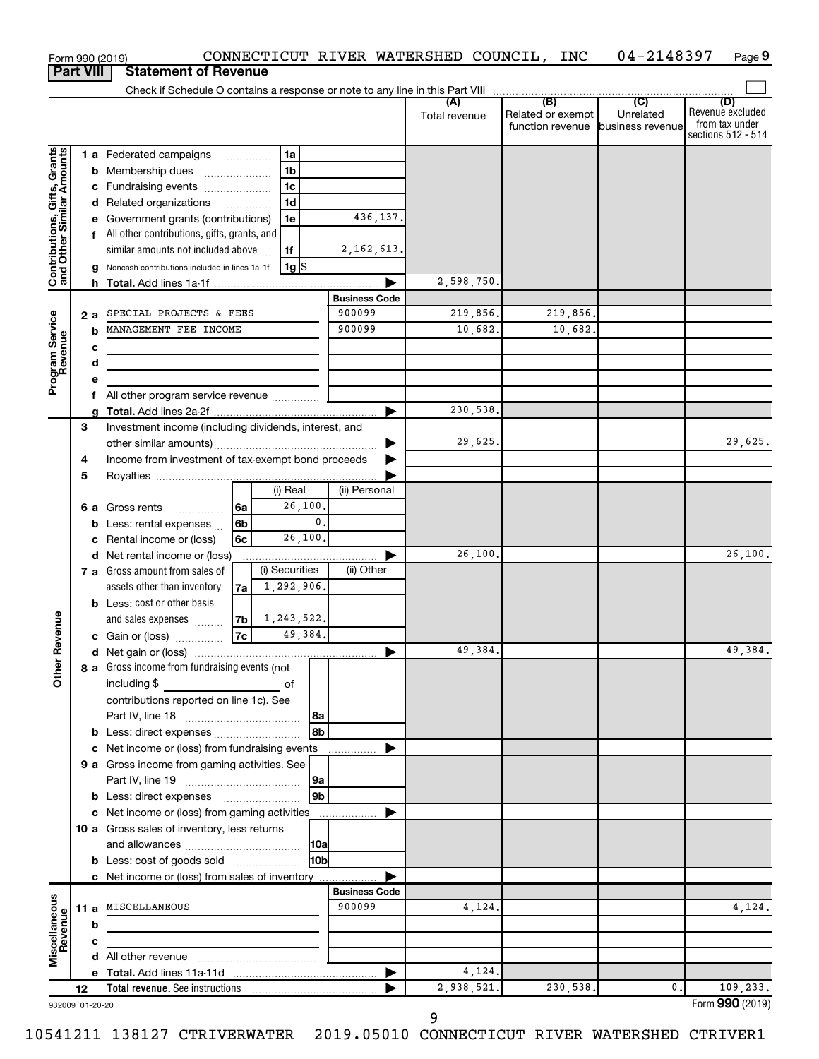Form 990 (2019) CONNECTICUT RIVER WATERSHED COUNCIL, INC 04-2148397

## Part VIII Statement of Revenue

Check if Schedule O contains a response or note to any line in this Part VIII

| | | | | (A) Total revenue | (B) Related or exempt function revenue | (C) Unrelated business revenue | (D) Revenue excluded from tax under sections 512 - 514 |
|---|---|---|---|---|---|---|---|
| **Contributions, Gifts, Grants and Other Similar Amounts** | 1 a Federated campaigns | 1a | | | | | |
| | b Membership dues | 1b | | | | | |
| | c Fundraising events | 1c | | | | | |
| | d Related organizations | 1d | | | | | |
| | e Government grants (contributions) | 1e | 436,137. | | | | |
| | f All other contributions, gifts, grants, and similar amounts not included above | 1f | 2,162,613. | | | | |
| | g Noncash contributions included in lines 1a-1f | 1g | $ | | | | |
| | h **Total.** Add lines 1a-1f | | | 2,598,750. | | | |
| **Program Service Revenue** | | | **Business Code** | | | | |
| | 2 a SPECIAL PROJECTS & FEES | | 900099 | 219,856. | 219,856. | | |
| | b MANAGEMENT FEE INCOME | | 900099 | 10,682. | 10,682. | | |
| | c | | | | | | |
| | d | | | | | | |
| | e | | | | | | |
| | f All other program service revenue | | | | | | |
| | g **Total.** Add lines 2a-2f | | | 230,538. | | | |
| **Other Revenue** | 3 Investment income (including dividends, interest, and other similar amounts) | | | 29,625. | | | 29,625. |
| | 4 Income from investment of tax-exempt bond proceeds | | | | | | |
| | 5 Royalties | | | | | | |
| | | (i) Real | (ii) Personal | | | | |
| | 6 a Gross rents 6a | 26,100. | | | | | |
| | b Less: rental expenses 6b | 0. | | | | | |
| | c Rental income or (loss) 6c | 26,100. | | | | | |
| | d Net rental income or (loss) | | | 26,100. | | | 26,100. |
| | | (i) Securities | (ii) Other | | | | |
| | 7 a Gross amount from sales of assets other than inventory 7a | 1,292,906. | | | | | |
| | b Less: cost or other basis and sales expenses 7b | 1,243,522. | | | | | |
| | c Gain or (loss) 7c | 49,384. | | | | | |
| | d Net gain or (loss) | | | 49,384. | | | 49,384. |
| | 8 a Gross income from fundraising events (not including $ of contributions reported on line 1c). See Part IV, line 18 | 8a | | | | | |
| | b Less: direct expenses | 8b | | | | | |
| | c Net income or (loss) from fundraising events | | | | | | |
| | 9 a Gross income from gaming activities. See Part IV, line 19 | 9a | | | | | |
| | b Less: direct expenses | 9b | | | | | |
| | c Net income or (loss) from gaming activities | | | | | | |
| | 10 a Gross sales of inventory, less returns and allowances | 10a | | | | | |
| | b Less: cost of goods sold | 10b | | | | | |
| | c Net income or (loss) from sales of inventory | | | | | | |
| **Miscellaneous Revenue** | | | **Business Code** | | | | |
| | 11 a MISCELLANEOUS | | 900099 | 4,124. | | | 4,124. |
| | b | | | | | | |
| | c | | | | | | |
| | d All other revenue | | | | | | |
| | e **Total.** Add lines 11a-11d | | | 4,124. | | | |
| | 12 **Total revenue.** See instructions | | | 2,938,521. | 230,538. | 0. | 109,233. |

932009 01-20-20

Form **990** (2019)

10541211 138127 CTRIVERWATER 2019.05010 CONNECTICUT RIVER WATERSHED CTRIVER1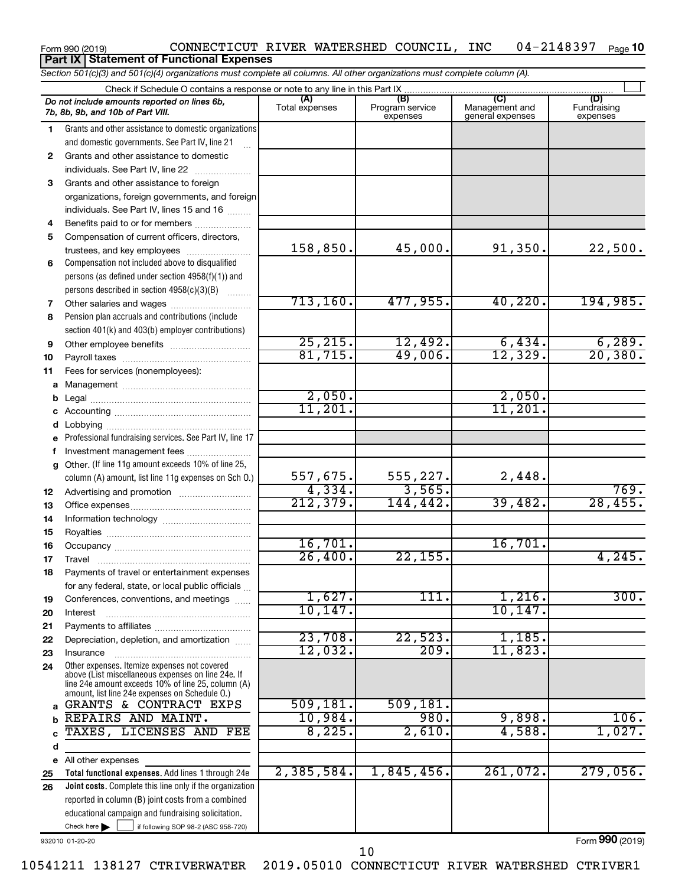Form 990 (2019) CONNECTICUT RIVER WATERSHED COUNCIL, INC 04-2148397 Page 10

**Part IX Statement of Functional Expenses**

*Section 501(c)(3) and 501(c)(4) organizations must complete all columns. All other organizations must complete column (A).*

Check if Schedule O contains a response or note to any line in this Part IX

| | *Do not include amounts reported on lines 6b, 7b, 8b, 9b, and 10b of Part VIII.* | (A) Total expenses | (B) Program service expenses | (C) Management and general expenses | (D) Fundraising expenses |
|---|---|---|---|---|---|
| 1 | Grants and other assistance to domestic organizations and domestic governments. See Part IV, line 21 | | | | |
| 2 | Grants and other assistance to domestic individuals. See Part IV, line 22 | | | | |
| 3 | Grants and other assistance to foreign organizations, foreign governments, and foreign individuals. See Part IV, lines 15 and 16 | | | | |
| 4 | Benefits paid to or for members | | | | |
| 5 | Compensation of current officers, directors, trustees, and key employees | 158,850. | 45,000. | 91,350. | 22,500. |
| 6 | Compensation not included above to disqualified persons (as defined under section 4958(f)(1)) and persons described in section 4958(c)(3)(B) | | | | |
| 7 | Other salaries and wages | 713,160. | 477,955. | 40,220. | 194,985. |
| 8 | Pension plan accruals and contributions (include section 401(k) and 403(b) employer contributions) | | | | |
| 9 | Other employee benefits | 25,215. | 12,492. | 6,434. | 6,289. |
| 10 | Payroll taxes | 81,715. | 49,006. | 12,329. | 20,380. |
| 11 | Fees for services (nonemployees): | | | | |
| a | Management | | | | |
| b | Legal | 2,050. | | 2,050. | |
| c | Accounting | 11,201. | | 11,201. | |
| d | Lobbying | | | | |
| e | Professional fundraising services. See Part IV, line 17 | | | | |
| f | Investment management fees | | | | |
| g | Other. (If line 11g amount exceeds 10% of line 25, column (A) amount, list line 11g expenses on Sch O.) | 557,675. | 555,227. | 2,448. | |
| 12 | Advertising and promotion | 4,334. | 3,565. | | 769. |
| 13 | Office expenses | 212,379. | 144,442. | 39,482. | 28,455. |
| 14 | Information technology | | | | |
| 15 | Royalties | | | | |
| 16 | Occupancy | 16,701. | | 16,701. | |
| 17 | Travel | 26,400. | 22,155. | | 4,245. |
| 18 | Payments of travel or entertainment expenses for any federal, state, or local public officials | | | | |
| 19 | Conferences, conventions, and meetings | 1,627. | 111. | 1,216. | 300. |
| 20 | Interest | 10,147. | | 10,147. | |
| 21 | Payments to affiliates | | | | |
| 22 | Depreciation, depletion, and amortization | 23,708. | 22,523. | 1,185. | |
| 23 | Insurance | 12,032. | 209. | 11,823. | |
| 24 | Other expenses. Itemize expenses not covered above (List miscellaneous expenses on line 24e. If line 24e amount exceeds 10% of line 25, column (A) amount, list line 24e expenses on Schedule O.) | | | | |
| a | GRANTS & CONTRACT EXPS | 509,181. | 509,181. | | |
| b | REPAIRS AND MAINT. | 10,984. | 980. | 9,898. | 106. |
| c | TAXES, LICENSES AND FEE | 8,225. | 2,610. | 4,588. | 1,027. |
| d | | | | | |
| e | All other expenses | | | | |
| 25 | **Total functional expenses.** Add lines 1 through 24e | 2,385,584. | 1,845,456. | 261,072. | 279,056. |
| 26 | **Joint costs.** Complete this line only if the organization reported in column (B) joint costs from a combined educational campaign and fundraising solicitation. Check here ☐ if following SOP 98-2 (ASC 958-720) | | | | |

932010 01-20-20

Form **990** (2019)

10541211 138127 CTRIVERWATER 2019.05010 CONNECTICUT RIVER WATERSHED CTRIVER1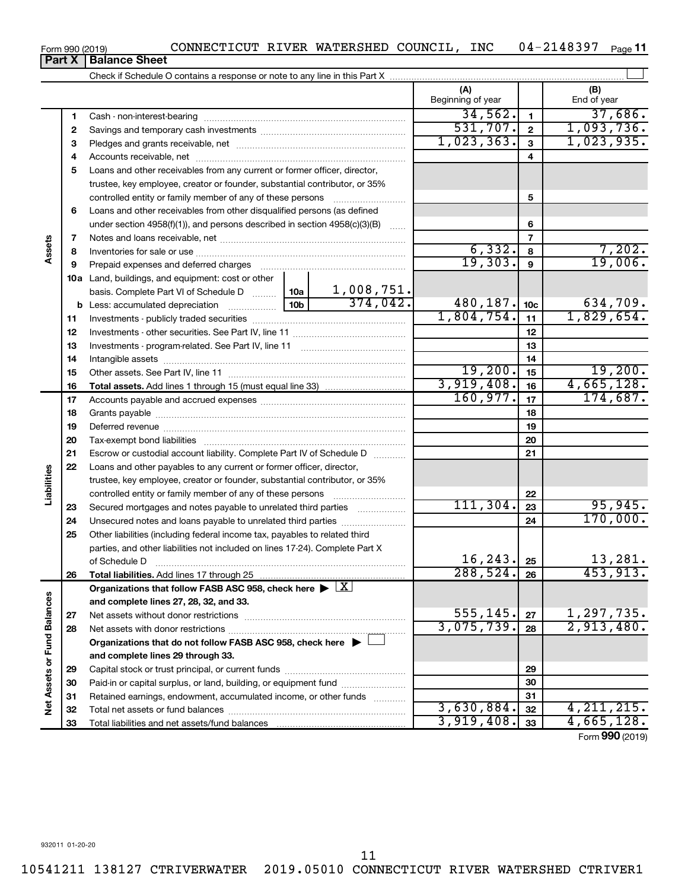Form 990 (2019) CONNECTICUT RIVER WATERSHED COUNCIL, INC 04-2148397

## Part X Balance Sheet

Check if Schedule O contains a response or note to any line in this Part X

| | | | | (A) Beginning of year | | (B) End of year |
|---|---|---|---|---|---|---|
| **Assets** | 1 | Cash - non-interest-bearing | | 34,562. | 1 | 37,686. |
| | 2 | Savings and temporary cash investments | | 531,707. | 2 | 1,093,736. |
| | 3 | Pledges and grants receivable, net | | 1,023,363. | 3 | 1,023,935. |
| | 4 | Accounts receivable, net | | | 4 | |
| | 5 | Loans and other receivables from any current or former officer, director, trustee, key employee, creator or founder, substantial contributor, or 35% controlled entity or family member of any of these persons | | | 5 | |
| | 6 | Loans and other receivables from other disqualified persons (as defined under section 4958(f)(1)), and persons described in section 4958(c)(3)(B) | | | 6 | |
| | 7 | Notes and loans receivable, net | | | 7 | |
| | 8 | Inventories for sale or use | | 6,332. | 8 | 7,202. |
| | 9 | Prepaid expenses and deferred charges | | 19,303. | 9 | 19,006. |
| | 10a | Land, buildings, and equipment: cost or other basis. Complete Part VI of Schedule D | 10a 1,008,751. | | | |
| | b | Less: accumulated depreciation | 10b 374,042. | 480,187. | 10c | 634,709. |
| | 11 | Investments - publicly traded securities | | 1,804,754. | 11 | 1,829,654. |
| | 12 | Investments - other securities. See Part IV, line 11 | | | 12 | |
| | 13 | Investments - program-related. See Part IV, line 11 | | | 13 | |
| | 14 | Intangible assets | | | 14 | |
| | 15 | Other assets. See Part IV, line 11 | | 19,200. | 15 | 19,200. |
| | 16 | **Total assets.** Add lines 1 through 15 (must equal line 33) | | 3,919,408. | 16 | 4,665,128. |
| **Liabilities** | 17 | Accounts payable and accrued expenses | | 160,977. | 17 | 174,687. |
| | 18 | Grants payable | | | 18 | |
| | 19 | Deferred revenue | | | 19 | |
| | 20 | Tax-exempt bond liabilities | | | 20 | |
| | 21 | Escrow or custodial account liability. Complete Part IV of Schedule D | | | 21 | |
| | 22 | Loans and other payables to any current or former officer, director, trustee, key employee, creator or founder, substantial contributor, or 35% controlled entity or family member of any of these persons | | | 22 | |
| | 23 | Secured mortgages and notes payable to unrelated third parties | | 111,304. | 23 | 95,945. |
| | 24 | Unsecured notes and loans payable to unrelated third parties | | | 24 | 170,000. |
| | 25 | Other liabilities (including federal income tax, payables to related third parties, and other liabilities not included on lines 17-24). Complete Part X of Schedule D | | 16,243. | 25 | 13,281. |
| | 26 | **Total liabilities.** Add lines 17 through 25 | | 288,524. | 26 | 453,913. |
| **Net Assets or Fund Balances** | | **Organizations that follow FASB ASC 958, check here** ▶ [X] **and complete lines 27, 28, 32, and 33.** | | | | |
| | 27 | Net assets without donor restrictions | | 555,145. | 27 | 1,297,735. |
| | 28 | Net assets with donor restrictions | | 3,075,739. | 28 | 2,913,480. |
| | | **Organizations that do not follow FASB ASC 958, check here** ▶ [ ] **and complete lines 29 through 33.** | | | | |
| | 29 | Capital stock or trust principal, or current funds | | | 29 | |
| | 30 | Paid-in or capital surplus, or land, building, or equipment fund | | | 30 | |
| | 31 | Retained earnings, endowment, accumulated income, or other funds | | | 31 | |
| | 32 | Total net assets or fund balances | | 3,630,884. | 32 | 4,211,215. |
| | 33 | Total liabilities and net assets/fund balances | | 3,919,408. | 33 | 4,665,128. |

Form **990** (2019)

932011 01-20-20

10541211 138127 CTRIVERWATER 2019.05010 CONNECTICUT RIVER WATERSHED CTRIVER1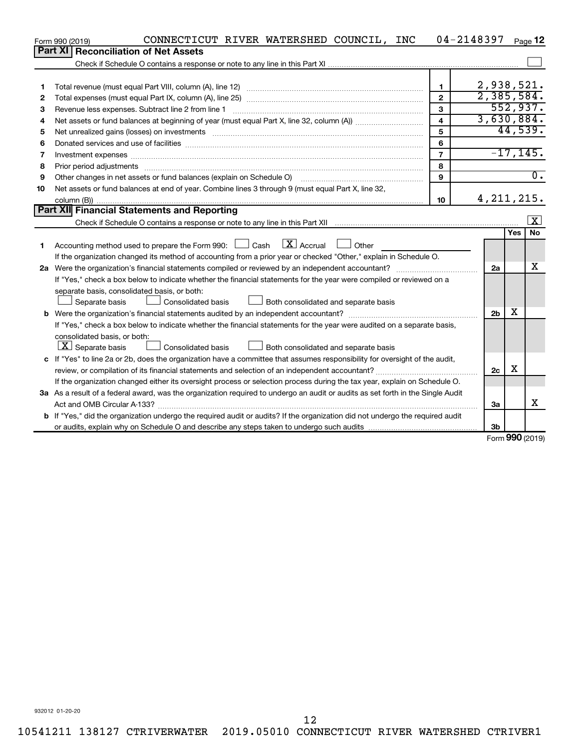Form 990 (2019) CONNECTICUT RIVER WATERSHED COUNCIL, INC 04-2148397 Page 12

## Part XI Reconciliation of Net Assets

Check if Schedule O contains a response or note to any line in this Part XI ☐

| | | | |
|---|---|---|---|
| 1 | Total revenue (must equal Part VIII, column (A), line 12) | 1 | 2,938,521. |
| 2 | Total expenses (must equal Part IX, column (A), line 25) | 2 | 2,385,584. |
| 3 | Revenue less expenses. Subtract line 2 from line 1 | 3 | 552,937. |
| 4 | Net assets or fund balances at beginning of year (must equal Part X, line 32, column (A)) | 4 | 3,630,884. |
| 5 | Net unrealized gains (losses) on investments | 5 | 44,539. |
| 6 | Donated services and use of facilities | 6 | |
| 7 | Investment expenses | 7 | -17,145. |
| 8 | Prior period adjustments | 8 | |
| 9 | Other changes in net assets or fund balances (explain on Schedule O) | 9 | 0. |
| 10 | Net assets or fund balances at end of year. Combine lines 3 through 9 (must equal Part X, line 32, column (B)) | 10 | 4,211,215. |

## Part XII Financial Statements and Reporting

Check if Schedule O contains a response or note to any line in this Part XII ☒

| | | | Yes | No |
|---|---|---|---|---|
| 1 | Accounting method used to prepare the Form 990: ☐ Cash ☒ Accrual ☐ Other<br>If the organization changed its method of accounting from a prior year or checked "Other," explain in Schedule O. | | | |
| 2a | Were the organization's financial statements compiled or reviewed by an independent accountant?<br>If "Yes," check a box below to indicate whether the financial statements for the year were compiled or reviewed on a separate basis, consolidated basis, or both:<br>☐ Separate basis ☐ Consolidated basis ☐ Both consolidated and separate basis | 2a | | X |
| b | Were the organization's financial statements audited by an independent accountant?<br>If "Yes," check a box below to indicate whether the financial statements for the year were audited on a separate basis, consolidated basis, or both:<br>☒ Separate basis ☐ Consolidated basis ☐ Both consolidated and separate basis | 2b | X | |
| c | If "Yes" to line 2a or 2b, does the organization have a committee that assumes responsibility for oversight of the audit, review, or compilation of its financial statements and selection of an independent accountant?<br>If the organization changed either its oversight process or selection process during the tax year, explain on Schedule O. | 2c | X | |
| 3a | As a result of a federal award, was the organization required to undergo an audit or audits as set forth in the Single Audit Act and OMB Circular A-133? | 3a | | X |
| b | If "Yes," did the organization undergo the required audit or audits? If the organization did not undergo the required audit or audits, explain why on Schedule O and describe any steps taken to undergo such audits | 3b | | |

Form 990 (2019)

932012 01-20-20

10541211 138127 CTRIVERWATER 2019.05010 CONNECTICUT RIVER WATERSHED CTRIVER1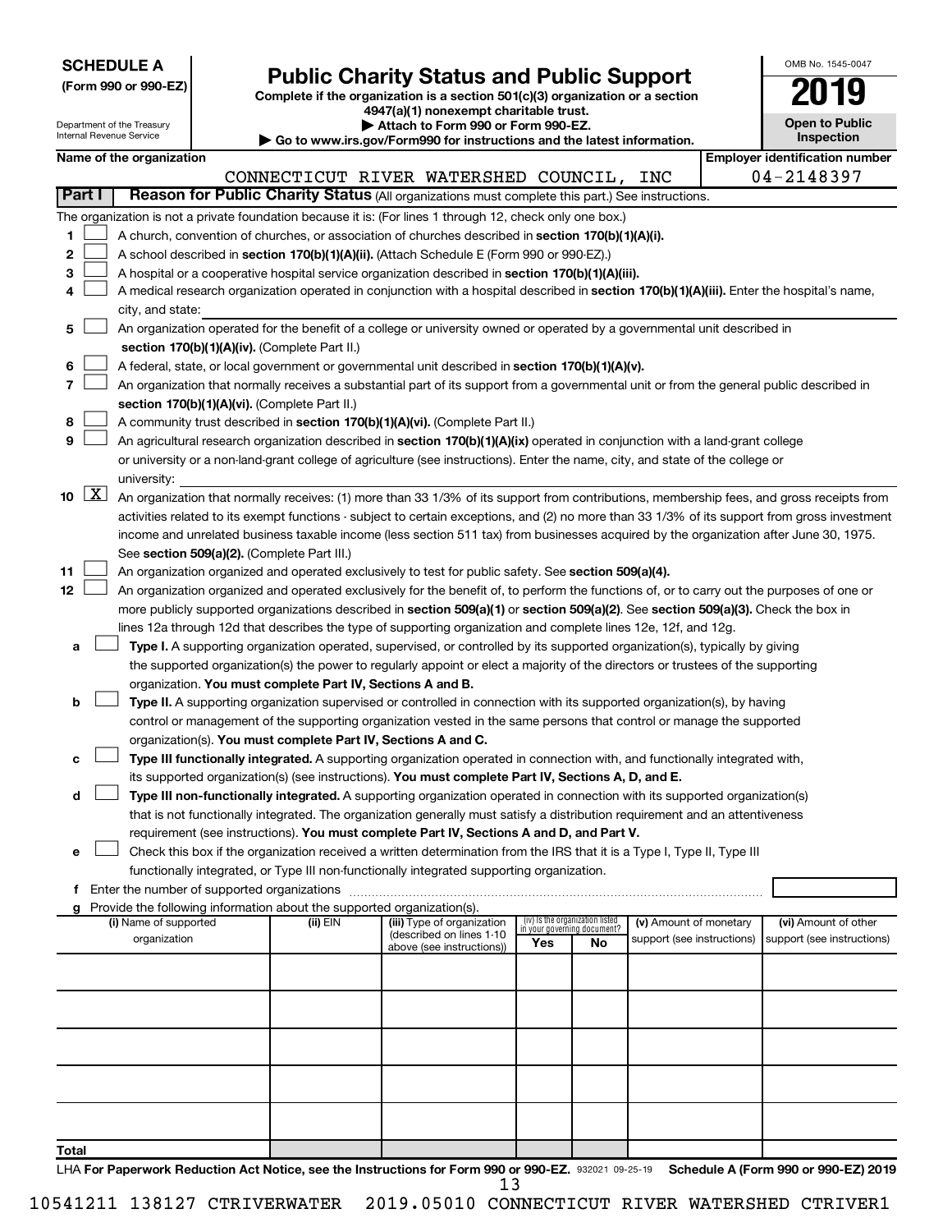**SCHEDULE A**
**(Form 990 or 990-EZ)**

Department of the Treasury
Internal Revenue Service

# Public Charity Status and Public Support

**Complete if the organization is a section 501(c)(3) organization or a section 4947(a)(1) nonexempt charitable trust.**
**▶ Attach to Form 990 or Form 990-EZ.**
**▶ Go to www.irs.gov/Form990 for instructions and the latest information.**

OMB No. 1545-0047

**2019**

**Open to Public Inspection**

**Name of the organization**
CONNECTICUT RIVER WATERSHED COUNCIL, INC

**Employer identification number**
04-2148397

**Part I** **Reason for Public Charity Status** (All organizations must complete this part.) See instructions.

The organization is not a private foundation because it is: (For lines 1 through 12, check only one box.)

1. ☐ A church, convention of churches, or association of churches described in **section 170(b)(1)(A)(i).**
2. ☐ A school described in **section 170(b)(1)(A)(ii).** (Attach Schedule E (Form 990 or 990-EZ).)
3. ☐ A hospital or a cooperative hospital service organization described in **section 170(b)(1)(A)(iii).**
4. ☐ A medical research organization operated in conjunction with a hospital described in **section 170(b)(1)(A)(iii).** Enter the hospital's name, city, and state:
5. ☐ An organization operated for the benefit of a college or university owned or operated by a governmental unit described in **section 170(b)(1)(A)(iv).** (Complete Part II.)
6. ☐ A federal, state, or local government or governmental unit described in **section 170(b)(1)(A)(v).**
7. ☐ An organization that normally receives a substantial part of its support from a governmental unit or from the general public described in **section 170(b)(1)(A)(vi).** (Complete Part II.)
8. ☐ A community trust described in **section 170(b)(1)(A)(vi).** (Complete Part II.)
9. ☐ An agricultural research organization described in **section 170(b)(1)(A)(ix)** operated in conjunction with a land-grant college or university or a non-land-grant college of agriculture (see instructions). Enter the name, city, and state of the college or university:
10. ☒ An organization that normally receives: (1) more than 33 1/3% of its support from contributions, membership fees, and gross receipts from activities related to its exempt functions - subject to certain exceptions, and (2) no more than 33 1/3% of its support from gross investment income and unrelated business taxable income (less section 511 tax) from businesses acquired by the organization after June 30, 1975. See **section 509(a)(2).** (Complete Part III.)
11. ☐ An organization organized and operated exclusively to test for public safety. See **section 509(a)(4).**
12. ☐ An organization organized and operated exclusively for the benefit of, to perform the functions of, or to carry out the purposes of one or more publicly supported organizations described in **section 509(a)(1)** or **section 509(a)(2)**. See **section 509(a)(3).** Check the box in lines 12a through 12d that describes the type of supporting organization and complete lines 12e, 12f, and 12g.
   - **a** ☐ **Type I.** A supporting organization operated, supervised, or controlled by its supported organization(s), typically by giving the supported organization(s) the power to regularly appoint or elect a majority of the directors or trustees of the supporting organization. **You must complete Part IV, Sections A and B.**
   - **b** ☐ **Type II.** A supporting organization supervised or controlled in connection with its supported organization(s), by having control or management of the supporting organization vested in the same persons that control or manage the supported organization(s). **You must complete Part IV, Sections A and C.**
   - **c** ☐ **Type III functionally integrated.** A supporting organization operated in connection with, and functionally integrated with, its supported organization(s) (see instructions). **You must complete Part IV, Sections A, D, and E.**
   - **d** ☐ **Type III non-functionally integrated.** A supporting organization operated in connection with its supported organization(s) that is not functionally integrated. The organization generally must satisfy a distribution requirement and an attentiveness requirement (see instructions). **You must complete Part IV, Sections A and D, and Part V.**
   - **e** ☐ Check this box if the organization received a written determination from the IRS that it is a Type I, Type II, Type III functionally integrated, or Type III non-functionally integrated supporting organization.
   - **f** Enter the number of supported organizations
   - **g** Provide the following information about the supported organization(s).

| (i) Name of supported organization | (ii) EIN | (iii) Type of organization (described on lines 1-10 above (see instructions)) | (iv) Is the organization listed in your governing document? Yes | No | (v) Amount of monetary support (see instructions) | (vi) Amount of other support (see instructions) |
|---|---|---|---|---|---|---|
| | | | | | | |
| | | | | | | |
| | | | | | | |
| | | | | | | |
| | | | | | | |
| **Total** | | | | | | |

LHA **For Paperwork Reduction Act Notice, see the Instructions for Form 990 or 990-EZ.** 932021 09-25-19 **Schedule A (Form 990 or 990-EZ) 2019**

10541211 138127 CTRIVERWATER 2019.05010 CONNECTICUT RIVER WATERSHED CTRIVER1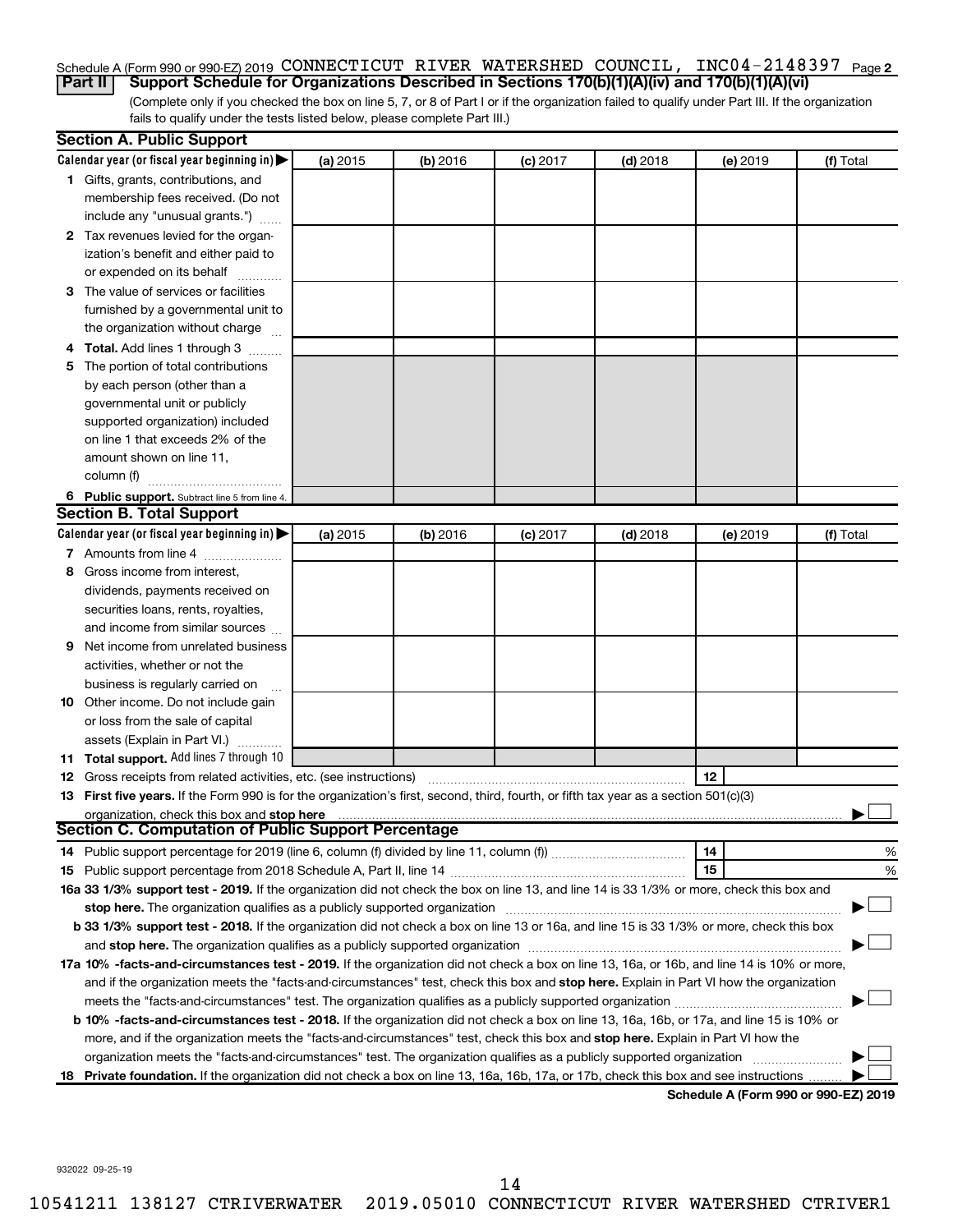Schedule A (Form 990 or 990-EZ) 2019 CONNECTICUT RIVER WATERSHED COUNCIL, INC04-2148397 Page 2

**Part II** **Support Schedule for Organizations Described in Sections 170(b)(1)(A)(iv) and 170(b)(1)(A)(vi)**

(Complete only if you checked the box on line 5, 7, or 8 of Part I or if the organization failed to qualify under Part III. If the organization fails to qualify under the tests listed below, please complete Part III.)

### Section A. Public Support

| Calendar year (or fiscal year beginning in) ▶ | (a) 2015 | (b) 2016 | (c) 2017 | (d) 2018 | (e) 2019 | (f) Total |
|---|---|---|---|---|---|---|
| **1** Gifts, grants, contributions, and membership fees received. (Do not include any "unusual grants.") | | | | | | |
| **2** Tax revenues levied for the organization's benefit and either paid to or expended on its behalf | | | | | | |
| **3** The value of services or facilities furnished by a governmental unit to the organization without charge | | | | | | |
| **4** **Total.** Add lines 1 through 3 | | | | | | |
| **5** The portion of total contributions by each person (other than a governmental unit or publicly supported organization) included on line 1 that exceeds 2% of the amount shown on line 11, column (f) | | | | | | |
| **6** **Public support.** Subtract line 5 from line 4. | | | | | | |

### Section B. Total Support

| Calendar year (or fiscal year beginning in) ▶ | (a) 2015 | (b) 2016 | (c) 2017 | (d) 2018 | (e) 2019 | (f) Total |
|---|---|---|---|---|---|---|
| **7** Amounts from line 4 | | | | | | |
| **8** Gross income from interest, dividends, payments received on securities loans, rents, royalties, and income from similar sources | | | | | | |
| **9** Net income from unrelated business activities, whether or not the business is regularly carried on | | | | | | |
| **10** Other income. Do not include gain or loss from the sale of capital assets (Explain in Part VI.) | | | | | | |
| **11** **Total support.** Add lines 7 through 10 | | | | | | |

**12** Gross receipts from related activities, etc. (see instructions) | **12** |

**13** **First five years.** If the Form 990 is for the organization's first, second, third, fourth, or fifth tax year as a section 501(c)(3) organization, check this box and **stop here** ▶ ☐

### Section C. Computation of Public Support Percentage

**14** Public support percentage for 2019 (line 6, column (f) divided by line 11, column (f)) | **14** | %

**15** Public support percentage from 2018 Schedule A, Part II, line 14 | **15** | %

**16a** **33 1/3% support test - 2019.** If the organization did not check the box on line 13, and line 14 is 33 1/3% or more, check this box and **stop here.** The organization qualifies as a publicly supported organization ▶ ☐

**b** **33 1/3% support test - 2018.** If the organization did not check a box on line 13 or 16a, and line 15 is 33 1/3% or more, check this box and **stop here.** The organization qualifies as a publicly supported organization ▶ ☐

**17a** **10% -facts-and-circumstances test - 2019.** If the organization did not check a box on line 13, 16a, or 16b, and line 14 is 10% or more, and if the organization meets the "facts-and-circumstances" test, check this box and **stop here.** Explain in Part VI how the organization meets the "facts-and-circumstances" test. The organization qualifies as a publicly supported organization ▶ ☐

**b** **10% -facts-and-circumstances test - 2018.** If the organization did not check a box on line 13, 16a, 16b, or 17a, and line 15 is 10% or more, and if the organization meets the "facts-and-circumstances" test, check this box and **stop here.** Explain in Part VI how the organization meets the "facts-and-circumstances" test. The organization qualifies as a publicly supported organization ▶ ☐

**18** **Private foundation.** If the organization did not check a box on line 13, 16a, 16b, 17a, or 17b, check this box and see instructions ▶ ☐

**Schedule A (Form 990 or 990-EZ) 2019**

932022 09-25-19

10541211 138127 CTRIVERWATER 2019.05010 CONNECTICUT RIVER WATERSHED CTRIVER1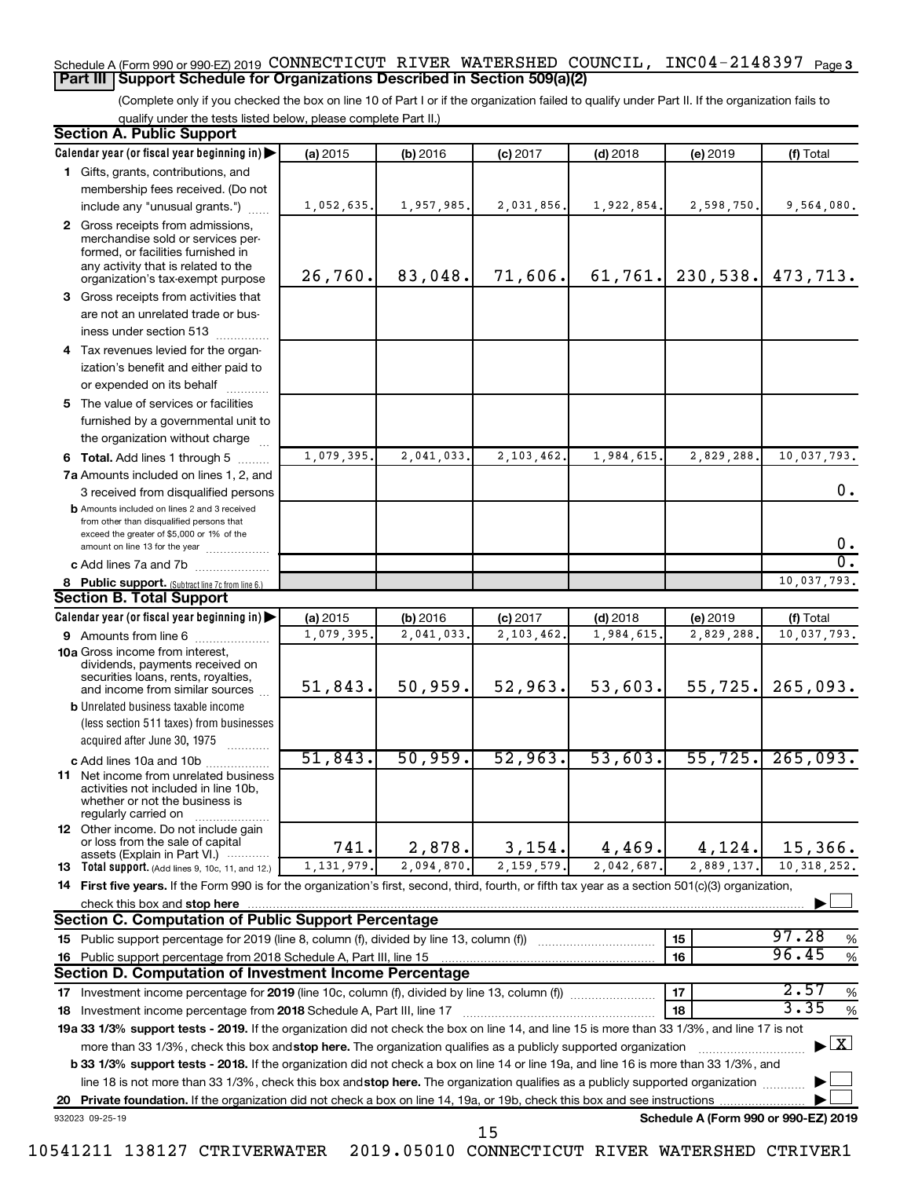Schedule A (Form 990 or 990-EZ) 2019 CONNECTICUT RIVER WATERSHED COUNCIL, INC 04-2148397 Page 3

## Part III Support Schedule for Organizations Described in Section 509(a)(2)

(Complete only if you checked the box on line 10 of Part I or if the organization failed to qualify under Part II. If the organization fails to qualify under the tests listed below, please complete Part II.)

### Section A. Public Support

| Calendar year (or fiscal year beginning in) | (a) 2015 | (b) 2016 | (c) 2017 | (d) 2018 | (e) 2019 | (f) Total |
|---|---|---|---|---|---|---|
| 1 Gifts, grants, contributions, and membership fees received. (Do not include any "unusual grants.") | 1,052,635. | 1,957,985. | 2,031,856. | 1,922,854. | 2,598,750. | 9,564,080. |
| 2 Gross receipts from admissions, merchandise sold or services performed, or facilities furnished in any activity that is related to the organization's tax-exempt purpose | 26,760. | 83,048. | 71,606. | 61,761. | 230,538. | 473,713. |
| 3 Gross receipts from activities that are not an unrelated trade or business under section 513 | | | | | | |
| 4 Tax revenues levied for the organization's benefit and either paid to or expended on its behalf | | | | | | |
| 5 The value of services or facilities furnished by a governmental unit to the organization without charge | | | | | | |
| 6 Total. Add lines 1 through 5 | 1,079,395. | 2,041,033. | 2,103,462. | 1,984,615. | 2,829,288. | 10,037,793. |
| 7a Amounts included on lines 1, 2, and 3 received from disqualified persons | | | | | | 0. |
| b Amounts included on lines 2 and 3 received from other than disqualified persons that exceed the greater of $5,000 or 1% of the amount on line 13 for the year | | | | | | 0. |
| c Add lines 7a and 7b | | | | | | 0. |
| 8 Public support. (Subtract line 7c from line 6.) | | | | | | 10,037,793. |

### Section B. Total Support

| Calendar year (or fiscal year beginning in) | (a) 2015 | (b) 2016 | (c) 2017 | (d) 2018 | (e) 2019 | (f) Total |
|---|---|---|---|---|---|---|
| 9 Amounts from line 6 | 1,079,395. | 2,041,033. | 2,103,462. | 1,984,615. | 2,829,288. | 10,037,793. |
| 10a Gross income from interest, dividends, payments received on securities loans, rents, royalties, and income from similar sources | 51,843. | 50,959. | 52,963. | 53,603. | 55,725. | 265,093. |
| b Unrelated business taxable income (less section 511 taxes) from businesses acquired after June 30, 1975 | | | | | | |
| c Add lines 10a and 10b | 51,843. | 50,959. | 52,963. | 53,603. | 55,725. | 265,093. |
| 11 Net income from unrelated business activities not included in line 10b, whether or not the business is regularly carried on | | | | | | |
| 12 Other income. Do not include gain or loss from the sale of capital assets (Explain in Part VI.) | 741. | 2,878. | 3,154. | 4,469. | 4,124. | 15,366. |
| 13 Total support. (Add lines 9, 10c, 11, and 12.) | 1,131,979. | 2,094,870. | 2,159,579. | 2,042,687. | 2,889,137. | 10,318,252. |

14 First five years. If the Form 990 is for the organization's first, second, third, fourth, or fifth tax year as a section 501(c)(3) organization, check this box and stop here ☐

### Section C. Computation of Public Support Percentage

| | | |
|---|---|---|
| 15 Public support percentage for 2019 (line 8, column (f), divided by line 13, column (f)) | 15 | 97.28 % |
| 16 Public support percentage from 2018 Schedule A, Part III, line 15 | 16 | 96.45 % |

### Section D. Computation of Investment Income Percentage

| | | |
|---|---|---|
| 17 Investment income percentage for 2019 (line 10c, column (f), divided by line 13, column (f)) | 17 | 2.57 % |
| 18 Investment income percentage from 2018 Schedule A, Part III, line 17 | 18 | 3.35 % |

19a 33 1/3% support tests - 2019. If the organization did not check the box on line 14, and line 15 is more than 33 1/3%, and line 17 is not more than 33 1/3%, check this box and stop here. The organization qualifies as a publicly supported organization ☒

b 33 1/3% support tests - 2018. If the organization did not check a box on line 14 or line 19a, and line 16 is more than 33 1/3%, and line 18 is not more than 33 1/3%, check this box and stop here. The organization qualifies as a publicly supported organization ☐

20 Private foundation. If the organization did not check a box on line 14, 19a, or 19b, check this box and see instructions ☐

932023 09-25-19 Schedule A (Form 990 or 990-EZ) 2019

10541211 138127 CTRIVERWATER 2019.05010 CONNECTICUT RIVER WATERSHED CTRIVER1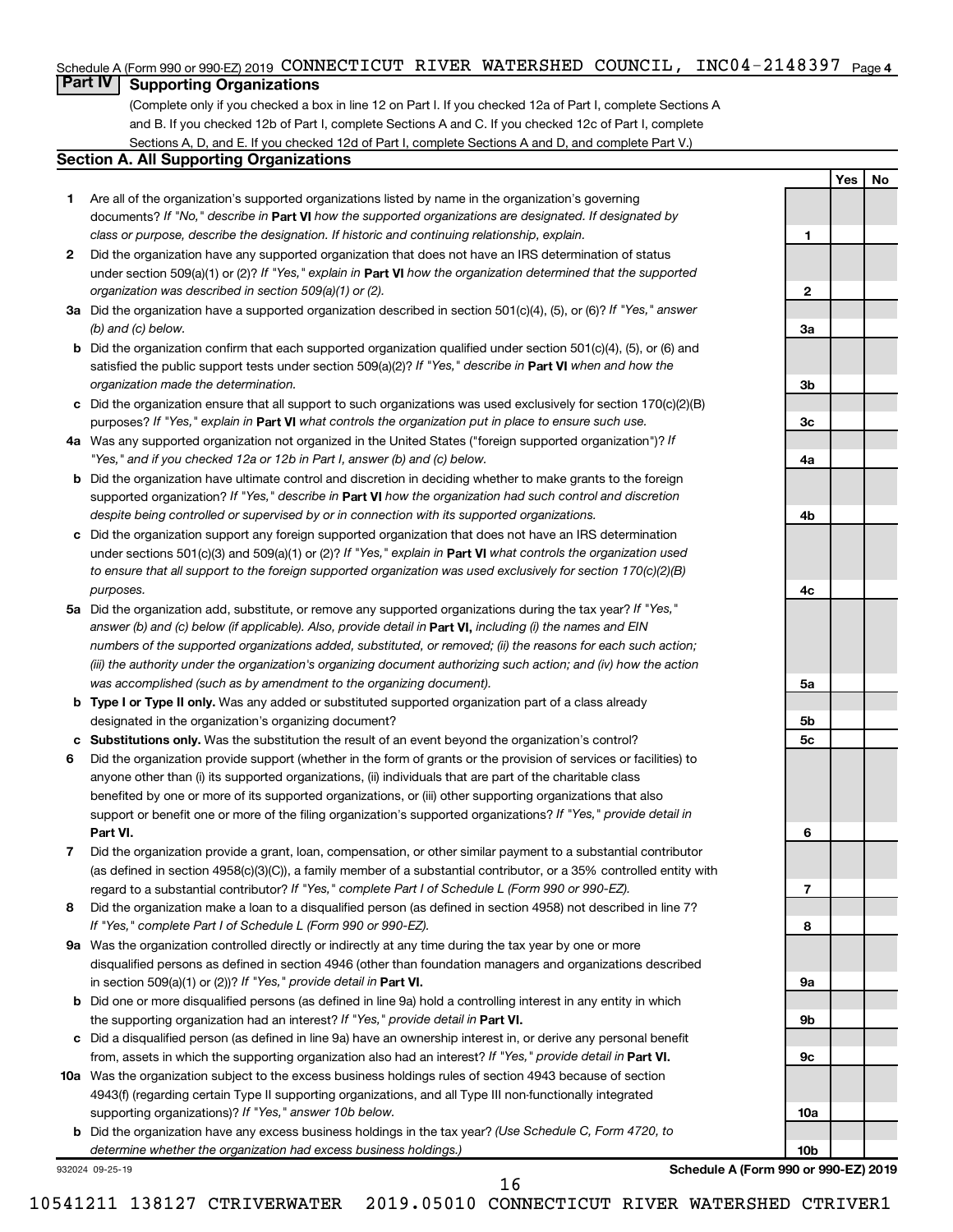Schedule A (Form 990 or 990-EZ) 2019 CONNECTICUT RIVER WATERSHED COUNCIL, INC04-2148397 Page 4

## Part IV Supporting Organizations

(Complete only if you checked a box in line 12 on Part I. If you checked 12a of Part I, complete Sections A and B. If you checked 12b of Part I, complete Sections A and C. If you checked 12c of Part I, complete Sections A, D, and E. If you checked 12d of Part I, complete Sections A and D, and complete Part V.)

### Section A. All Supporting Organizations

| | | | Yes | No |
|---|---|---|---|---|
| **1** | Are all of the organization's supported organizations listed by name in the organization's governing documents? *If "No," describe in* **Part VI** *how the supported organizations are designated. If designated by class or purpose, describe the designation. If historic and continuing relationship, explain.* | 1 | | |
| **2** | Did the organization have any supported organization that does not have an IRS determination of status under section 509(a)(1) or (2)? *If "Yes," explain in* **Part VI** *how the organization determined that the supported organization was described in section 509(a)(1) or (2).* | 2 | | |
| **3a** | Did the organization have a supported organization described in section 501(c)(4), (5), or (6)? *If "Yes," answer (b) and (c) below.* | 3a | | |
| **b** | Did the organization confirm that each supported organization qualified under section 501(c)(4), (5), or (6) and satisfied the public support tests under section 509(a)(2)? *If "Yes," describe in* **Part VI** *when and how the organization made the determination.* | 3b | | |
| **c** | Did the organization ensure that all support to such organizations was used exclusively for section 170(c)(2)(B) purposes? *If "Yes," explain in* **Part VI** *what controls the organization put in place to ensure such use.* | 3c | | |
| **4a** | Was any supported organization not organized in the United States ("foreign supported organization")? *If "Yes," and if you checked 12a or 12b in Part I, answer (b) and (c) below.* | 4a | | |
| **b** | Did the organization have ultimate control and discretion in deciding whether to make grants to the foreign supported organization? *If "Yes," describe in* **Part VI** *how the organization had such control and discretion despite being controlled or supervised by or in connection with its supported organizations.* | 4b | | |
| **c** | Did the organization support any foreign supported organization that does not have an IRS determination under sections 501(c)(3) and 509(a)(1) or (2)? *If "Yes," explain in* **Part VI** *what controls the organization used to ensure that all support to the foreign supported organization was used exclusively for section 170(c)(2)(B) purposes.* | 4c | | |
| **5a** | Did the organization add, substitute, or remove any supported organizations during the tax year? *If "Yes," answer (b) and (c) below (if applicable). Also, provide detail in* **Part VI,** *including (i) the names and EIN numbers of the supported organizations added, substituted, or removed; (ii) the reasons for each such action; (iii) the authority under the organization's organizing document authorizing such action; and (iv) how the action was accomplished (such as by amendment to the organizing document).* | 5a | | |
| **b** | **Type I or Type II only.** Was any added or substituted supported organization part of a class already designated in the organization's organizing document? | 5b | | |
| **c** | **Substitutions only.** Was the substitution the result of an event beyond the organization's control? | 5c | | |
| **6** | Did the organization provide support (whether in the form of grants or the provision of services or facilities) to anyone other than (i) its supported organizations, (ii) individuals that are part of the charitable class benefited by one or more of its supported organizations, or (iii) other supporting organizations that also support or benefit one or more of the filing organization's supported organizations? *If "Yes," provide detail in* **Part VI.** | 6 | | |
| **7** | Did the organization provide a grant, loan, compensation, or other similar payment to a substantial contributor (as defined in section 4958(c)(3)(C)), a family member of a substantial contributor, or a 35% controlled entity with regard to a substantial contributor? *If "Yes," complete Part I of Schedule L (Form 990 or 990-EZ).* | 7 | | |
| **8** | Did the organization make a loan to a disqualified person (as defined in section 4958) not described in line 7? *If "Yes," complete Part I of Schedule L (Form 990 or 990-EZ).* | 8 | | |
| **9a** | Was the organization controlled directly or indirectly at any time during the tax year by one or more disqualified persons as defined in section 4946 (other than foundation managers and organizations described in section 509(a)(1) or (2))? *If "Yes," provide detail in* **Part VI.** | 9a | | |
| **b** | Did one or more disqualified persons (as defined in line 9a) hold a controlling interest in any entity in which the supporting organization had an interest? *If "Yes," provide detail in* **Part VI.** | 9b | | |
| **c** | Did a disqualified person (as defined in line 9a) have an ownership interest in, or derive any personal benefit from, assets in which the supporting organization also had an interest? *If "Yes," provide detail in* **Part VI.** | 9c | | |
| **10a** | Was the organization subject to the excess business holdings rules of section 4943 because of section 4943(f) (regarding certain Type II supporting organizations, and all Type III non-functionally integrated supporting organizations)? *If "Yes," answer 10b below.* | 10a | | |
| **b** | Did the organization have any excess business holdings in the tax year? *(Use Schedule C, Form 4720, to determine whether the organization had excess business holdings.)* | 10b | | |

932024 09-25-19

**Schedule A (Form 990 or 990-EZ) 2019**

10541211 138127 CTRIVERWATER 2019.05010 CONNECTICUT RIVER WATERSHED CTRIVER1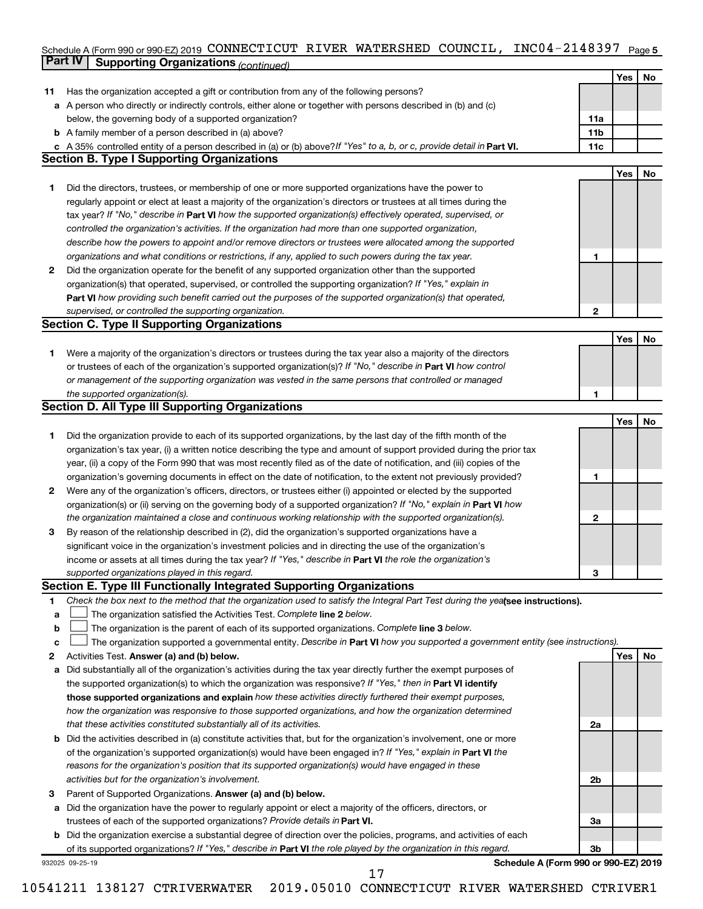Schedule A (Form 990 or 990-EZ) 2019 CONNECTICUT RIVER WATERSHED COUNCIL, INC04-2148397 Page 5

**Part IV | Supporting Organizations** *(continued)*

| | | | Yes | No |
|---|---|---|---|---|
| **11** | Has the organization accepted a gift or contribution from any of the following persons? | | | |
| **a** | A person who directly or indirectly controls, either alone or together with persons described in (b) and (c) below, the governing body of a supported organization? | **11a** | | |
| **b** | A family member of a person described in (a) above? | **11b** | | |
| **c** | A 35% controlled entity of a person described in (a) or (b) above? *If "Yes" to a, b, or c, provide detail in* **Part VI.** | **11c** | | |

**Section B. Type I Supporting Organizations**

| | | | Yes | No |
|---|---|---|---|---|
| **1** | Did the directors, trustees, or membership of one or more supported organizations have the power to regularly appoint or elect at least a majority of the organization's directors or trustees at all times during the tax year? *If "No," describe in* **Part VI** *how the supported organization(s) effectively operated, supervised, or controlled the organization's activities. If the organization had more than one supported organization, describe how the powers to appoint and/or remove directors or trustees were allocated among the supported organizations and what conditions or restrictions, if any, applied to such powers during the tax year.* | **1** | | |
| **2** | Did the organization operate for the benefit of any supported organization other than the supported organization(s) that operated, supervised, or controlled the supporting organization? *If "Yes," explain in* **Part VI** *how providing such benefit carried out the purposes of the supported organization(s) that operated, supervised, or controlled the supporting organization.* | **2** | | |

**Section C. Type II Supporting Organizations**

| | | | Yes | No |
|---|---|---|---|---|
| **1** | Were a majority of the organization's directors or trustees during the tax year also a majority of the directors or trustees of each of the organization's supported organization(s)? *If "No," describe in* **Part VI** *how control or management of the supporting organization was vested in the same persons that controlled or managed the supported organization(s).* | **1** | | |

**Section D. All Type III Supporting Organizations**

| | | | Yes | No |
|---|---|---|---|---|
| **1** | Did the organization provide to each of its supported organizations, by the last day of the fifth month of the organization's tax year, (i) a written notice describing the type and amount of support provided during the prior tax year, (ii) a copy of the Form 990 that was most recently filed as of the date of notification, and (iii) copies of the organization's governing documents in effect on the date of notification, to the extent not previously provided? | **1** | | |
| **2** | Were any of the organization's officers, directors, or trustees either (i) appointed or elected by the supported organization(s) or (ii) serving on the governing body of a supported organization? *If "No," explain in* **Part VI** *how the organization maintained a close and continuous working relationship with the supported organization(s).* | **2** | | |
| **3** | By reason of the relationship described in (2), did the organization's supported organizations have a significant voice in the organization's investment policies and in directing the use of the organization's income or assets at all times during the tax year? *If "Yes," describe in* **Part VI** *the role the organization's supported organizations played in this regard.* | **3** | | |

**Section E. Type III Functionally Integrated Supporting Organizations**

**1** *Check the box next to the method that the organization used to satisfy the Integral Part Test during the year* **(see instructions).**

- **a** ☐ The organization satisfied the Activities Test. *Complete* **line 2** *below.*
- **b** ☐ The organization is the parent of each of its supported organizations. *Complete* **line 3** *below.*
- **c** ☐ The organization supported a governmental entity. *Describe in* **Part VI** *how you supported a government entity (see instructions).*

| | | | Yes | No |
|---|---|---|---|---|
| **2** | Activities Test. **Answer (a) and (b) below.** | | | |
| **a** | Did substantially all of the organization's activities during the tax year directly further the exempt purposes of the supported organization(s) to which the organization was responsive? *If "Yes," then in* **Part VI identify those supported organizations and explain** *how these activities directly furthered their exempt purposes, how the organization was responsive to those supported organizations, and how the organization determined that these activities constituted substantially all of its activities.* | **2a** | | |
| **b** | Did the activities described in (a) constitute activities that, but for the organization's involvement, one or more of the organization's supported organization(s) would have been engaged in? *If "Yes," explain in* **Part VI** *the reasons for the organization's position that its supported organization(s) would have engaged in these activities but for the organization's involvement.* | **2b** | | |
| **3** | Parent of Supported Organizations. **Answer (a) and (b) below.** | | | |
| **a** | Did the organization have the power to regularly appoint or elect a majority of the officers, directors, or trustees of each of the supported organizations? *Provide details in* **Part VI.** | **3a** | | |
| **b** | Did the organization exercise a substantial degree of direction over the policies, programs, and activities of each of its supported organizations? *If "Yes," describe in* **Part VI** *the role played by the organization in this regard.* | **3b** | | |

932025 09-25-19 **Schedule A (Form 990 or 990-EZ) 2019**

10541211 138127 CTRIVERWATER 2019.05010 CONNECTICUT RIVER WATERSHED CTRIVER1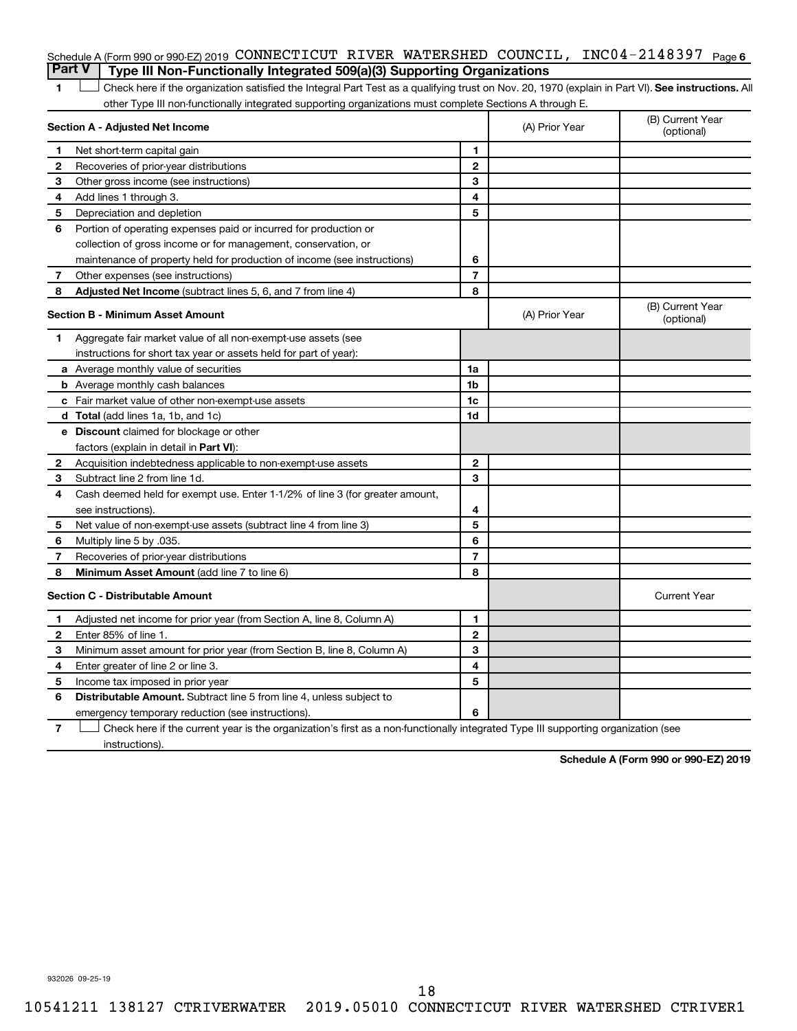Schedule A (Form 990 or 990-EZ) 2019 CONNECTICUT RIVER WATERSHED COUNCIL, INC04-2148397 Page 6

## Part V Type III Non-Functionally Integrated 509(a)(3) Supporting Organizations

1 ☐ Check here if the organization satisfied the Integral Part Test as a qualifying trust on Nov. 20, 1970 (explain in Part VI). **See instructions.** All other Type III non-functionally integrated supporting organizations must complete Sections A through E.

| **Section A - Adjusted Net Income** | | (A) Prior Year | (B) Current Year (optional) |
|---|---|---|---|
| **1** Net short-term capital gain | 1 | | |
| **2** Recoveries of prior-year distributions | 2 | | |
| **3** Other gross income (see instructions) | 3 | | |
| **4** Add lines 1 through 3. | 4 | | |
| **5** Depreciation and depletion | 5 | | |
| **6** Portion of operating expenses paid or incurred for production or collection of gross income or for management, conservation, or maintenance of property held for production of income (see instructions) | 6 | | |
| **7** Other expenses (see instructions) | 7 | | |
| **8** **Adjusted Net Income** (subtract lines 5, 6, and 7 from line 4) | 8 | | |

| **Section B - Minimum Asset Amount** | | (A) Prior Year | (B) Current Year (optional) |
|---|---|---|---|
| **1** Aggregate fair market value of all non-exempt-use assets (see instructions for short tax year or assets held for part of year): | | | |
| **a** Average monthly value of securities | 1a | | |
| **b** Average monthly cash balances | 1b | | |
| **c** Fair market value of other non-exempt-use assets | 1c | | |
| **d** **Total** (add lines 1a, 1b, and 1c) | 1d | | |
| **e** **Discount** claimed for blockage or other factors (explain in detail in **Part VI**): | | | |
| **2** Acquisition indebtedness applicable to non-exempt-use assets | 2 | | |
| **3** Subtract line 2 from line 1d. | 3 | | |
| **4** Cash deemed held for exempt use. Enter 1-1/2% of line 3 (for greater amount, see instructions). | 4 | | |
| **5** Net value of non-exempt-use assets (subtract line 4 from line 3) | 5 | | |
| **6** Multiply line 5 by .035. | 6 | | |
| **7** Recoveries of prior-year distributions | 7 | | |
| **8** **Minimum Asset Amount** (add line 7 to line 6) | 8 | | |

| **Section C - Distributable Amount** | | | Current Year |
|---|---|---|---|
| **1** Adjusted net income for prior year (from Section A, line 8, Column A) | 1 | | |
| **2** Enter 85% of line 1. | 2 | | |
| **3** Minimum asset amount for prior year (from Section B, line 8, Column A) | 3 | | |
| **4** Enter greater of line 2 or line 3. | 4 | | |
| **5** Income tax imposed in prior year | 5 | | |
| **6** **Distributable Amount.** Subtract line 5 from line 4, unless subject to emergency temporary reduction (see instructions). | 6 | | |

7 ☐ Check here if the current year is the organization's first as a non-functionally integrated Type III supporting organization (see instructions).

**Schedule A (Form 990 or 990-EZ) 2019**

932026 09-25-19

10541211 138127 CTRIVERWATER 2019.05010 CONNECTICUT RIVER WATERSHED CTRIVER1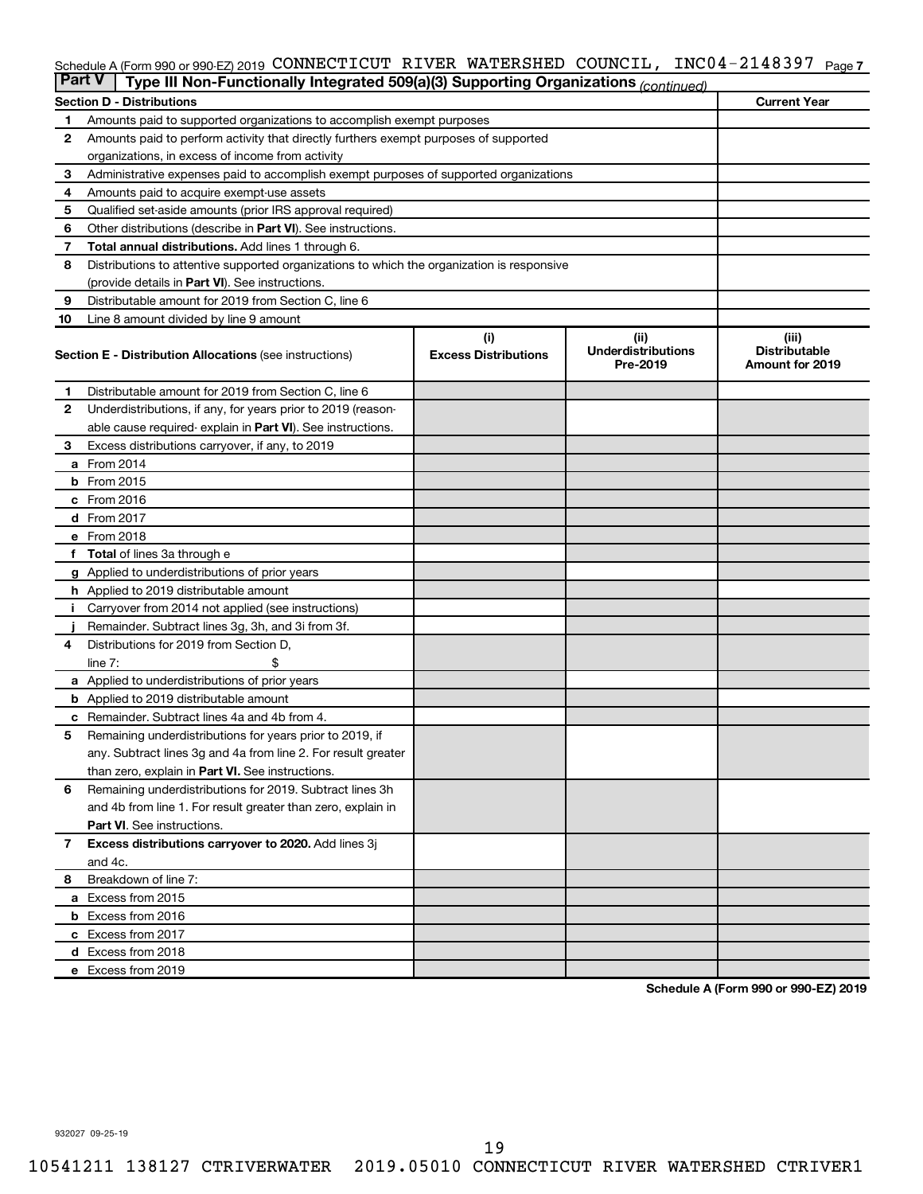Schedule A (Form 990 or 990-EZ) 2019 CONNECTICUT RIVER WATERSHED COUNCIL, INC04-2148397 Page 7

**Part V | Type III Non-Functionally Integrated 509(a)(3) Supporting Organizations** *(continued)*

| **Section D - Distributions** | **Current Year** |
|---|---|
| **1** Amounts paid to supported organizations to accomplish exempt purposes | |
| **2** Amounts paid to perform activity that directly furthers exempt purposes of supported organizations, in excess of income from activity | |
| **3** Administrative expenses paid to accomplish exempt purposes of supported organizations | |
| **4** Amounts paid to acquire exempt-use assets | |
| **5** Qualified set-aside amounts (prior IRS approval required) | |
| **6** Other distributions (describe in **Part VI**). See instructions. | |
| **7** **Total annual distributions.** Add lines 1 through 6. | |
| **8** Distributions to attentive supported organizations to which the organization is responsive (provide details in **Part VI**). See instructions. | |
| **9** Distributable amount for 2019 from Section C, line 6 | |
| **10** Line 8 amount divided by line 9 amount | |

| **Section E - Distribution Allocations** (see instructions) | **(i) Excess Distributions** | **(ii) Underdistributions Pre-2019** | **(iii) Distributable Amount for 2019** |
|---|---|---|---|
| **1** Distributable amount for 2019 from Section C, line 6 | | | |
| **2** Underdistributions, if any, for years prior to 2019 (reasonable cause required- explain in **Part VI**). See instructions. | | | |
| **3** Excess distributions carryover, if any, to 2019 | | | |
| **a** From 2014 | | | |
| **b** From 2015 | | | |
| **c** From 2016 | | | |
| **d** From 2017 | | | |
| **e** From 2018 | | | |
| **f** **Total** of lines 3a through e | | | |
| **g** Applied to underdistributions of prior years | | | |
| **h** Applied to 2019 distributable amount | | | |
| **i** Carryover from 2014 not applied (see instructions) | | | |
| **j** Remainder. Subtract lines 3g, 3h, and 3i from 3f. | | | |
| **4** Distributions for 2019 from Section D, line 7: $ | | | |
| **a** Applied to underdistributions of prior years | | | |
| **b** Applied to 2019 distributable amount | | | |
| **c** Remainder. Subtract lines 4a and 4b from 4. | | | |
| **5** Remaining underdistributions for years prior to 2019, if any. Subtract lines 3g and 4a from line 2. For result greater than zero, explain in **Part VI.** See instructions. | | | |
| **6** Remaining underdistributions for 2019. Subtract lines 3h and 4b from line 1. For result greater than zero, explain in **Part VI**. See instructions. | | | |
| **7** **Excess distributions carryover to 2020.** Add lines 3j and 4c. | | | |
| **8** Breakdown of line 7: | | | |
| **a** Excess from 2015 | | | |
| **b** Excess from 2016 | | | |
| **c** Excess from 2017 | | | |
| **d** Excess from 2018 | | | |
| **e** Excess from 2019 | | | |

**Schedule A (Form 990 or 990-EZ) 2019**

932027 09-25-19

10541211 138127 CTRIVERWATER 2019.05010 CONNECTICUT RIVER WATERSHED CTRIVER1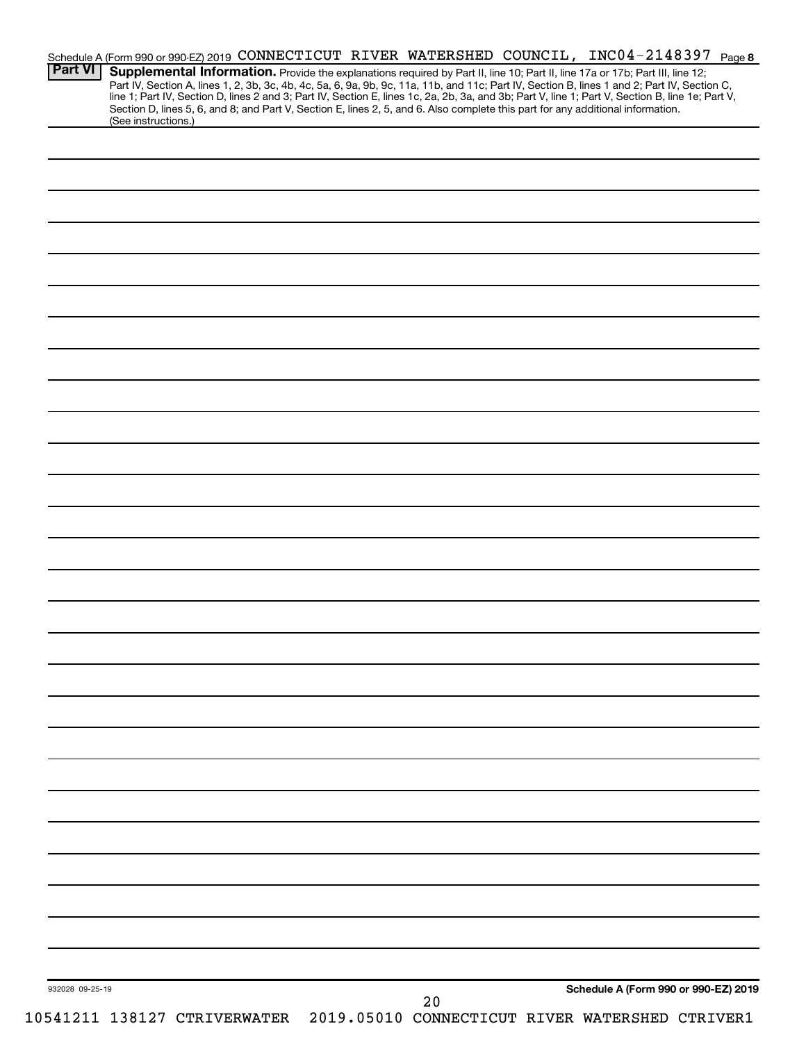Schedule A (Form 990 or 990-EZ) 2019 CONNECTICUT RIVER WATERSHED COUNCIL, INC04-2148397 Page 8

**Part VI** **Supplemental Information.** Provide the explanations required by Part II, line 10; Part II, line 17a or 17b; Part III, line 12; Part IV, Section A, lines 1, 2, 3b, 3c, 4b, 4c, 5a, 6, 9a, 9b, 9c, 11a, 11b, and 11c; Part IV, Section B, lines 1 and 2; Part IV, Section C, line 1; Part IV, Section D, lines 2 and 3; Part IV, Section E, lines 1c, 2a, 2b, 3a, and 3b; Part V, line 1; Part V, Section B, line 1e; Part V, Section D, lines 5, 6, and 8; and Part V, Section E, lines 2, 5, and 6. Also complete this part for any additional information. (See instructions.)

932028 09-25-19

**Schedule A (Form 990 or 990-EZ) 2019**

10541211 138127 CTRIVERWATER 2019.05010 CONNECTICUT RIVER WATERSHED CTRIVER1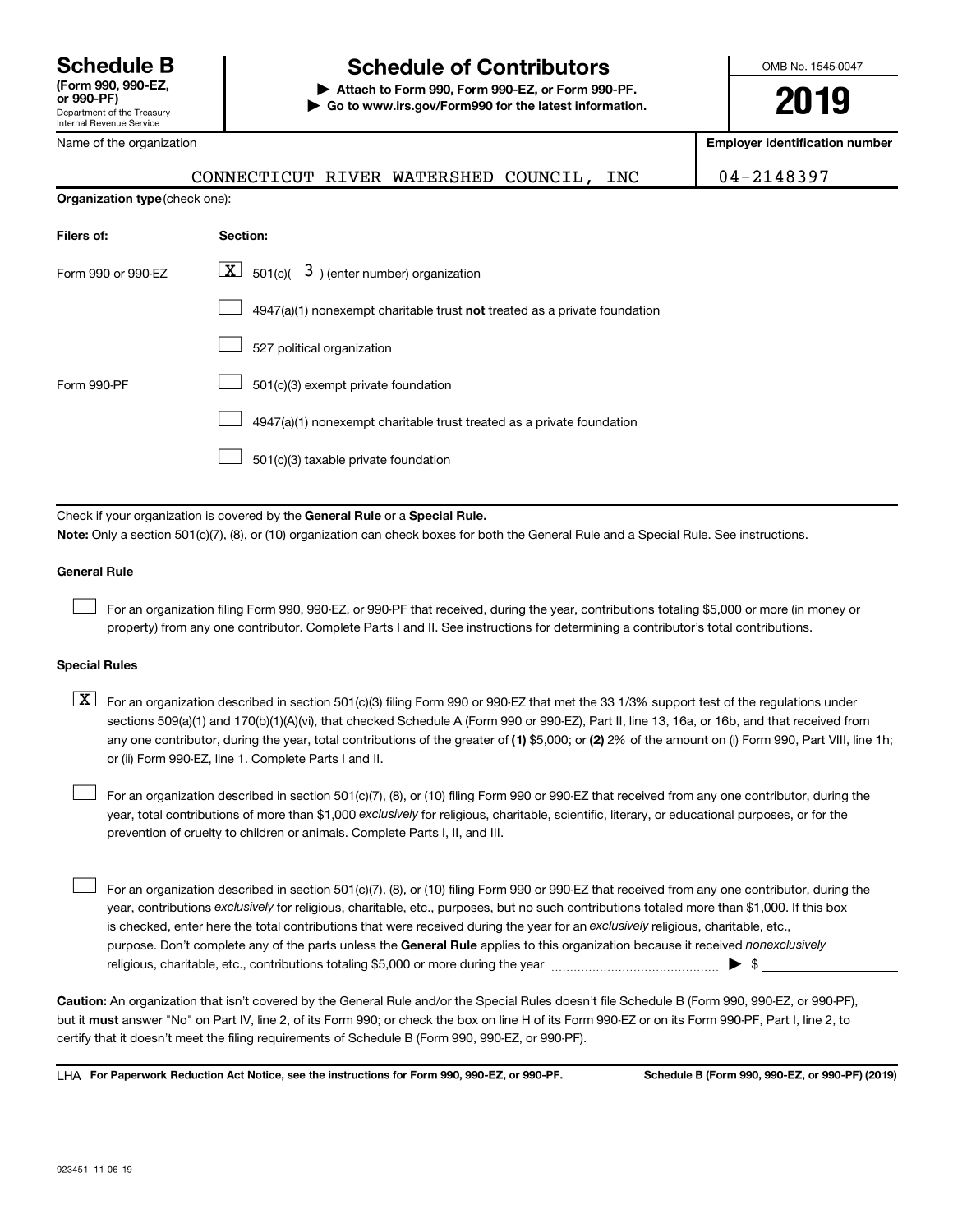# Schedule B

**(Form 990, 990-EZ, or 990-PF)**
Department of the Treasury
Internal Revenue Service

# Schedule of Contributors

**▶ Attach to Form 990, Form 990-EZ, or Form 990-PF.**
**▶ Go to www.irs.gov/Form990 for the latest information.**

OMB No. 1545-0047

**2019**

| Name of the organization | Employer identification number |
|---|---|
| CONNECTICUT RIVER WATERSHED COUNCIL, INC | 04-2148397 |

**Organization type** (check one):

| Filers of: | Section: |
|---|---|
| Form 990 or 990-EZ | [X] 501(c)( 3 ) (enter number) organization |
| | [ ] 4947(a)(1) nonexempt charitable trust **not** treated as a private foundation |
| | [ ] 527 political organization |
| Form 990-PF | [ ] 501(c)(3) exempt private foundation |
| | [ ] 4947(a)(1) nonexempt charitable trust treated as a private foundation |
| | [ ] 501(c)(3) taxable private foundation |

Check if your organization is covered by the **General Rule** or a **Special Rule.**

**Note:** Only a section 501(c)(7), (8), or (10) organization can check boxes for both the General Rule and a Special Rule. See instructions.

**General Rule**

[ ] For an organization filing Form 990, 990-EZ, or 990-PF that received, during the year, contributions totaling $5,000 or more (in money or property) from any one contributor. Complete Parts I and II. See instructions for determining a contributor's total contributions.

**Special Rules**

[X] For an organization described in section 501(c)(3) filing Form 990 or 990-EZ that met the 33 1/3% support test of the regulations under sections 509(a)(1) and 170(b)(1)(A)(vi), that checked Schedule A (Form 990 or 990-EZ), Part II, line 13, 16a, or 16b, and that received from any one contributor, during the year, total contributions of the greater of **(1)** $5,000; or **(2)** 2% of the amount on (i) Form 990, Part VIII, line 1h; or (ii) Form 990-EZ, line 1. Complete Parts I and II.

[ ] For an organization described in section 501(c)(7), (8), or (10) filing Form 990 or 990-EZ that received from any one contributor, during the year, total contributions of more than $1,000 *exclusively* for religious, charitable, scientific, literary, or educational purposes, or for the prevention of cruelty to children or animals. Complete Parts I, II, and III.

[ ] For an organization described in section 501(c)(7), (8), or (10) filing Form 990 or 990-EZ that received from any one contributor, during the year, contributions *exclusively* for religious, charitable, etc., purposes, but no such contributions totaled more than $1,000. If this box is checked, enter here the total contributions that were received during the year for an *exclusively* religious, charitable, etc., purpose. Don't complete any of the parts unless the **General Rule** applies to this organization because it received *nonexclusively* religious, charitable, etc., contributions totaling $5,000 or more during the year ........ ▶ $ ________

**Caution:** An organization that isn't covered by the General Rule and/or the Special Rules doesn't file Schedule B (Form 990, 990-EZ, or 990-PF), but it **must** answer "No" on Part IV, line 2, of its Form 990; or check the box on line H of its Form 990-EZ or on its Form 990-PF, Part I, line 2, to certify that it doesn't meet the filing requirements of Schedule B (Form 990, 990-EZ, or 990-PF).

LHA **For Paperwork Reduction Act Notice, see the instructions for Form 990, 990-EZ, or 990-PF.** **Schedule B (Form 990, 990-EZ, or 990-PF) (2019)**

923451 11-06-19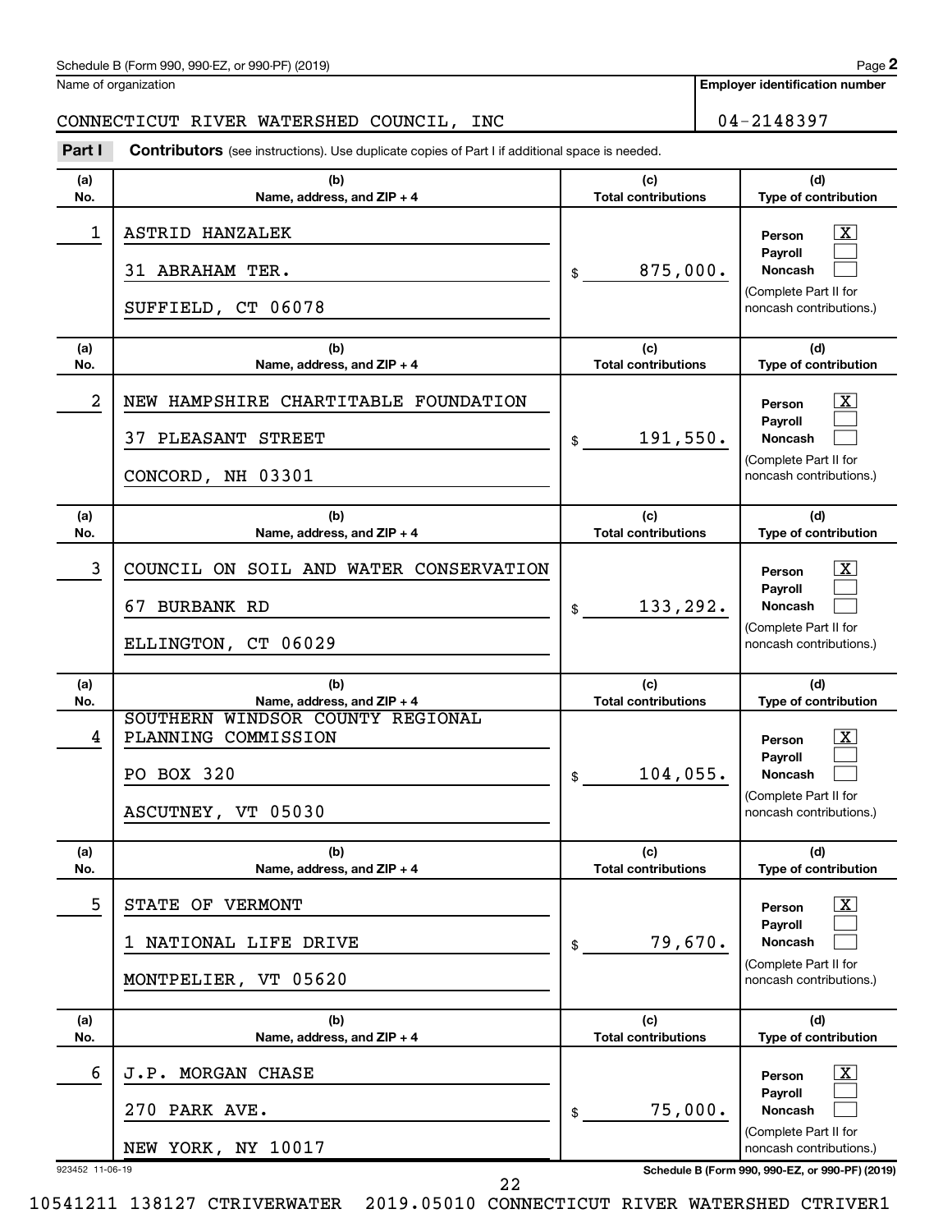Schedule B (Form 990, 990-EZ, or 990-PF) (2019)

Name of organization: CONNECTICUT RIVER WATERSHED COUNCIL, INC

**Employer identification number:** 04-2148397

**Part I** **Contributors** (see instructions). Use duplicate copies of Part I if additional space is needed.

| (a) No. | (b) Name, address, and ZIP + 4 | (c) Total contributions | (d) Type of contribution |
|---|---|---|---|
| 1 | ASTRID HANZALEK<br>31 ABRAHAM TER.<br>SUFFIELD, CT 06078 | $ 875,000. | Person [X]<br>Payroll [ ]<br>Noncash [ ]<br>(Complete Part II for noncash contributions.) |
| 2 | NEW HAMPSHIRE CHARTITABLE FOUNDATION<br>37 PLEASANT STREET<br>CONCORD, NH 03301 | $ 191,550. | Person [X]<br>Payroll [ ]<br>Noncash [ ]<br>(Complete Part II for noncash contributions.) |
| 3 | COUNCIL ON SOIL AND WATER CONSERVATION<br>67 BURBANK RD<br>ELLINGTON, CT 06029 | $ 133,292. | Person [X]<br>Payroll [ ]<br>Noncash [ ]<br>(Complete Part II for noncash contributions.) |
| 4 | SOUTHERN WINDSOR COUNTY REGIONAL PLANNING COMMISSION<br>PO BOX 320<br>ASCUTNEY, VT 05030 | $ 104,055. | Person [X]<br>Payroll [ ]<br>Noncash [ ]<br>(Complete Part II for noncash contributions.) |
| 5 | STATE OF VERMONT<br>1 NATIONAL LIFE DRIVE<br>MONTPELIER, VT 05620 | $ 79,670. | Person [X]<br>Payroll [ ]<br>Noncash [ ]<br>(Complete Part II for noncash contributions.) |
| 6 | J.P. MORGAN CHASE<br>270 PARK AVE.<br>NEW YORK, NY 10017 | $ 75,000. | Person [X]<br>Payroll [ ]<br>Noncash [ ]<br>(Complete Part II for noncash contributions.) |

923452 11-06-19

10541211 138127 CTRIVERWATER 2019.05010 CONNECTICUT RIVER WATERSHED CTRIVER1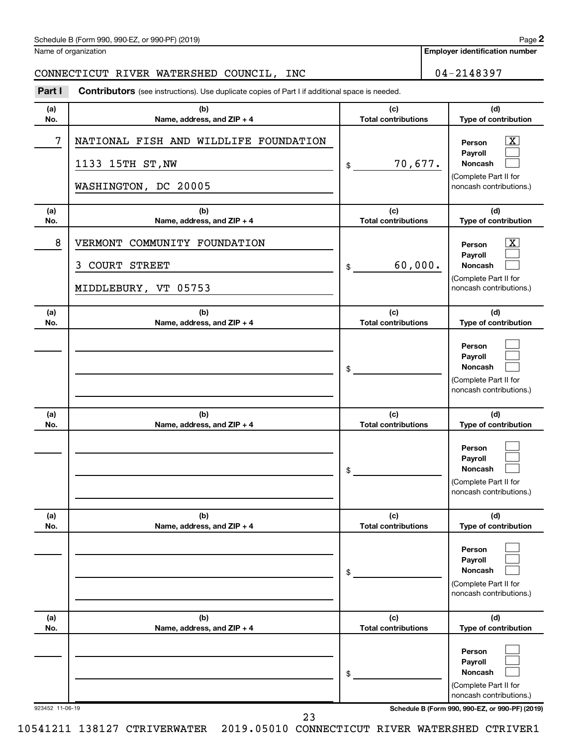Schedule B (Form 990, 990-EZ, or 990-PF) (2019)

Name of organization: CONNECTICUT RIVER WATERSHED COUNCIL, INC

Employer identification number: 04-2148397

**Part I** **Contributors** (see instructions). Use duplicate copies of Part I if additional space is needed.

| (a) No. | (b) Name, address, and ZIP + 4 | (c) Total contributions | (d) Type of contribution |
|---|---|---|---|
| 7 | NATIONAL FISH AND WILDLIFE FOUNDATION<br>1133 15TH ST,NW<br>WASHINGTON, DC 20005 | $ 70,677. | Person [X]<br>Payroll [ ]<br>Noncash [ ]<br>(Complete Part II for noncash contributions.) |
| 8 | VERMONT COMMUNITY FOUNDATION<br>3 COURT STREET<br>MIDDLEBURY, VT 05753 | $ 60,000. | Person [X]<br>Payroll [ ]<br>Noncash [ ]<br>(Complete Part II for noncash contributions.) |
| | | $ | Person [ ]<br>Payroll [ ]<br>Noncash [ ]<br>(Complete Part II for noncash contributions.) |
| | | $ | Person [ ]<br>Payroll [ ]<br>Noncash [ ]<br>(Complete Part II for noncash contributions.) |
| | | $ | Person [ ]<br>Payroll [ ]<br>Noncash [ ]<br>(Complete Part II for noncash contributions.) |
| | | $ | Person [ ]<br>Payroll [ ]<br>Noncash [ ]<br>(Complete Part II for noncash contributions.) |

923452 11-06-19

Schedule B (Form 990, 990-EZ, or 990-PF) (2019)

10541211 138127 CTRIVERWATER 2019.05010 CONNECTICUT RIVER WATERSHED CTRIVER1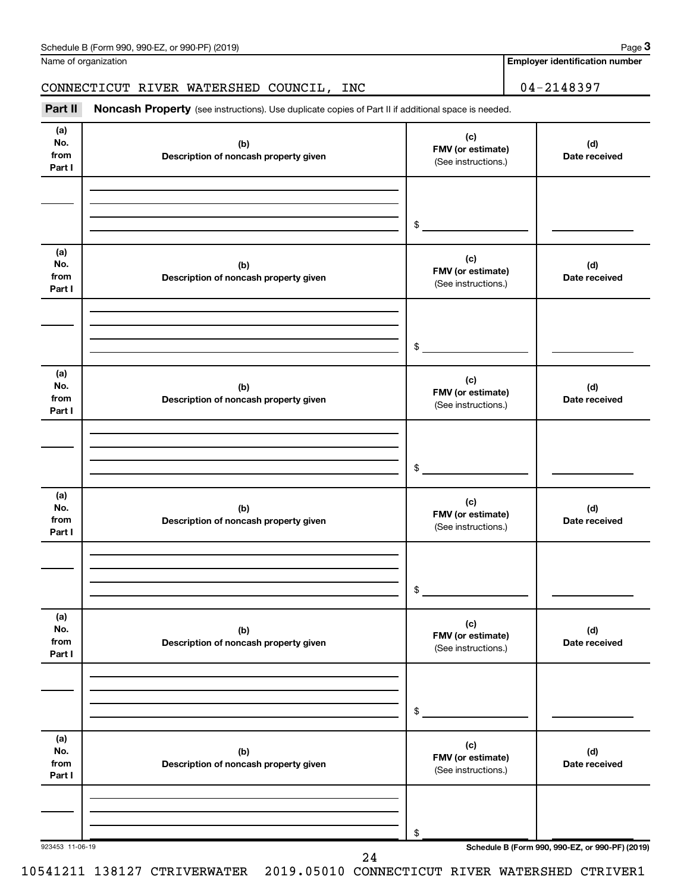Schedule B (Form 990, 990-EZ, or 990-PF) (2019)

| Name of organization | Employer identification number |
| --- | --- |
| CONNECTICUT RIVER WATERSHED COUNCIL, INC | 04-2148397 |

**Part II** **Noncash Property** (see instructions). Use duplicate copies of Part II if additional space is needed.

| (a) No. from Part I | (b) Description of noncash property given | (c) FMV (or estimate) (See instructions.) | (d) Date received |
| --- | --- | --- | --- |
| | | $ | |

| (a) No. from Part I | (b) Description of noncash property given | (c) FMV (or estimate) (See instructions.) | (d) Date received |
| --- | --- | --- | --- |
| | | $ | |

| (a) No. from Part I | (b) Description of noncash property given | (c) FMV (or estimate) (See instructions.) | (d) Date received |
| --- | --- | --- | --- |
| | | $ | |

| (a) No. from Part I | (b) Description of noncash property given | (c) FMV (or estimate) (See instructions.) | (d) Date received |
| --- | --- | --- | --- |
| | | $ | |

| (a) No. from Part I | (b) Description of noncash property given | (c) FMV (or estimate) (See instructions.) | (d) Date received |
| --- | --- | --- | --- |
| | | $ | |

| (a) No. from Part I | (b) Description of noncash property given | (c) FMV (or estimate) (See instructions.) | (d) Date received |
| --- | --- | --- | --- |
| | | $ | |

923453 11-06-19

**Schedule B (Form 990, 990-EZ, or 990-PF) (2019)**

10541211 138127 CTRIVERWATER 2019.05010 CONNECTICUT RIVER WATERSHED CTRIVER1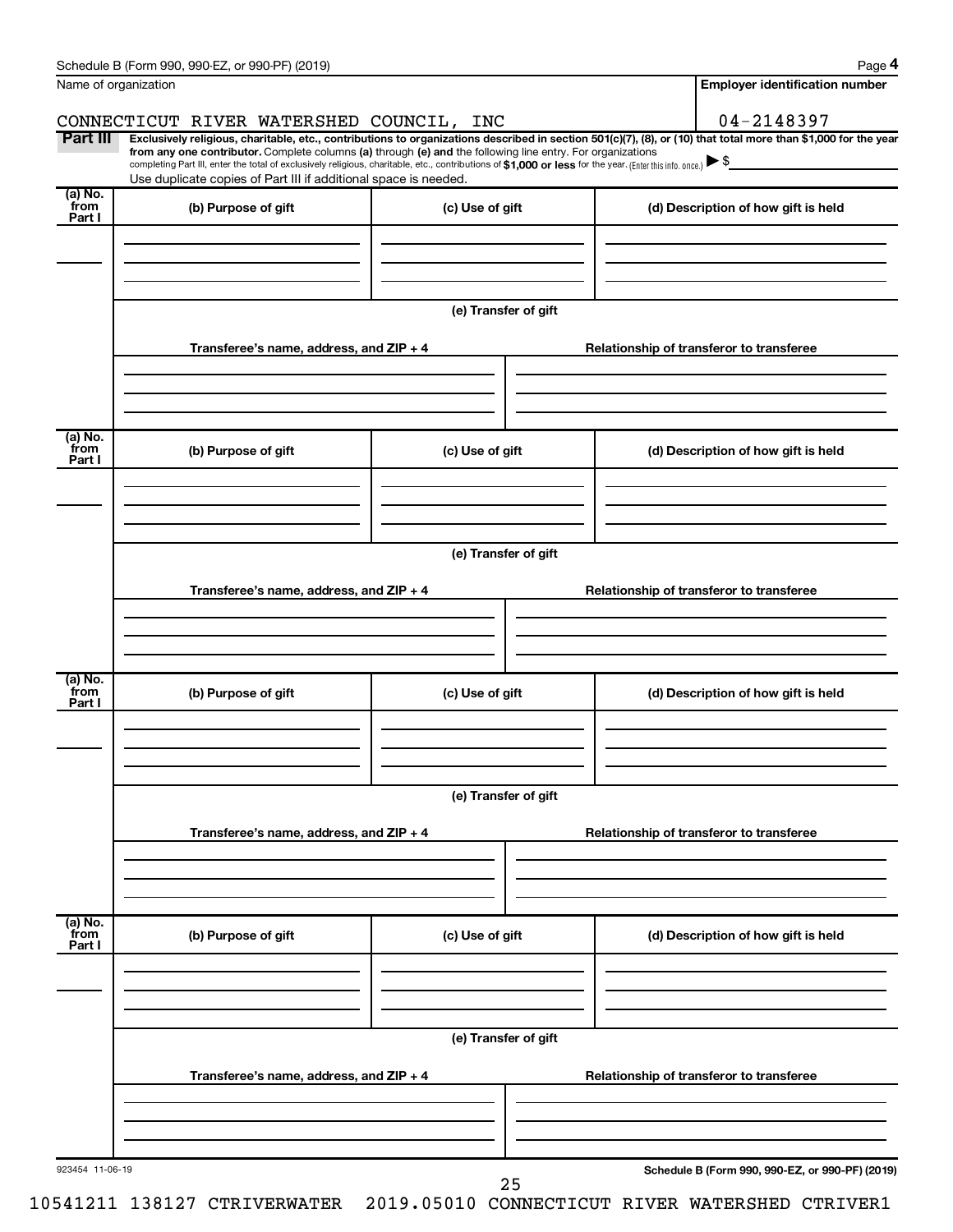Name of organization

**Employer identification number**

CONNECTICUT RIVER WATERSHED COUNCIL, INC

04-2148397

**Part III** **Exclusively religious, charitable, etc., contributions to organizations described in section 501(c)(7), (8), or (10) that total more than $1,000 for the year from any one contributor.** Complete columns **(a)** through **(e) and** the following line entry. For organizations completing Part III, enter the total of exclusively religious, charitable, etc., contributions of **$1,000 or less** for the year. (Enter this info. once.) ▶ $

Use duplicate copies of Part III if additional space is needed.

| (a) No. from Part I | (b) Purpose of gift | (c) Use of gift | (d) Description of how gift is held |
|---|---|---|---|
| | | | |

(e) Transfer of gift

| Transferee's name, address, and ZIP + 4 | Relationship of transferor to transferee |
|---|---|
| | |

| (a) No. from Part I | (b) Purpose of gift | (c) Use of gift | (d) Description of how gift is held |
|---|---|---|---|
| | | | |

(e) Transfer of gift

| Transferee's name, address, and ZIP + 4 | Relationship of transferor to transferee |
|---|---|
| | |

| (a) No. from Part I | (b) Purpose of gift | (c) Use of gift | (d) Description of how gift is held |
|---|---|---|---|
| | | | |

(e) Transfer of gift

| Transferee's name, address, and ZIP + 4 | Relationship of transferor to transferee |
|---|---|
| | |

| (a) No. from Part I | (b) Purpose of gift | (c) Use of gift | (d) Description of how gift is held |
|---|---|---|---|
| | | | |

(e) Transfer of gift

| Transferee's name, address, and ZIP + 4 | Relationship of transferor to transferee |
|---|---|
| | |

923454 11-06-19

**Schedule B (Form 990, 990-EZ, or 990-PF) (2019)**

10541211 138127 CTRIVERWATER 2019.05010 CONNECTICUT RIVER WATERSHED CTRIVER1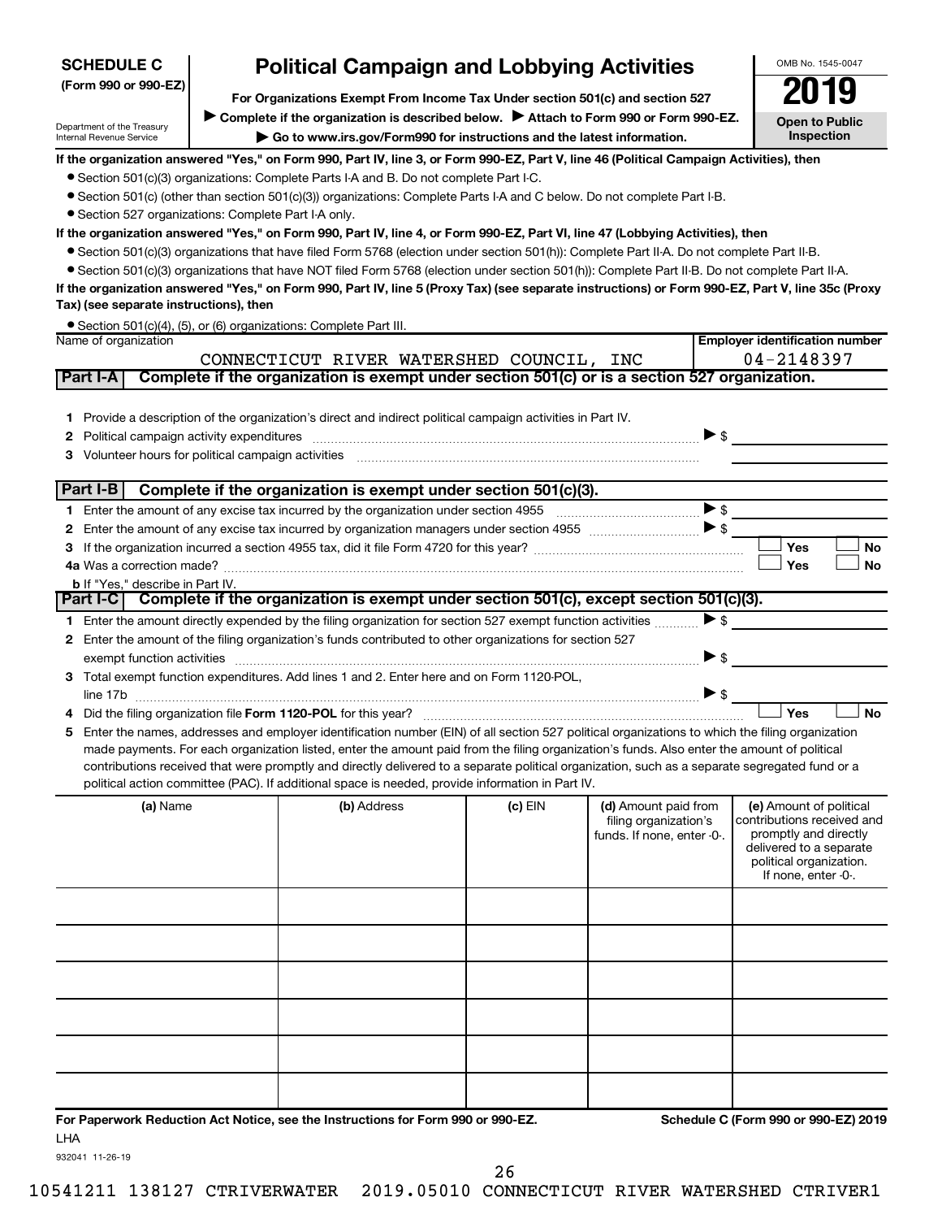# SCHEDULE C (Form 990 or 990-EZ)

# Political Campaign and Lobbying Activities

**For Organizations Exempt From Income Tax Under section 501(c) and section 527**

▶ Complete if the organization is described below. ▶ Attach to Form 990 or Form 990-EZ.

▶ Go to www.irs.gov/Form990 for instructions and the latest information.

Department of the Treasury Internal Revenue Service

OMB No. 1545-0047

**2019**

**Open to Public Inspection**

**If the organization answered "Yes," on Form 990, Part IV, line 3, or Form 990-EZ, Part V, line 46 (Political Campaign Activities), then**

- Section 501(c)(3) organizations: Complete Parts I-A and B. Do not complete Part I-C.
- Section 501(c) (other than section 501(c)(3)) organizations: Complete Parts I-A and C below. Do not complete Part I-B.
- Section 527 organizations: Complete Part I-A only.

**If the organization answered "Yes," on Form 990, Part IV, line 4, or Form 990-EZ, Part VI, line 47 (Lobbying Activities), then**

- Section 501(c)(3) organizations that have filed Form 5768 (election under section 501(h)): Complete Part II-A. Do not complete Part II-B.
- Section 501(c)(3) organizations that have NOT filed Form 5768 (election under section 501(h)): Complete Part II-B. Do not complete Part II-A.

**If the organization answered "Yes," on Form 990, Part IV, line 5 (Proxy Tax) (see separate instructions) or Form 990-EZ, Part V, line 35c (Proxy Tax) (see separate instructions), then**

- Section 501(c)(4), (5), or (6) organizations: Complete Part III.

| Name of organization | Employer identification number |
|---|---|
| CONNECTICUT RIVER WATERSHED COUNCIL, INC | 04-2148397 |

## Part I-A Complete if the organization is exempt under section 501(c) or is a section 527 organization.

1 Provide a description of the organization's direct and indirect political campaign activities in Part IV.

2 Political campaign activity expenditures ▶ $

3 Volunteer hours for political campaign activities

## Part I-B Complete if the organization is exempt under section 501(c)(3).

1 Enter the amount of any excise tax incurred by the organization under section 4955 ▶ $

2 Enter the amount of any excise tax incurred by organization managers under section 4955 ▶ $

3 If the organization incurred a section 4955 tax, did it file Form 4720 for this year? ☐ Yes ☐ No

4a Was a correction made? ☐ Yes ☐ No

b If "Yes," describe in Part IV.

## Part I-C Complete if the organization is exempt under section 501(c), except section 501(c)(3).

1 Enter the amount directly expended by the filing organization for section 527 exempt function activities ▶ $

2 Enter the amount of the filing organization's funds contributed to other organizations for section 527 exempt function activities ▶ $

3 Total exempt function expenditures. Add lines 1 and 2. Enter here and on Form 1120-POL, line 17b ▶ $

4 Did the filing organization file **Form 1120-POL** for this year? ☐ Yes ☐ No

5 Enter the names, addresses and employer identification number (EIN) of all section 527 political organizations to which the filing organization made payments. For each organization listed, enter the amount paid from the filing organization's funds. Also enter the amount of political contributions received that were promptly and directly delivered to a separate political organization, such as a separate segregated fund or a political action committee (PAC). If additional space is needed, provide information in Part IV.

| (a) Name | (b) Address | (c) EIN | (d) Amount paid from filing organization's funds. If none, enter -0-. | (e) Amount of political contributions received and promptly and directly delivered to a separate political organization. If none, enter -0-. |
|---|---|---|---|---|
| | | | | |
| | | | | |
| | | | | |
| | | | | |
| | | | | |
| | | | | |

**For Paperwork Reduction Act Notice, see the Instructions for Form 990 or 990-EZ.** **Schedule C (Form 990 or 990-EZ) 2019**

LHA

932041 11-26-19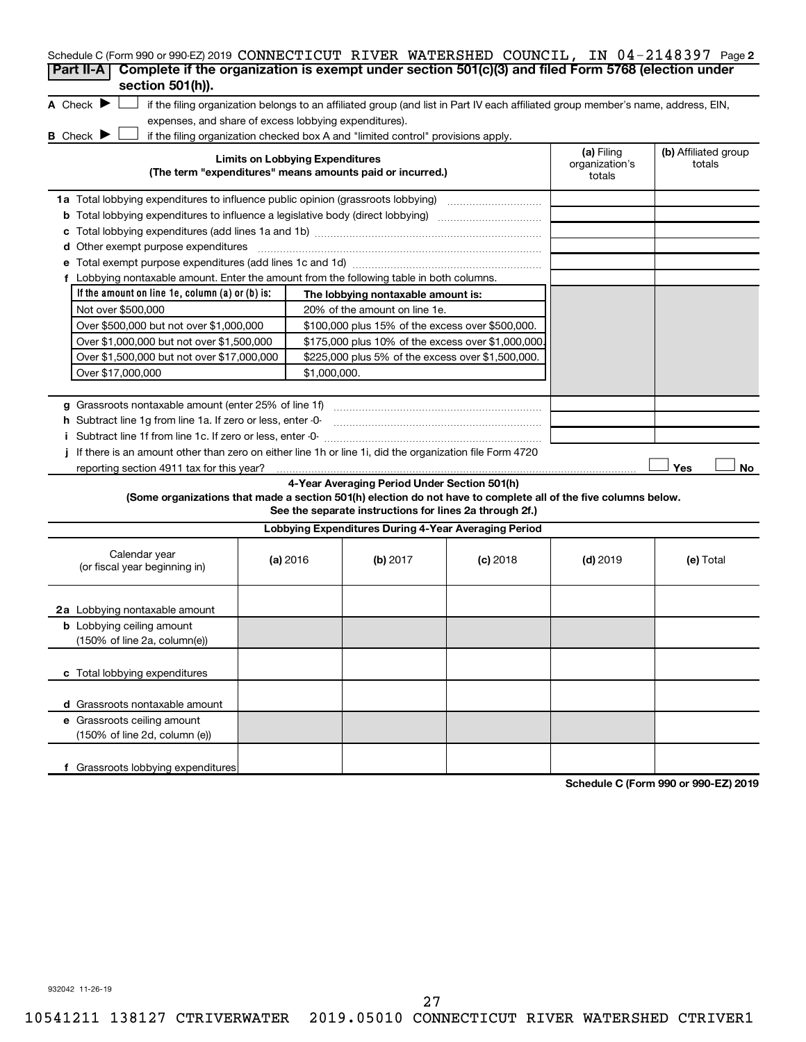Schedule C (Form 990 or 990-EZ) 2019 CONNECTICUT RIVER WATERSHED COUNCIL, IN 04-2148397 Page 2

**Part II-A** **Complete if the organization is exempt under section 501(c)(3) and filed Form 5768 (election under section 501(h)).**

A Check ▶ ☐ if the filing organization belongs to an affiliated group (and list in Part IV each affiliated group member's name, address, EIN, expenses, and share of excess lobbying expenditures).

B Check ▶ ☐ if the filing organization checked box A and "limited control" provisions apply.

| **Limits on Lobbying Expenditures** (The term "expenditures" means amounts paid or incurred.) | **(a)** Filing organization's totals | **(b)** Affiliated group totals |
|---|---|---|
| **1a** Total lobbying expenditures to influence public opinion (grassroots lobbying) | | |
| **b** Total lobbying expenditures to influence a legislative body (direct lobbying) | | |
| **c** Total lobbying expenditures (add lines 1a and 1b) | | |
| **d** Other exempt purpose expenditures | | |
| **e** Total exempt purpose expenditures (add lines 1c and 1d) | | |
| **f** Lobbying nontaxable amount. Enter the amount from the following table in both columns. | | |

| If the amount on line 1e, column (a) or (b) is: | The lobbying nontaxable amount is: |
|---|---|
| Not over $500,000 | 20% of the amount on line 1e. |
| Over $500,000 but not over $1,000,000 | $100,000 plus 15% of the excess over $500,000. |
| Over $1,000,000 but not over $1,500,000 | $175,000 plus 10% of the excess over $1,000,000. |
| Over $1,500,000 but not over $17,000,000 | $225,000 plus 5% of the excess over $1,500,000. |
| Over $17,000,000 | $1,000,000. |

| | (a) | (b) |
|---|---|---|
| **g** Grassroots nontaxable amount (enter 25% of line 1f) | | |
| **h** Subtract line 1g from line 1a. If zero or less, enter -0- | | |
| **i** Subtract line 1f from line 1c. If zero or less, enter -0- | | |

**j** If there is an amount other than zero on either line 1h or line 1i, did the organization file Form 4720 reporting section 4911 tax for this year? ☐ Yes ☐ No

**4-Year Averaging Period Under Section 501(h)**

**(Some organizations that made a section 501(h) election do not have to complete all of the five columns below. See the separate instructions for lines 2a through 2f.)**

**Lobbying Expenditures During 4-Year Averaging Period**

| Calendar year (or fiscal year beginning in) | **(a)** 2016 | **(b)** 2017 | **(c)** 2018 | **(d)** 2019 | **(e)** Total |
|---|---|---|---|---|---|
| **2a** Lobbying nontaxable amount | | | | | |
| **b** Lobbying ceiling amount (150% of line 2a, column(e)) | | | | | |
| **c** Total lobbying expenditures | | | | | |
| **d** Grassroots nontaxable amount | | | | | |
| **e** Grassroots ceiling amount (150% of line 2d, column (e)) | | | | | |
| **f** Grassroots lobbying expenditures | | | | | |

**Schedule C (Form 990 or 990-EZ) 2019**

932042 11-26-19

10541211 138127 CTRIVERWATER 2019.05010 CONNECTICUT RIVER WATERSHED CTRIVER1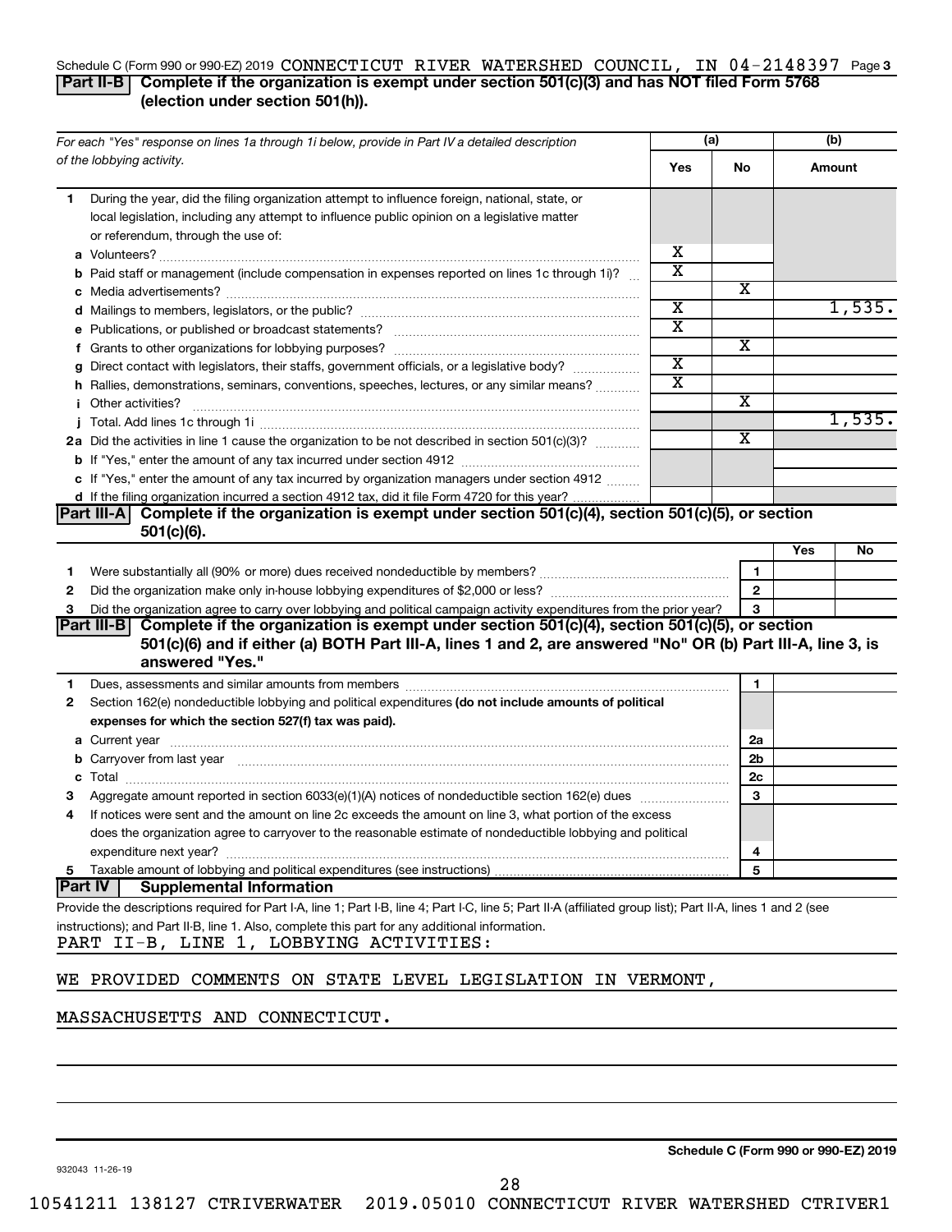Schedule C (Form 990 or 990-EZ) 2019 CONNECTICUT RIVER WATERSHED COUNCIL, IN 04-2148397 Page 3

## Part II-B Complete if the organization is exempt under section 501(c)(3) and has NOT filed Form 5768 (election under section 501(h)).

| For each "Yes" response on lines 1a through 1i below, provide in Part IV a detailed description of the lobbying activity. | (a) Yes | (a) No | (b) Amount |
|---|---|---|---|
| **1** During the year, did the filing organization attempt to influence foreign, national, state, or local legislation, including any attempt to influence public opinion on a legislative matter or referendum, through the use of: | | | |
| **a** Volunteers? | X | | |
| **b** Paid staff or management (include compensation in expenses reported on lines 1c through 1i)? | X | | |
| **c** Media advertisements? | | X | |
| **d** Mailings to members, legislators, or the public? | X | | 1,535. |
| **e** Publications, or published or broadcast statements? | X | | |
| **f** Grants to other organizations for lobbying purposes? | | X | |
| **g** Direct contact with legislators, their staffs, government officials, or a legislative body? | X | | |
| **h** Rallies, demonstrations, seminars, conventions, speeches, lectures, or any similar means? | X | | |
| **i** Other activities? | | X | |
| **j** Total. Add lines 1c through 1i | | | 1,535. |
| **2a** Did the activities in line 1 cause the organization to be not described in section 501(c)(3)? | | X | |
| **b** If "Yes," enter the amount of any tax incurred under section 4912 | | | |
| **c** If "Yes," enter the amount of any tax incurred by organization managers under section 4912 | | | |
| **d** If the filing organization incurred a section 4912 tax, did it file Form 4720 for this year? | | | |

## Part III-A Complete if the organization is exempt under section 501(c)(4), section 501(c)(5), or section 501(c)(6).

| | | | Yes | No |
|---|---|---|---|---|
| **1** | Were substantially all (90% or more) dues received nondeductible by members? | 1 | | |
| **2** | Did the organization make only in-house lobbying expenditures of $2,000 or less? | 2 | | |
| **3** | Did the organization agree to carry over lobbying and political campaign activity expenditures from the prior year? | 3 | | |

## Part III-B Complete if the organization is exempt under section 501(c)(4), section 501(c)(5), or section 501(c)(6) and if either (a) BOTH Part III-A, lines 1 and 2, are answered "No" OR (b) Part III-A, line 3, is answered "Yes."

| | | | |
|---|---|---|---|
| **1** | Dues, assessments and similar amounts from members | 1 | |
| **2** | Section 162(e) nondeductible lobbying and political expenditures **(do not include amounts of political expenses for which the section 527(f) tax was paid).** | | |
| **a** | Current year | 2a | |
| **b** | Carryover from last year | 2b | |
| **c** | Total | 2c | |
| **3** | Aggregate amount reported in section 6033(e)(1)(A) notices of nondeductible section 162(e) dues | 3 | |
| **4** | If notices were sent and the amount on line 2c exceeds the amount on line 3, what portion of the excess does the organization agree to carryover to the reasonable estimate of nondeductible lobbying and political expenditure next year? | 4 | |
| **5** | Taxable amount of lobbying and political expenditures (see instructions) | 5 | |

## Part IV Supplemental Information

Provide the descriptions required for Part I-A, line 1; Part I-B, line 4; Part I-C, line 5; Part II-A (affiliated group list); Part II-A, lines 1 and 2 (see instructions); and Part II-B, line 1. Also, complete this part for any additional information.

PART II-B, LINE 1, LOBBYING ACTIVITIES:

WE PROVIDED COMMENTS ON STATE LEVEL LEGISLATION IN VERMONT,

MASSACHUSETTS AND CONNECTICUT.

**Schedule C (Form 990 or 990-EZ) 2019**

932043 11-26-19

10541211 138127 CTRIVERWATER 2019.05010 CONNECTICUT RIVER WATERSHED CTRIVER1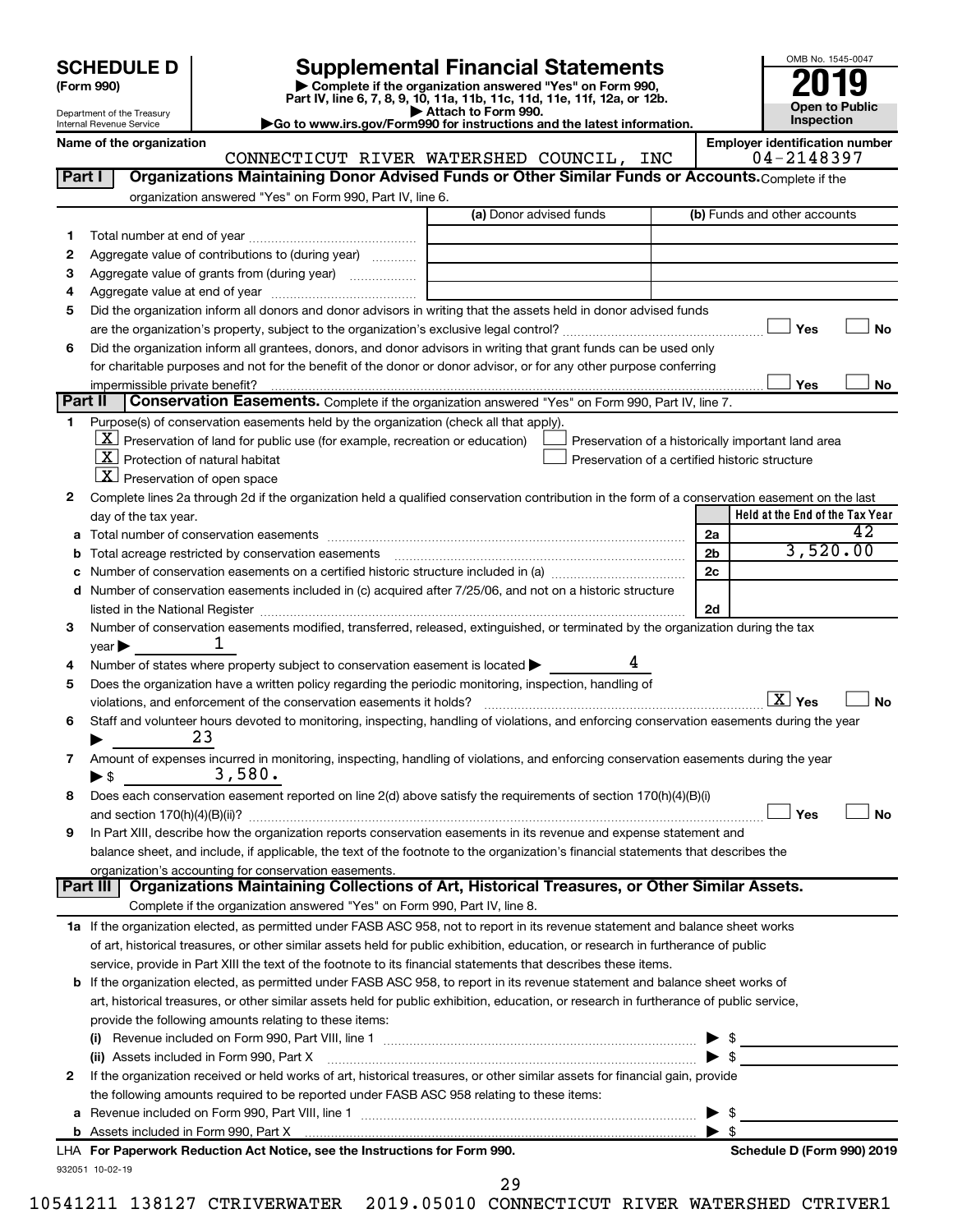# SCHEDULE D (Form 990)

Department of the Treasury
Internal Revenue Service

## Supplemental Financial Statements

▶ Complete if the organization answered "Yes" on Form 990, Part IV, line 6, 7, 8, 9, 10, 11a, 11b, 11c, 11d, 11e, 11f, 12a, or 12b.
▶ Attach to Form 990.
▶Go to www.irs.gov/Form990 for instructions and the latest information.

OMB No. 1545-0047
**2019**
**Open to Public Inspection**

**Name of the organization:** CONNECTICUT RIVER WATERSHED COUNCIL, INC
**Employer identification number:** 04-2148397

## Part I Organizations Maintaining Donor Advised Funds or Other Similar Funds or Accounts.

Complete if the organization answered "Yes" on Form 990, Part IV, line 6.

| | | (a) Donor advised funds | (b) Funds and other accounts |
|---|---|---|---|
| 1 | Total number at end of year | | |
| 2 | Aggregate value of contributions to (during year) | | |
| 3 | Aggregate value of grants from (during year) | | |
| 4 | Aggregate value at end of year | | |

5 Did the organization inform all donors and donor advisors in writing that the assets held in donor advised funds are the organization's property, subject to the organization's exclusive legal control? ☐ Yes ☐ No

6 Did the organization inform all grantees, donors, and donor advisors in writing that grant funds can be used only for charitable purposes and not for the benefit of the donor or donor advisor, or for any other purpose conferring impermissible private benefit? ☐ Yes ☐ No

## Part II Conservation Easements.

Complete if the organization answered "Yes" on Form 990, Part IV, line 7.

1 Purpose(s) of conservation easements held by the organization (check all that apply).

- ☒ Preservation of land for public use (for example, recreation or education)
- ☒ Protection of natural habitat
- ☒ Preservation of open space
- ☐ Preservation of a historically important land area
- ☐ Preservation of a certified historic structure

2 Complete lines 2a through 2d if the organization held a qualified conservation contribution in the form of a conservation easement on the last day of the tax year.

| | | | Held at the End of the Tax Year |
|---|---|---|---|
| a | Total number of conservation easements | 2a | 42 |
| b | Total acreage restricted by conservation easements | 2b | 3,520.00 |
| c | Number of conservation easements on a certified historic structure included in (a) | 2c | |
| d | Number of conservation easements included in (c) acquired after 7/25/06, and not on a historic structure listed in the National Register | 2d | |

3 Number of conservation easements modified, transferred, released, extinguished, or terminated by the organization during the tax year ▶ 1

4 Number of states where property subject to conservation easement is located ▶ 4

5 Does the organization have a written policy regarding the periodic monitoring, inspection, handling of violations, and enforcement of the conservation easements it holds? ☒ Yes ☐ No

6 Staff and volunteer hours devoted to monitoring, inspecting, handling of violations, and enforcing conservation easements during the year ▶ 23

7 Amount of expenses incurred in monitoring, inspecting, handling of violations, and enforcing conservation easements during the year ▶ $ 3,580.

8 Does each conservation easement reported on line 2(d) above satisfy the requirements of section 170(h)(4)(B)(i) and section 170(h)(4)(B)(ii)? ☐ Yes ☐ No

9 In Part XIII, describe how the organization reports conservation easements in its revenue and expense statement and balance sheet, and include, if applicable, the text of the footnote to the organization's financial statements that describes the organization's accounting for conservation easements.

## Part III Organizations Maintaining Collections of Art, Historical Treasures, or Other Similar Assets.

Complete if the organization answered "Yes" on Form 990, Part IV, line 8.

1a If the organization elected, as permitted under FASB ASC 958, not to report in its revenue statement and balance sheet works of art, historical treasures, or other similar assets held for public exhibition, education, or research in furtherance of public service, provide in Part XIII the text of the footnote to its financial statements that describes these items.

b If the organization elected, as permitted under FASB ASC 958, to report in its revenue statement and balance sheet works of art, historical treasures, or other similar assets held for public exhibition, education, or research in furtherance of public service, provide the following amounts relating to these items:

(i) Revenue included on Form 990, Part VIII, line 1 ▶ $

(ii) Assets included in Form 990, Part X ▶ $

2 If the organization received or held works of art, historical treasures, or other similar assets for financial gain, provide the following amounts required to be reported under FASB ASC 958 relating to these items:

a Revenue included on Form 990, Part VIII, line 1 ▶ $

b Assets included in Form 990, Part X ▶ $

LHA For Paperwork Reduction Act Notice, see the Instructions for Form 990. Schedule D (Form 990) 2019

932051 10-02-19

10541211 138127 CTRIVERWATER 2019.05010 CONNECTICUT RIVER WATERSHED CTRIVER1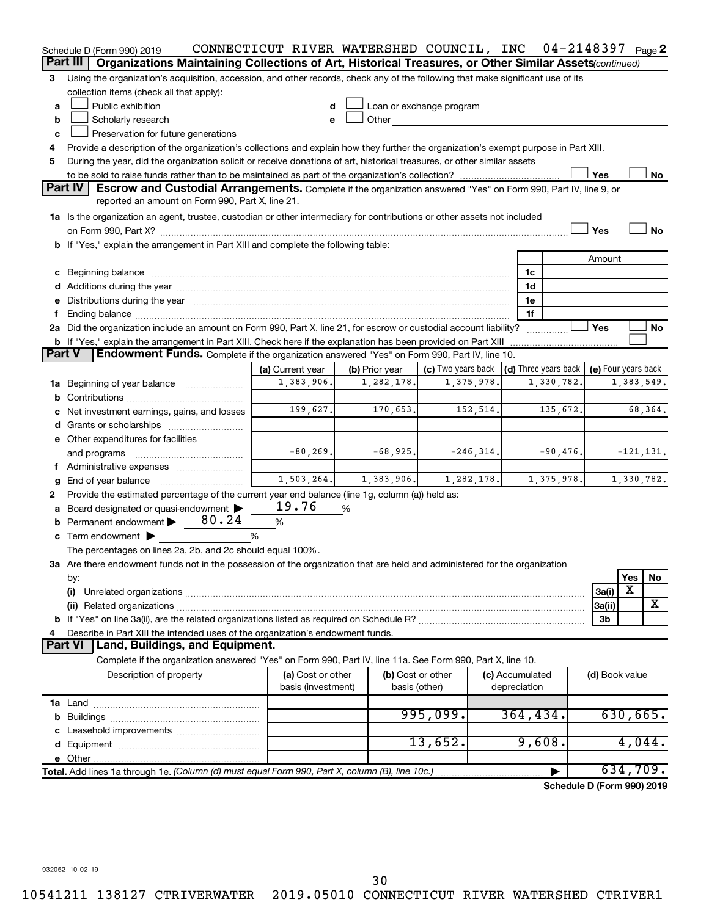Schedule D (Form 990) 2019 CONNECTICUT RIVER WATERSHED COUNCIL, INC 04-2148397 Page 2

## Part III Organizations Maintaining Collections of Art, Historical Treasures, or Other Similar Assets *(continued)*

3 Using the organization's acquisition, accession, and other records, check any of the following that make significant use of its collection items (check all that apply):

a ☐ Public exhibition
b ☐ Scholarly research
c ☐ Preservation for future generations
d ☐ Loan or exchange program
e ☐ Other

4 Provide a description of the organization's collections and explain how they further the organization's exempt purpose in Part XIII.

5 During the year, did the organization solicit or receive donations of art, historical treasures, or other similar assets to be sold to raise funds rather than to be maintained as part of the organization's collection? ☐ Yes ☐ No

## Part IV Escrow and Custodial Arrangements.

Complete if the organization answered "Yes" on Form 990, Part IV, line 9, or reported an amount on Form 990, Part X, line 21.

1a Is the organization an agent, trustee, custodian or other intermediary for contributions or other assets not included on Form 990, Part X? ☐ Yes ☐ No

b If "Yes," explain the arrangement in Part XIII and complete the following table:

| | | Amount |
|---|---|---|
| c Beginning balance | 1c | |
| d Additions during the year | 1d | |
| e Distributions during the year | 1e | |
| f Ending balance | 1f | |

2a Did the organization include an amount on Form 990, Part X, line 21, for escrow or custodial account liability? ☐ Yes ☐ No

b If "Yes," explain the arrangement in Part XIII. Check here if the explanation has been provided on Part XIII ☐

## Part V Endowment Funds.

Complete if the organization answered "Yes" on Form 990, Part IV, line 10.

| | (a) Current year | (b) Prior year | (c) Two years back | (d) Three years back | (e) Four years back |
|---|---|---|---|---|---|
| 1a Beginning of year balance | 1,383,906. | 1,282,178. | 1,375,978. | 1,330,782. | 1,383,549. |
| b Contributions | | | | | |
| c Net investment earnings, gains, and losses | 199,627. | 170,653. | 152,514. | 135,672. | 68,364. |
| d Grants or scholarships | | | | | |
| e Other expenditures for facilities and programs | -80,269. | -68,925. | -246,314. | -90,476. | -121,131. |
| f Administrative expenses | | | | | |
| g End of year balance | 1,503,264. | 1,383,906. | 1,282,178. | 1,375,978. | 1,330,782. |

2 Provide the estimated percentage of the current year end balance (line 1g, column (a)) held as:

a Board designated or quasi-endowment ▶ 19.76 %
b Permanent endowment ▶ 80.24 %
c Term endowment ▶ %

The percentages on lines 2a, 2b, and 2c should equal 100%.

3a Are there endowment funds not in the possession of the organization that are held and administered for the organization by:

| | | Yes | No |
|---|---|---|---|
| (i) Unrelated organizations | 3a(i) | X | |
| (ii) Related organizations | 3a(ii) | | X |
| b If "Yes" on line 3a(ii), are the related organizations listed as required on Schedule R? | 3b | | |

4 Describe in Part XIII the intended uses of the organization's endowment funds.

## Part VI Land, Buildings, and Equipment.

Complete if the organization answered "Yes" on Form 990, Part IV, line 11a. See Form 990, Part X, line 10.

| Description of property | (a) Cost or other basis (investment) | (b) Cost or other basis (other) | (c) Accumulated depreciation | (d) Book value |
|---|---|---|---|---|
| 1a Land | | | | |
| b Buildings | | 995,099. | 364,434. | 630,665. |
| c Leasehold improvements | | | | |
| d Equipment | | 13,652. | 9,608. | 4,044. |
| e Other | | | | |
| **Total.** Add lines 1a through 1e. *(Column (d) must equal Form 990, Part X, column (B), line 10c.)* | | | ▶ | 634,709. |

**Schedule D (Form 990) 2019**

932052 10-02-19

10541211 138127 CTRIVERWATER 2019.05010 CONNECTICUT RIVER WATERSHED CTRIVER1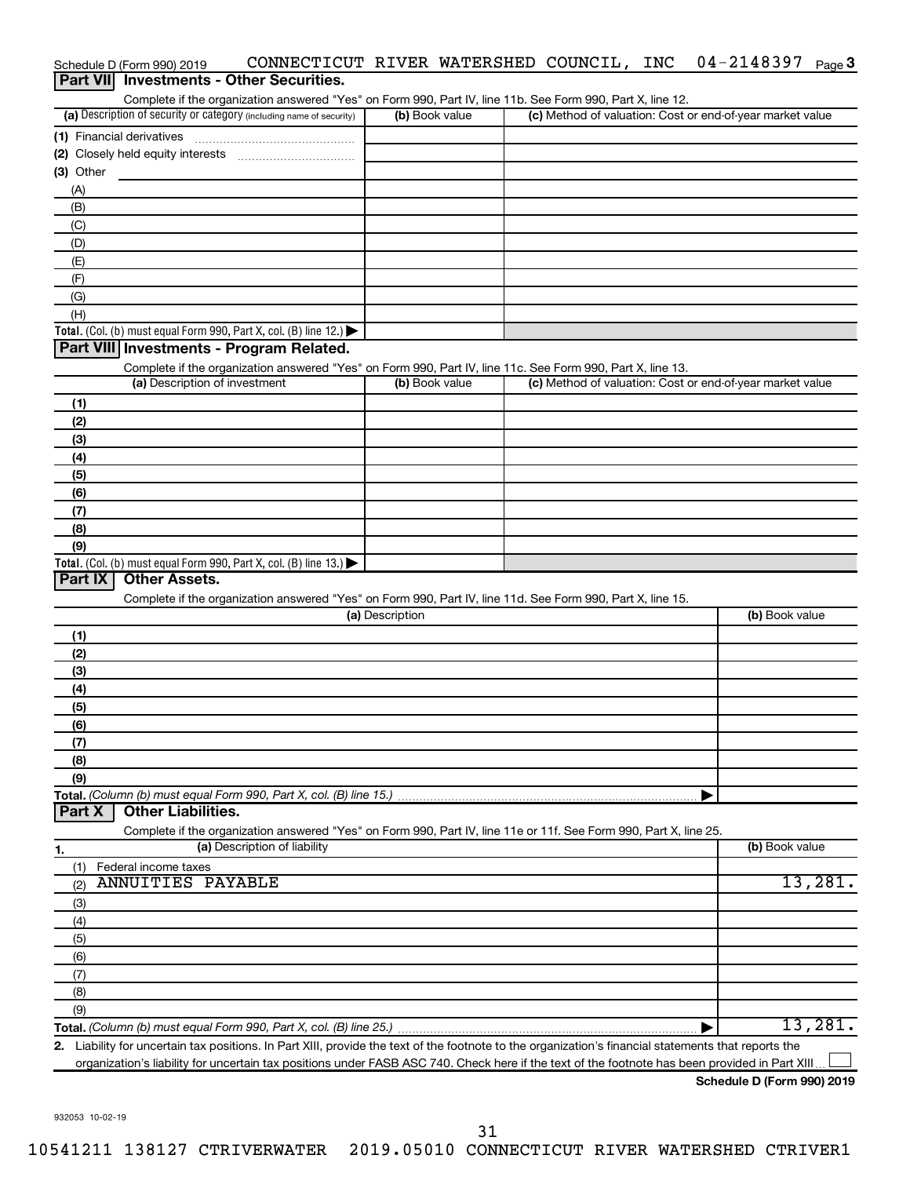Schedule D (Form 990) 2019 CONNECTICUT RIVER WATERSHED COUNCIL, INC 04-2148397 Page 3

## Part VII Investments - Other Securities.

Complete if the organization answered "Yes" on Form 990, Part IV, line 11b. See Form 990, Part X, line 12.

| (a) Description of security or category (including name of security) | (b) Book value | (c) Method of valuation: Cost or end-of-year market value |
|---|---|---|
| (1) Financial derivatives | | |
| (2) Closely held equity interests | | |
| (3) Other | | |
| (A) | | |
| (B) | | |
| (C) | | |
| (D) | | |
| (E) | | |
| (F) | | |
| (G) | | |
| (H) | | |
| **Total.** (Col. (b) must equal Form 990, Part X, col. (B) line 12.) ▶ | | |

## Part VIII Investments - Program Related.

Complete if the organization answered "Yes" on Form 990, Part IV, line 11c. See Form 990, Part X, line 13.

| (a) Description of investment | (b) Book value | (c) Method of valuation: Cost or end-of-year market value |
|---|---|---|
| (1) | | |
| (2) | | |
| (3) | | |
| (4) | | |
| (5) | | |
| (6) | | |
| (7) | | |
| (8) | | |
| (9) | | |
| **Total.** (Col. (b) must equal Form 990, Part X, col. (B) line 13.) ▶ | | |

## Part IX Other Assets.

Complete if the organization answered "Yes" on Form 990, Part IV, line 11d. See Form 990, Part X, line 15.

| (a) Description | (b) Book value |
|---|---|
| (1) | |
| (2) | |
| (3) | |
| (4) | |
| (5) | |
| (6) | |
| (7) | |
| (8) | |
| (9) | |
| **Total.** *(Column (b) must equal Form 990, Part X, col. (B) line 15.)* ▶ | |

## Part X Other Liabilities.

Complete if the organization answered "Yes" on Form 990, Part IV, line 11e or 11f. See Form 990, Part X, line 25.

| 1. (a) Description of liability | (b) Book value |
|---|---|
| (1) Federal income taxes | |
| (2) ANNUITIES PAYABLE | 13,281. |
| (3) | |
| (4) | |
| (5) | |
| (6) | |
| (7) | |
| (8) | |
| (9) | |
| **Total.** *(Column (b) must equal Form 990, Part X, col. (B) line 25.)* ▶ | 13,281. |

**2.** Liability for uncertain tax positions. In Part XIII, provide the text of the footnote to the organization's financial statements that reports the organization's liability for uncertain tax positions under FASB ASC 740. Check here if the text of the footnote has been provided in Part XIII ☐

**Schedule D (Form 990) 2019**

932053 10-02-19

10541211 138127 CTRIVERWATER 2019.05010 CONNECTICUT RIVER WATERSHED CTRIVER1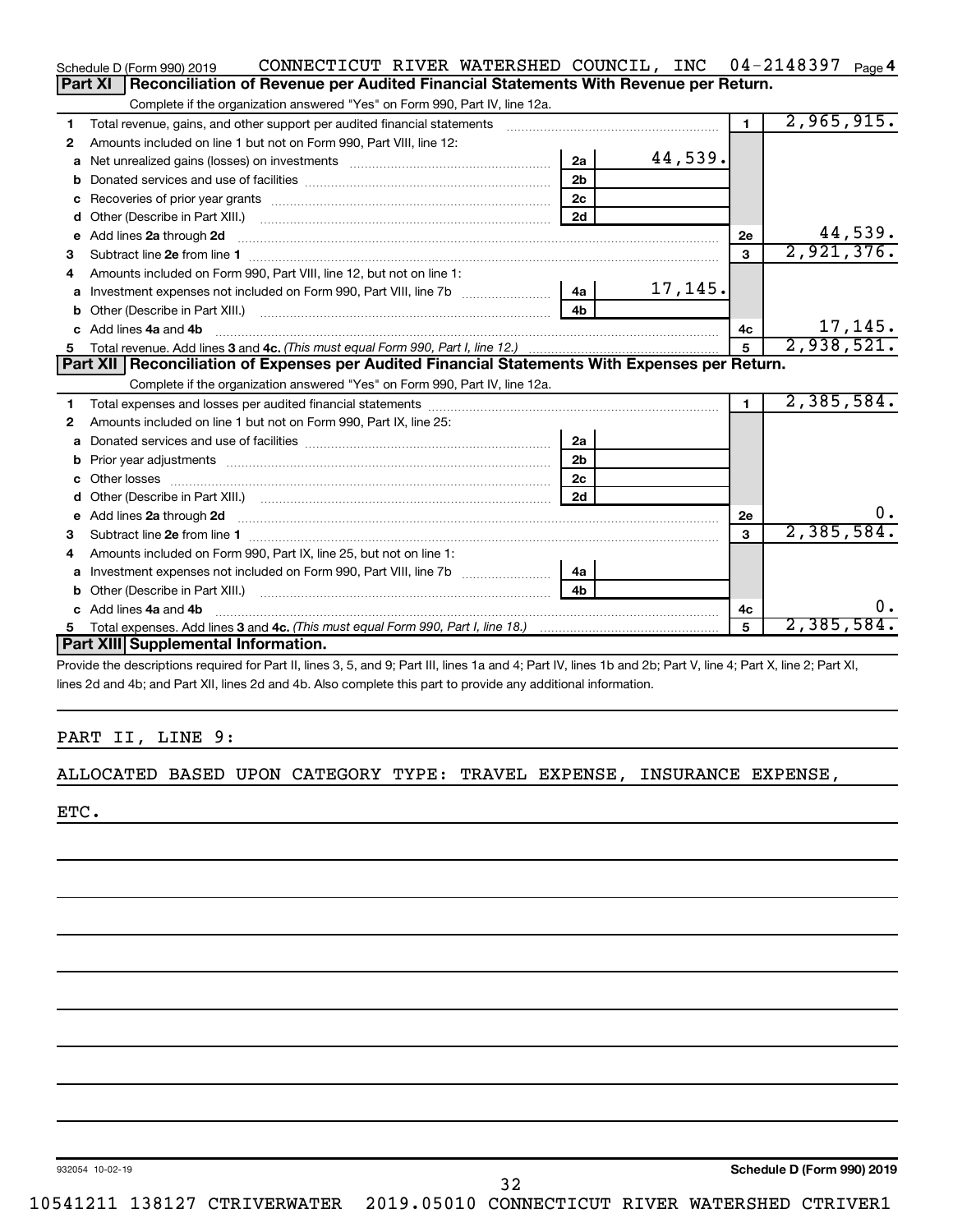Schedule D (Form 990) 2019 CONNECTICUT RIVER WATERSHED COUNCIL, INC 04-2148397 Page 4

## Part XI Reconciliation of Revenue per Audited Financial Statements With Revenue per Return.

Complete if the organization answered "Yes" on Form 990, Part IV, line 12a.

| | | | | | |
|---|---|---|---|---|---|
| 1 | Total revenue, gains, and other support per audited financial statements | | | 1 | 2,965,915. |
| 2 | Amounts included on line 1 but not on Form 990, Part VIII, line 12: | | | | |
| a | Net unrealized gains (losses) on investments | 2a | 44,539. | | |
| b | Donated services and use of facilities | 2b | | | |
| c | Recoveries of prior year grants | 2c | | | |
| d | Other (Describe in Part XIII.) | 2d | | | |
| e | Add lines 2a through 2d | | | 2e | 44,539. |
| 3 | Subtract line 2e from line 1 | | | 3 | 2,921,376. |
| 4 | Amounts included on Form 990, Part VIII, line 12, but not on line 1: | | | | |
| a | Investment expenses not included on Form 990, Part VIII, line 7b | 4a | 17,145. | | |
| b | Other (Describe in Part XIII.) | 4b | | | |
| c | Add lines 4a and 4b | | | 4c | 17,145. |
| 5 | Total revenue. Add lines 3 and 4c. *(This must equal Form 990, Part I, line 12.)* | | | 5 | 2,938,521. |

## Part XII Reconciliation of Expenses per Audited Financial Statements With Expenses per Return.

Complete if the organization answered "Yes" on Form 990, Part IV, line 12a.

| | | | | | |
|---|---|---|---|---|---|
| 1 | Total expenses and losses per audited financial statements | | | 1 | 2,385,584. |
| 2 | Amounts included on line 1 but not on Form 990, Part IX, line 25: | | | | |
| a | Donated services and use of facilities | 2a | | | |
| b | Prior year adjustments | 2b | | | |
| c | Other losses | 2c | | | |
| d | Other (Describe in Part XIII.) | 2d | | | |
| e | Add lines 2a through 2d | | | 2e | 0. |
| 3 | Subtract line 2e from line 1 | | | 3 | 2,385,584. |
| 4 | Amounts included on Form 990, Part IX, line 25, but not on line 1: | | | | |
| a | Investment expenses not included on Form 990, Part VIII, line 7b | 4a | | | |
| b | Other (Describe in Part XIII.) | 4b | | | |
| c | Add lines 4a and 4b | | | 4c | 0. |
| 5 | Total expenses. Add lines 3 and 4c. *(This must equal Form 990, Part I, line 18.)* | | | 5 | 2,385,584. |

## Part XIII Supplemental Information.

Provide the descriptions required for Part II, lines 3, 5, and 9; Part III, lines 1a and 4; Part IV, lines 1b and 2b; Part V, line 4; Part X, line 2; Part XI, lines 2d and 4b; and Part XII, lines 2d and 4b. Also complete this part to provide any additional information.

PART II, LINE 9:

ALLOCATED BASED UPON CATEGORY TYPE: TRAVEL EXPENSE, INSURANCE EXPENSE, ETC.

932054 10-02-19 Schedule D (Form 990) 2019

10541211 138127 CTRIVERWATER 2019.05010 CONNECTICUT RIVER WATERSHED CTRIVER1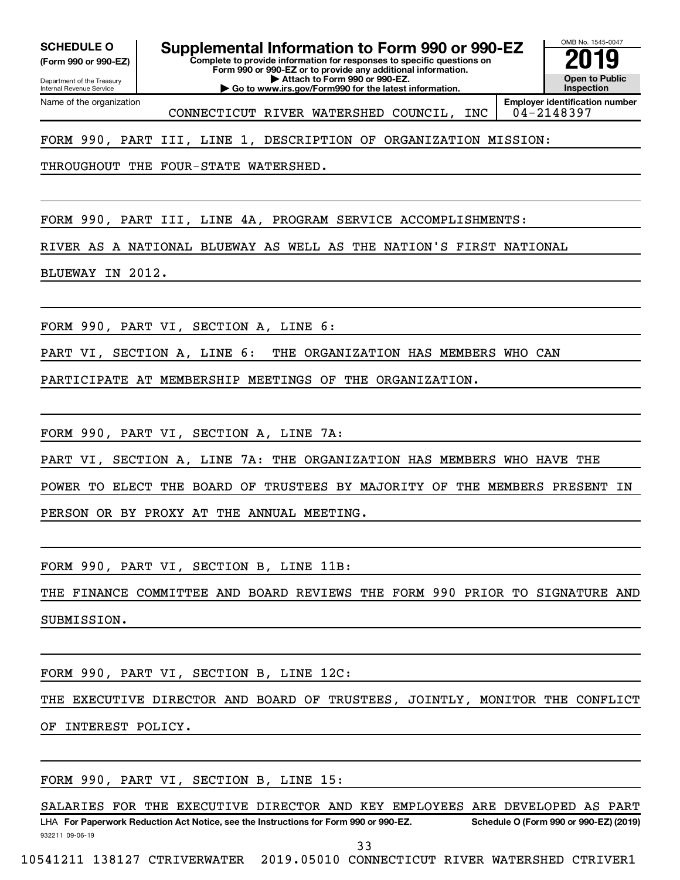**SCHEDULE O (Form 990 or 990-EZ)**

Department of the Treasury
Internal Revenue Service

# Supplemental Information to Form 990 or 990-EZ

**Complete to provide information for responses to specific questions on Form 990 or 990-EZ or to provide any additional information.**
**▶ Attach to Form 990 or 990-EZ.**
**▶ Go to www.irs.gov/Form990 for the latest information.**

OMB No. 1545-0047

**2019**

**Open to Public Inspection**

| Name of the organization | Employer identification number |
|---|---|
| CONNECTICUT RIVER WATERSHED COUNCIL, INC | 04-2148397 |

FORM 990, PART III, LINE 1, DESCRIPTION OF ORGANIZATION MISSION:

THROUGHOUT THE FOUR-STATE WATERSHED.

FORM 990, PART III, LINE 4A, PROGRAM SERVICE ACCOMPLISHMENTS:

RIVER AS A NATIONAL BLUEWAY AS WELL AS THE NATION'S FIRST NATIONAL BLUEWAY IN 2012.

FORM 990, PART VI, SECTION A, LINE 6:

PART VI, SECTION A, LINE 6: THE ORGANIZATION HAS MEMBERS WHO CAN PARTICIPATE AT MEMBERSHIP MEETINGS OF THE ORGANIZATION.

FORM 990, PART VI, SECTION A, LINE 7A:

PART VI, SECTION A, LINE 7A: THE ORGANIZATION HAS MEMBERS WHO HAVE THE POWER TO ELECT THE BOARD OF TRUSTEES BY MAJORITY OF THE MEMBERS PRESENT IN PERSON OR BY PROXY AT THE ANNUAL MEETING.

FORM 990, PART VI, SECTION B, LINE 11B:

THE FINANCE COMMITTEE AND BOARD REVIEWS THE FORM 990 PRIOR TO SIGNATURE AND SUBMISSION.

FORM 990, PART VI, SECTION B, LINE 12C:

THE EXECUTIVE DIRECTOR AND BOARD OF TRUSTEES, JOINTLY, MONITOR THE CONFLICT OF INTEREST POLICY.

FORM 990, PART VI, SECTION B, LINE 15:

SALARIES FOR THE EXECUTIVE DIRECTOR AND KEY EMPLOYEES ARE DEVELOPED AS PART

LHA **For Paperwork Reduction Act Notice, see the Instructions for Form 990 or 990-EZ.** **Schedule O (Form 990 or 990-EZ) (2019)**

932211 09-06-19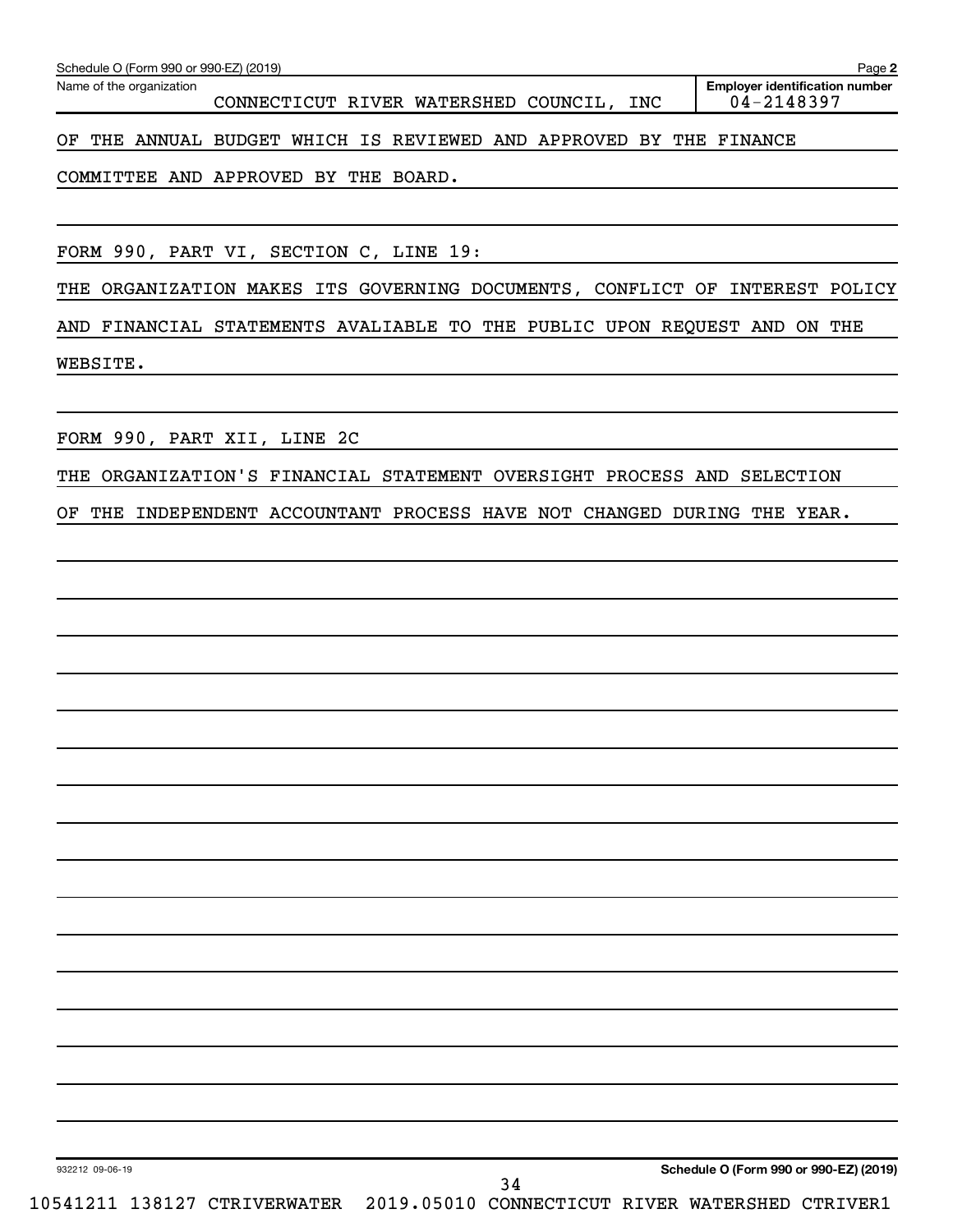Name of the organization: CONNECTICUT RIVER WATERSHED COUNCIL, INC

Employer identification number: 04-2148397

OF THE ANNUAL BUDGET WHICH IS REVIEWED AND APPROVED BY THE FINANCE COMMITTEE AND APPROVED BY THE BOARD.

FORM 990, PART VI, SECTION C, LINE 19:

THE ORGANIZATION MAKES ITS GOVERNING DOCUMENTS, CONFLICT OF INTEREST POLICY AND FINANCIAL STATEMENTS AVALIABLE TO THE PUBLIC UPON REQUEST AND ON THE WEBSITE.

FORM 990, PART XII, LINE 2C

THE ORGANIZATION'S FINANCIAL STATEMENT OVERSIGHT PROCESS AND SELECTION OF THE INDEPENDENT ACCOUNTANT PROCESS HAVE NOT CHANGED DURING THE YEAR.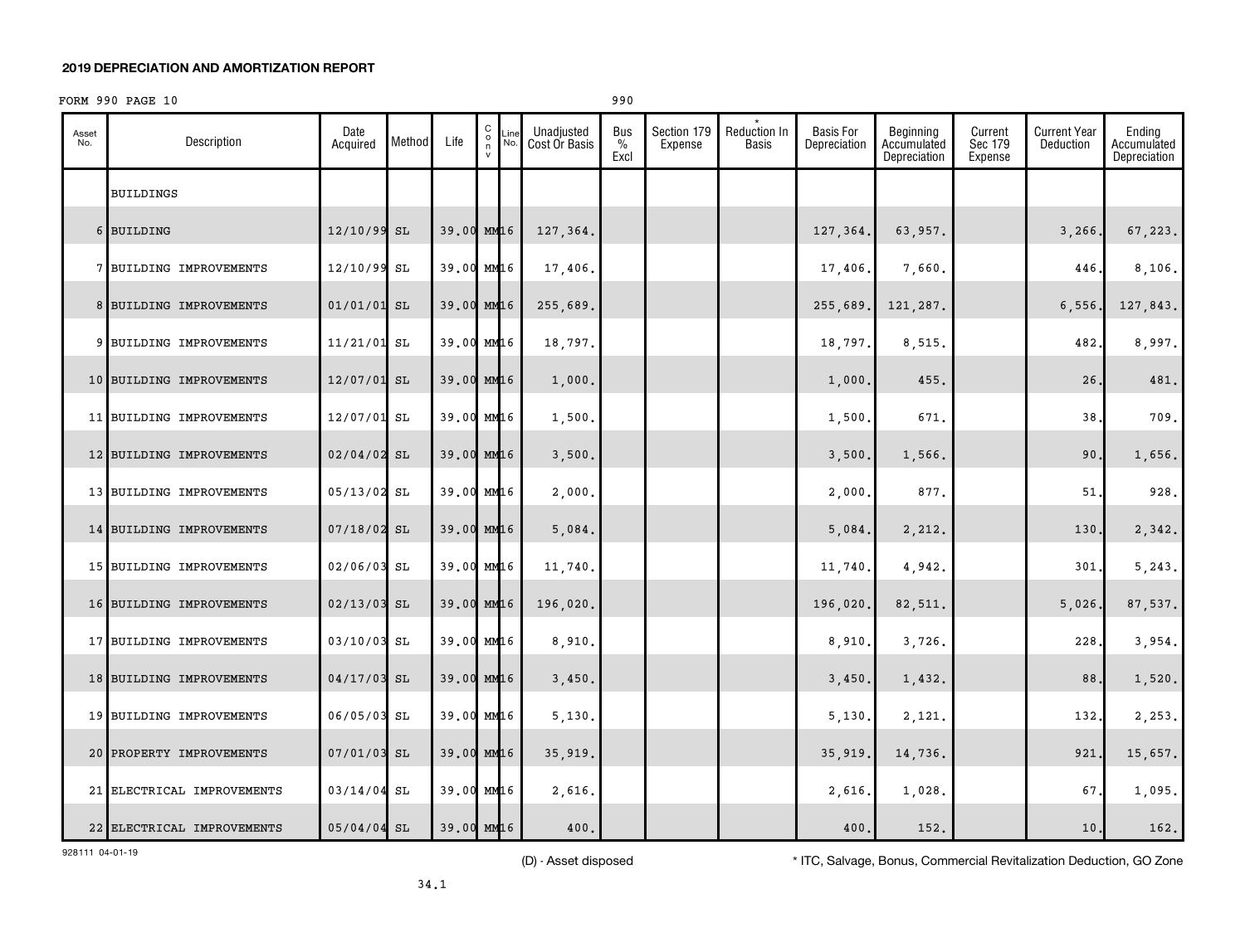**2019 DEPRECIATION AND AMORTIZATION REPORT**

FORM 990 PAGE 10 990

| Asset No. | Description | Date Acquired | Method | Life | C o n v | Line No. | Unadjusted Cost Or Basis | Bus % Excl | Section 179 Expense | * Reduction In Basis | Basis For Depreciation | Beginning Accumulated Depreciation | Current Sec 179 Expense | Current Year Deduction | Ending Accumulated Depreciation |
|---|---|---|---|---|---|---|---|---|---|---|---|---|---|---|---|
| | BUILDINGS | | | | | | | | | | | | | | |
| 6 | BUILDING | 12/10/99 | SL | 39.00 | MM | 16 | 127,364. | | | | 127,364. | 63,957. | | 3,266. | 67,223. |
| 7 | BUILDING IMPROVEMENTS | 12/10/99 | SL | 39.00 | MM | 16 | 17,406. | | | | 17,406. | 7,660. | | 446. | 8,106. |
| 8 | BUILDING IMPROVEMENTS | 01/01/01 | SL | 39.00 | MM | 16 | 255,689. | | | | 255,689. | 121,287. | | 6,556. | 127,843. |
| 9 | BUILDING IMPROVEMENTS | 11/21/01 | SL | 39.00 | MM | 16 | 18,797. | | | | 18,797. | 8,515. | | 482. | 8,997. |
| 10 | BUILDING IMPROVEMENTS | 12/07/01 | SL | 39.00 | MM | 16 | 1,000. | | | | 1,000. | 455. | | 26. | 481. |
| 11 | BUILDING IMPROVEMENTS | 12/07/01 | SL | 39.00 | MM | 16 | 1,500. | | | | 1,500. | 671. | | 38. | 709. |
| 12 | BUILDING IMPROVEMENTS | 02/04/02 | SL | 39.00 | MM | 16 | 3,500. | | | | 3,500. | 1,566. | | 90. | 1,656. |
| 13 | BUILDING IMPROVEMENTS | 05/13/02 | SL | 39.00 | MM | 16 | 2,000. | | | | 2,000. | 877. | | 51. | 928. |
| 14 | BUILDING IMPROVEMENTS | 07/18/02 | SL | 39.00 | MM | 16 | 5,084. | | | | 5,084. | 2,212. | | 130. | 2,342. |
| 15 | BUILDING IMPROVEMENTS | 02/06/03 | SL | 39.00 | MM | 16 | 11,740. | | | | 11,740. | 4,942. | | 301. | 5,243. |
| 16 | BUILDING IMPROVEMENTS | 02/13/03 | SL | 39.00 | MM | 16 | 196,020. | | | | 196,020. | 82,511. | | 5,026. | 87,537. |
| 17 | BUILDING IMPROVEMENTS | 03/10/03 | SL | 39.00 | MM | 16 | 8,910. | | | | 8,910. | 3,726. | | 228. | 3,954. |
| 18 | BUILDING IMPROVEMENTS | 04/17/03 | SL | 39.00 | MM | 16 | 3,450. | | | | 3,450. | 1,432. | | 88. | 1,520. |
| 19 | BUILDING IMPROVEMENTS | 06/05/03 | SL | 39.00 | MM | 16 | 5,130. | | | | 5,130. | 2,121. | | 132. | 2,253. |
| 20 | PROPERTY IMPROVEMENTS | 07/01/03 | SL | 39.00 | MM | 16 | 35,919. | | | | 35,919. | 14,736. | | 921. | 15,657. |
| 21 | ELECTRICAL IMPROVEMENTS | 03/14/04 | SL | 39.00 | MM | 16 | 2,616. | | | | 2,616. | 1,028. | | 67. | 1,095. |
| 22 | ELECTRICAL IMPROVEMENTS | 05/04/04 | SL | 39.00 | MM | 16 | 400. | | | | 400. | 152. | | 10. | 162. |

928111 04-01-19

(D) - Asset disposed

* ITC, Salvage, Bonus, Commercial Revitalization Deduction, GO Zone

34.1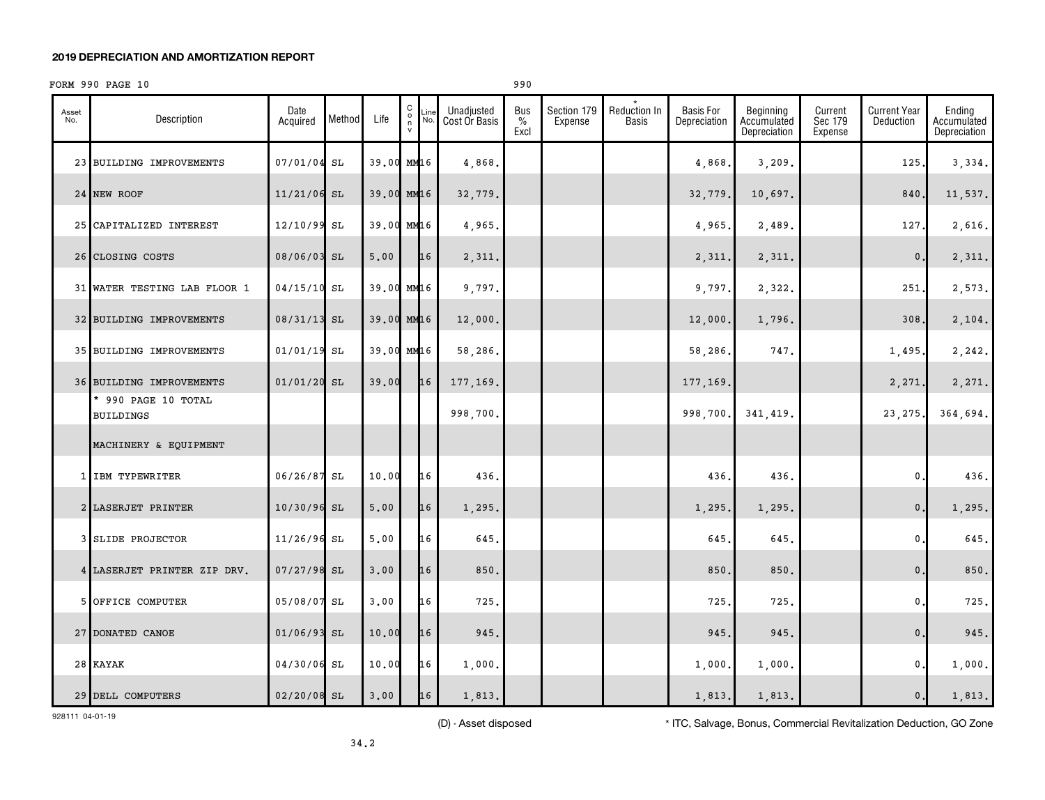**2019 DEPRECIATION AND AMORTIZATION REPORT**

FORM 990 PAGE 10 990

| Asset No. | Description | Date Acquired | Method | Life | Conv | Line No. | Unadjusted Cost Or Basis | Bus % Excl | Section 179 Expense | * Reduction In Basis | Basis For Depreciation | Beginning Accumulated Depreciation | Current Sec 179 Expense | Current Year Deduction | Ending Accumulated Depreciation |
|---|---|---|---|---|---|---|---|---|---|---|---|---|---|---|---|
| 23 | BUILDING IMPROVEMENTS | 07/01/04 | SL | 39.00 | MM | 16 | 4,868. | | | | 4,868. | 3,209. | | 125. | 3,334. |
| 24 | NEW ROOF | 11/21/06 | SL | 39.00 | MM | 16 | 32,779. | | | | 32,779. | 10,697. | | 840. | 11,537. |
| 25 | CAPITALIZED INTEREST | 12/10/99 | SL | 39.00 | MM | 16 | 4,965. | | | | 4,965. | 2,489. | | 127. | 2,616. |
| 26 | CLOSING COSTS | 08/06/03 | SL | 5.00 | | 16 | 2,311. | | | | 2,311. | 2,311. | | 0. | 2,311. |
| 31 | WATER TESTING LAB FLOOR 1 | 04/15/10 | SL | 39.00 | MM | 16 | 9,797. | | | | 9,797. | 2,322. | | 251. | 2,573. |
| 32 | BUILDING IMPROVEMENTS | 08/31/13 | SL | 39.00 | MM | 16 | 12,000. | | | | 12,000. | 1,796. | | 308. | 2,104. |
| 35 | BUILDING IMPROVEMENTS | 01/01/19 | SL | 39.00 | MM | 16 | 58,286. | | | | 58,286. | 747. | | 1,495. | 2,242. |
| 36 | BUILDING IMPROVEMENTS | 01/01/20 | SL | 39.00 | | 16 | 177,169. | | | | 177,169. | | | 2,271. | 2,271. |
| | * 990 PAGE 10 TOTAL BUILDINGS | | | | | | 998,700. | | | | 998,700. | 341,419. | | 23,275. | 364,694. |
| | MACHINERY & EQUIPMENT | | | | | | | | | | | | | | |
| 1 | IBM TYPEWRITER | 06/26/87 | SL | 10.00 | | 16 | 436. | | | | 436. | 436. | | 0. | 436. |
| 2 | LASERJET PRINTER | 10/30/96 | SL | 5.00 | | 16 | 1,295. | | | | 1,295. | 1,295. | | 0. | 1,295. |
| 3 | SLIDE PROJECTOR | 11/26/96 | SL | 5.00 | | 16 | 645. | | | | 645. | 645. | | 0. | 645. |
| 4 | LASERJET PRINTER ZIP DRV. | 07/27/98 | SL | 3.00 | | 16 | 850. | | | | 850. | 850. | | 0. | 850. |
| 5 | OFFICE COMPUTER | 05/08/07 | SL | 3.00 | | 16 | 725. | | | | 725. | 725. | | 0. | 725. |
| 27 | DONATED CANOE | 01/06/93 | SL | 10.00 | | 16 | 945. | | | | 945. | 945. | | 0. | 945. |
| 28 | KAYAK | 04/30/06 | SL | 10.00 | | 16 | 1,000. | | | | 1,000. | 1,000. | | 0. | 1,000. |
| 29 | DELL COMPUTERS | 02/20/08 | SL | 3.00 | | 16 | 1,813. | | | | 1,813. | 1,813. | | 0. | 1,813. |

928111 04-01-19

(D) - Asset disposed

* ITC, Salvage, Bonus, Commercial Revitalization Deduction, GO Zone

34.2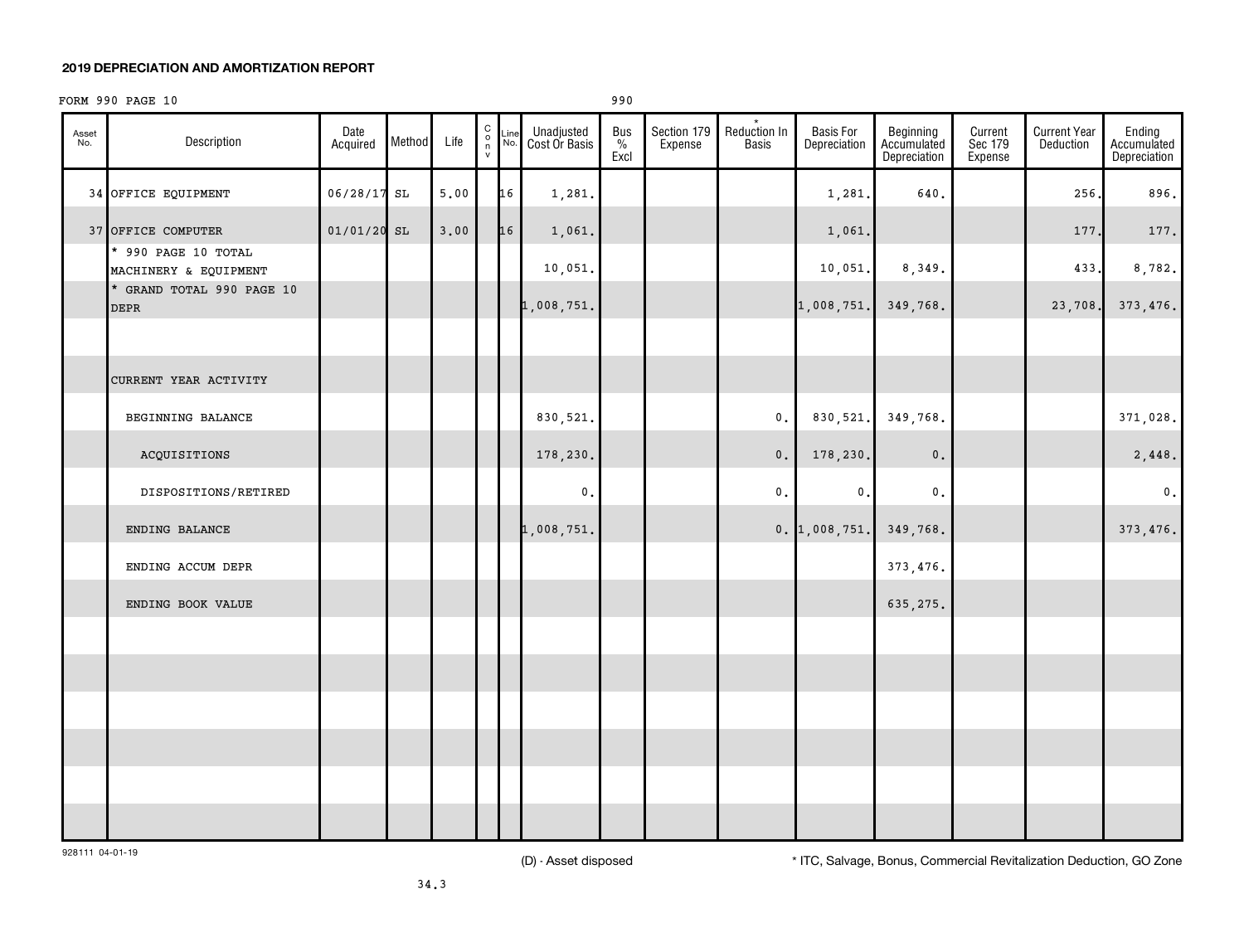## 2019 DEPRECIATION AND AMORTIZATION REPORT

FORM 990 PAGE 10 &nbsp;&nbsp;&nbsp;&nbsp;&nbsp;&nbsp;&nbsp;&nbsp; 990

| Asset No. | Description | Date Acquired | Method | Life | C o n v | Line No. | Unadjusted Cost Or Basis | Bus % Excl | Section 179 Expense | * Reduction In Basis | Basis For Depreciation | Beginning Accumulated Depreciation | Current Sec 179 Expense | Current Year Deduction | Ending Accumulated Depreciation |
|---|---|---|---|---|---|---|---|---|---|---|---|---|---|---|---|
| 34 | OFFICE EQUIPMENT | 06/28/17 | SL | 5.00 | | 16 | 1,281. | | | | 1,281. | 640. | | 256. | 896. |
| 37 | OFFICE COMPUTER | 01/01/20 | SL | 3.00 | | 16 | 1,061. | | | | 1,061. | | | 177. | 177. |
| | * 990 PAGE 10 TOTAL MACHINERY & EQUIPMENT | | | | | | 10,051. | | | | 10,051. | 8,349. | | 433. | 8,782. |
| | * GRAND TOTAL 990 PAGE 10 DEPR | | | | | | 1,008,751. | | | | 1,008,751. | 349,768. | | 23,708. | 373,476. |
| | | | | | | | | | | | | | | | |
| | CURRENT YEAR ACTIVITY | | | | | | | | | | | | | | |
| | BEGINNING BALANCE | | | | | | 830,521. | | | 0. | 830,521. | 349,768. | | | 371,028. |
| | ACQUISITIONS | | | | | | 178,230. | | | 0. | 178,230. | 0. | | | 2,448. |
| | DISPOSITIONS/RETIRED | | | | | | 0. | | | 0. | 0. | 0. | | | 0. |
| | ENDING BALANCE | | | | | | 1,008,751. | | | 0. | 1,008,751. | 349,768. | | | 373,476. |
| | ENDING ACCUM DEPR | | | | | | | | | | | 373,476. | | | |
| | ENDING BOOK VALUE | | | | | | | | | | | 635,275. | | | |

928111 04-01-19

(D) - Asset disposed &nbsp;&nbsp;&nbsp;&nbsp; * ITC, Salvage, Bonus, Commercial Revitalization Deduction, GO Zone

34.3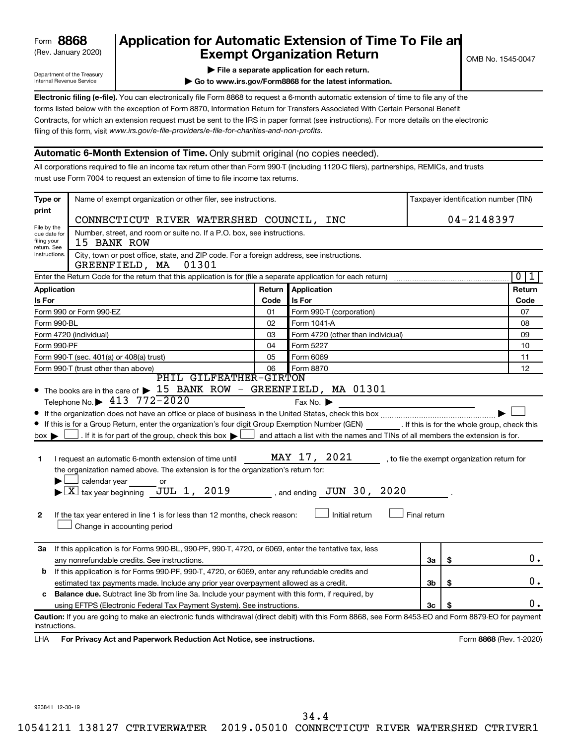Form **8868**
(Rev. January 2020)

Department of the Treasury
Internal Revenue Service

# Application for Automatic Extension of Time To File an Exempt Organization Return

OMB No. 1545-0047

▶ **File a separate application for each return.**

▶ **Go to www.irs.gov/Form8868 for the latest information.**

**Electronic filing (e-file).** You can electronically file Form 8868 to request a 6-month automatic extension of time to file any of the forms listed below with the exception of Form 8870, Information Return for Transfers Associated With Certain Personal Benefit Contracts, for which an extension request must be sent to the IRS in paper format (see instructions). For more details on the electronic filing of this form, visit *www.irs.gov/e-file-providers/e-file-for-charities-and-non-profits.*

## Automatic 6-Month Extension of Time. Only submit original (no copies needed).

All corporations required to file an income tax return other than Form 990-T (including 1120-C filers), partnerships, REMICs, and trusts must use Form 7004 to request an extension of time to file income tax returns.

| Type or print | Name of exempt organization or other filer, see instructions. | Taxpayer identification number (TIN) |
|---|---|---|
| File by the due date for filing your return. See instructions. | CONNECTICUT RIVER WATERSHED COUNCIL, INC | 04-2148397 |
| | Number, street, and room or suite no. If a P.O. box, see instructions. 15 BANK ROW | |
| | City, town or post office, state, and ZIP code. For a foreign address, see instructions. GREENFIELD, MA 01301 | |

Enter the Return Code for the return that this application is for (file a separate application for each return) ..... 0 1

| Application Is For | Return Code | Application Is For | Return Code |
|---|---|---|---|
| Form 990 or Form 990-EZ | 01 | Form 990-T (corporation) | 07 |
| Form 990-BL | 02 | Form 1041-A | 08 |
| Form 4720 (individual) | 03 | Form 4720 (other than individual) | 09 |
| Form 990-PF | 04 | Form 5227 | 10 |
| Form 990-T (sec. 401(a) or 408(a) trust) | 05 | Form 6069 | 11 |
| Form 990-T (trust other than above) | 06 | Form 8870 | 12 |

- The books are in the care of ▶ PHIL GILFEATHER-GIRTON 15 BANK ROW - GREENFIELD, MA 01301
  Telephone No. ▶ 413 772-2020 Fax No. ▶
- If the organization does not have an office or place of business in the United States, check this box ..... ▶ ☐
- If this is for a Group Return, enter the organization's four digit Group Exemption Number (GEN) ______. If this is for the whole group, check this box ▶ ☐. If it is for part of the group, check this box ▶ ☐ and attach a list with the names and TINs of all members the extension is for.

**1** I request an automatic 6-month extension of time until MAY 17, 2021, to file the exempt organization return for the organization named above. The extension is for the organization's return for:
▶ ☐ calendar year ______ or
▶ ☒ tax year beginning JUL 1, 2019, and ending JUN 30, 2020.

**2** If the tax year entered in line 1 is for less than 12 months, check reason: ☐ Initial return ☐ Final return
☐ Change in accounting period

| | | | |
|---|---|---|---|
| **3a** | If this application is for Forms 990-BL, 990-PF, 990-T, 4720, or 6069, enter the tentative tax, less any nonrefundable credits. See instructions. | 3a | $ 0. |
| **b** | If this application is for Forms 990-PF, 990-T, 4720, or 6069, enter any refundable credits and estimated tax payments made. Include any prior year overpayment allowed as a credit. | 3b | $ 0. |
| **c** | **Balance due.** Subtract line 3b from line 3a. Include your payment with this form, if required, by using EFTPS (Electronic Federal Tax Payment System). See instructions. | 3c | $ 0. |

**Caution:** If you are going to make an electronic funds withdrawal (direct debit) with this Form 8868, see Form 8453-EO and Form 8879-EO for payment instructions.

LHA **For Privacy Act and Paperwork Reduction Act Notice, see instructions.** Form **8868** (Rev. 1-2020)

923841 12-30-19

34.4
10541211 138127 CTRIVERWATER 2019.05010 CONNECTICUT RIVER WATERSHED CTRIVER1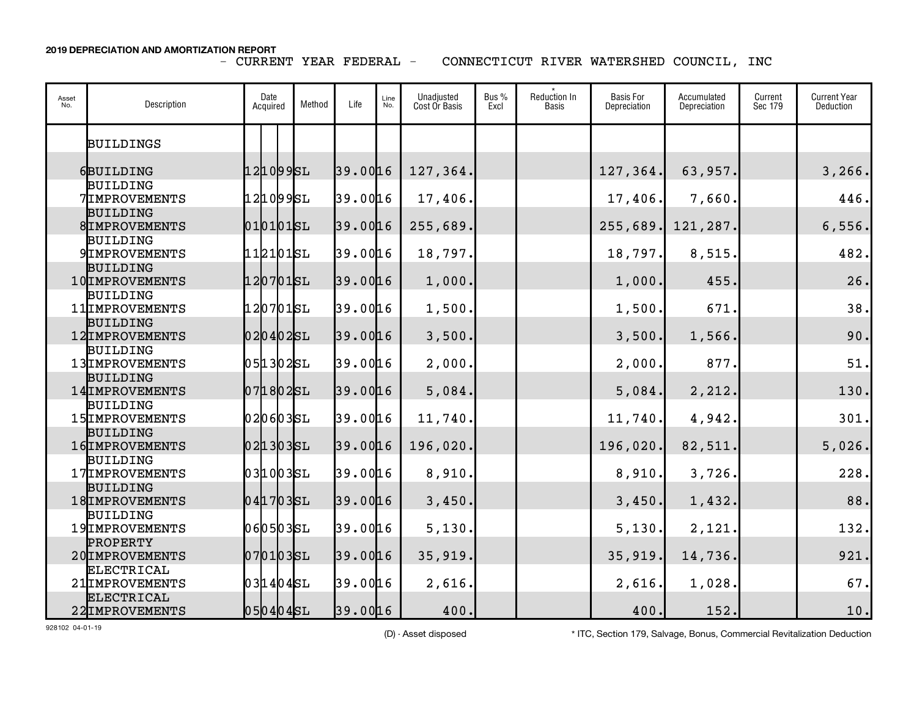**2019 DEPRECIATION AND AMORTIZATION REPORT**

- CURRENT YEAR FEDERAL - CONNECTICUT RIVER WATERSHED COUNCIL, INC

| Asset No. | Description | Date Acquired | Method | Life | Line No. | Unadjusted Cost Or Basis | Bus % Excl | * Reduction In Basis | Basis For Depreciation | Accumulated Depreciation | Current Sec 179 | Current Year Deduction |
|---|---|---|---|---|---|---|---|---|---|---|---|---|
| | BUILDINGS | | | | | | | | | | | |
| 6 | BUILDING | 121099 | SL | 39.00 | 16 | 127,364. | | | 127,364. | 63,957. | | 3,266. |
| 7 | BUILDING IMPROVEMENTS | 121099 | SL | 39.00 | 16 | 17,406. | | | 17,406. | 7,660. | | 446. |
| 8 | BUILDING IMPROVEMENTS | 010101 | SL | 39.00 | 16 | 255,689. | | | 255,689. | 121,287. | | 6,556. |
| 9 | BUILDING IMPROVEMENTS | 112101 | SL | 39.00 | 16 | 18,797. | | | 18,797. | 8,515. | | 482. |
| 10 | BUILDING IMPROVEMENTS | 120701 | SL | 39.00 | 16 | 1,000. | | | 1,000. | 455. | | 26. |
| 11 | BUILDING IMPROVEMENTS | 120701 | SL | 39.00 | 16 | 1,500. | | | 1,500. | 671. | | 38. |
| 12 | BUILDING IMPROVEMENTS | 020402 | SL | 39.00 | 16 | 3,500. | | | 3,500. | 1,566. | | 90. |
| 13 | BUILDING IMPROVEMENTS | 051302 | SL | 39.00 | 16 | 2,000. | | | 2,000. | 877. | | 51. |
| 14 | BUILDING IMPROVEMENTS | 071802 | SL | 39.00 | 16 | 5,084. | | | 5,084. | 2,212. | | 130. |
| 15 | BUILDING IMPROVEMENTS | 020603 | SL | 39.00 | 16 | 11,740. | | | 11,740. | 4,942. | | 301. |
| 16 | BUILDING IMPROVEMENTS | 021303 | SL | 39.00 | 16 | 196,020. | | | 196,020. | 82,511. | | 5,026. |
| 17 | BUILDING IMPROVEMENTS | 031003 | SL | 39.00 | 16 | 8,910. | | | 8,910. | 3,726. | | 228. |
| 18 | BUILDING IMPROVEMENTS | 041703 | SL | 39.00 | 16 | 3,450. | | | 3,450. | 1,432. | | 88. |
| 19 | BUILDING IMPROVEMENTS | 060503 | SL | 39.00 | 16 | 5,130. | | | 5,130. | 2,121. | | 132. |
| 20 | PROPERTY IMPROVEMENTS | 070103 | SL | 39.00 | 16 | 35,919. | | | 35,919. | 14,736. | | 921. |
| 21 | ELECTRICAL IMPROVEMENTS | 031404 | SL | 39.00 | 16 | 2,616. | | | 2,616. | 1,028. | | 67. |
| 22 | ELECTRICAL IMPROVEMENTS | 050404 | SL | 39.00 | 16 | 400. | | | 400. | 152. | | 10. |

928102 04-01-19

(D) - Asset disposed

* ITC, Section 179, Salvage, Bonus, Commercial Revitalization Deduction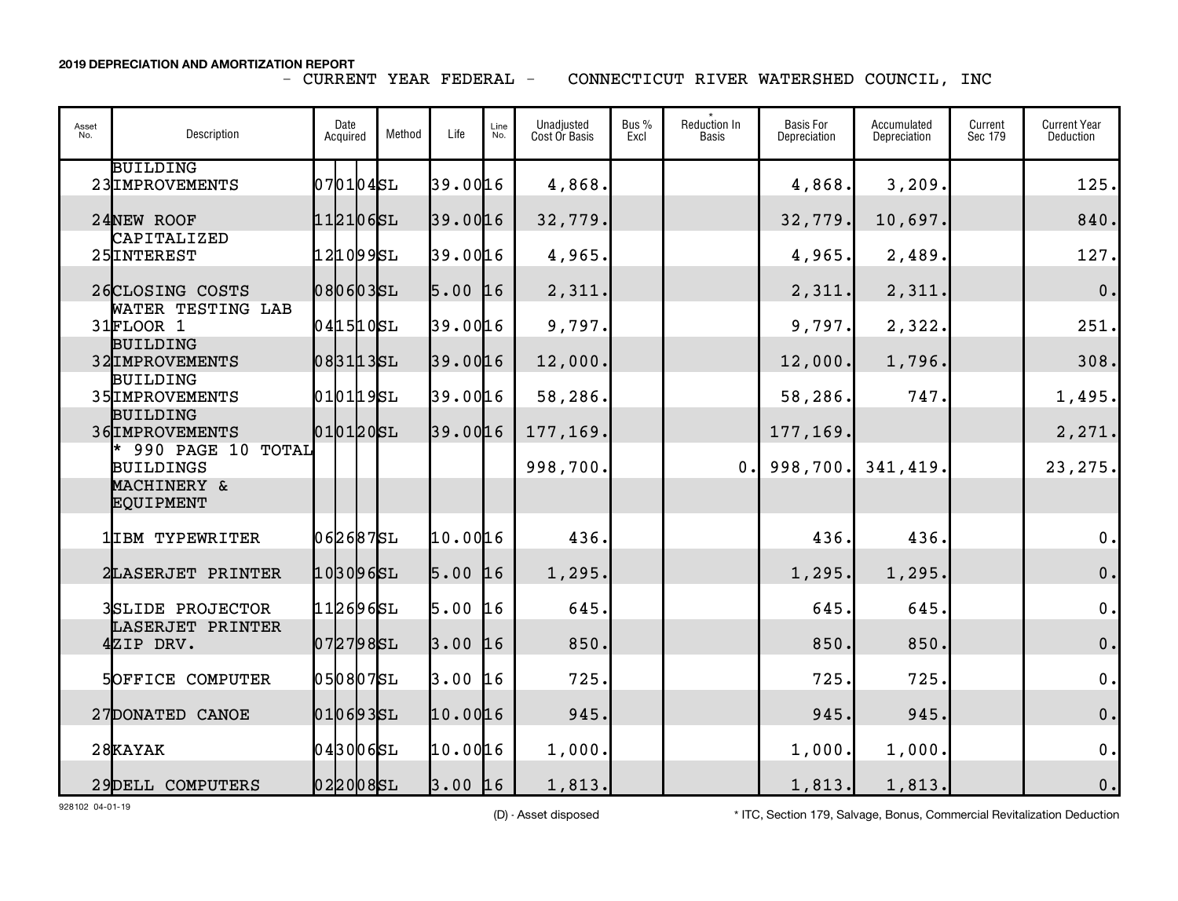**2019 DEPRECIATION AND AMORTIZATION REPORT**

- CURRENT YEAR FEDERAL - CONNECTICUT RIVER WATERSHED COUNCIL, INC

| Asset No. | Description | Date Acquired | Method | Life | Line No. | Unadjusted Cost Or Basis | Bus % Excl | * Reduction In Basis | Basis For Depreciation | Accumulated Depreciation | Current Sec 179 | Current Year Deduction |
|---|---|---|---|---|---|---|---|---|---|---|---|---|
| 23 | BUILDING IMPROVEMENTS | 070104 | SL | 39.00 | 16 | 4,868. | | | 4,868. | 3,209. | | 125. |
| 24 | NEW ROOF | 112106 | SL | 39.00 | 16 | 32,779. | | | 32,779. | 10,697. | | 840. |
| 25 | CAPITALIZED INTEREST | 121099 | SL | 39.00 | 16 | 4,965. | | | 4,965. | 2,489. | | 127. |
| 26 | CLOSING COSTS | 080603 | SL | 5.00 | 16 | 2,311. | | | 2,311. | 2,311. | | 0. |
| 31 | WATER TESTING LAB FLOOR 1 | 041510 | SL | 39.00 | 16 | 9,797. | | | 9,797. | 2,322. | | 251. |
| 32 | BUILDING IMPROVEMENTS | 083113 | SL | 39.00 | 16 | 12,000. | | | 12,000. | 1,796. | | 308. |
| 35 | BUILDING IMPROVEMENTS | 010119 | SL | 39.00 | 16 | 58,286. | | | 58,286. | 747. | | 1,495. |
| 36 | BUILDING IMPROVEMENTS | 010120 | SL | 39.00 | 16 | 177,169. | | | 177,169. | | | 2,271. |
| | * 990 PAGE 10 TOTAL BUILDINGS | | | | | 998,700. | | 0. | 998,700. | 341,419. | | 23,275. |
| | MACHINERY & EQUIPMENT | | | | | | | | | | | |
| 1 | IBM TYPEWRITER | 062687 | SL | 10.00 | 16 | 436. | | | 436. | 436. | | 0. |
| 2 | LASERJET PRINTER | 103096 | SL | 5.00 | 16 | 1,295. | | | 1,295. | 1,295. | | 0. |
| 3 | SLIDE PROJECTOR | 112696 | SL | 5.00 | 16 | 645. | | | 645. | 645. | | 0. |
| 4 | LASERJET PRINTER ZIP DRV. | 072798 | SL | 3.00 | 16 | 850. | | | 850. | 850. | | 0. |
| 5 | OFFICE COMPUTER | 050807 | SL | 3.00 | 16 | 725. | | | 725. | 725. | | 0. |
| 27 | DONATED CANOE | 010693 | SL | 10.00 | 16 | 945. | | | 945. | 945. | | 0. |
| 28 | KAYAK | 043006 | SL | 10.00 | 16 | 1,000. | | | 1,000. | 1,000. | | 0. |
| 29 | DELL COMPUTERS | 022008 | SL | 3.00 | 16 | 1,813. | | | 1,813. | 1,813. | | 0. |

928102 04-01-19

(D) - Asset disposed

* ITC, Section 179, Salvage, Bonus, Commercial Revitalization Deduction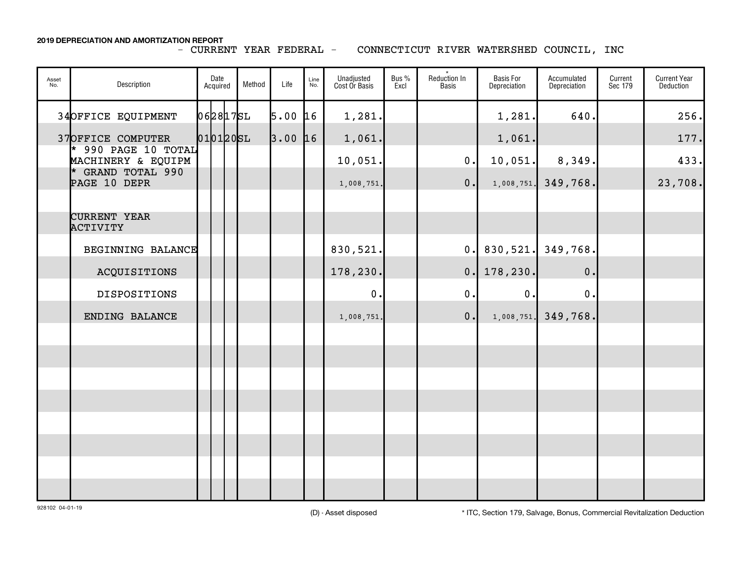**2019 DEPRECIATION AND AMORTIZATION REPORT**

- CURRENT YEAR FEDERAL - CONNECTICUT RIVER WATERSHED COUNCIL, INC

| Asset No. | Description | Date Acquired | Method | Life | Line No. | Unadjusted Cost Or Basis | Bus % Excl | * Reduction In Basis | Basis For Depreciation | Accumulated Depreciation | Current Sec 179 | Current Year Deduction |
|---|---|---|---|---|---|---|---|---|---|---|---|---|
| 34 | OFFICE EQUIPMENT | 062817 | SL | 5.00 | 16 | 1,281. | | | 1,281. | 640. | | 256. |
| 37 | OFFICE COMPUTER | 010120 | SL | 3.00 | 16 | 1,061. | | | 1,061. | | | 177. |
| | * 990 PAGE 10 TOTAL MACHINERY & EQUIPM | | | | | 10,051. | | 0. | 10,051. | 8,349. | | 433. |
| | * GRAND TOTAL 990 PAGE 10 DEPR | | | | | 1,008,751. | | 0. | 1,008,751. | 349,768. | | 23,708. |
| | CURRENT YEAR ACTIVITY | | | | | | | | | | | |
| | BEGINNING BALANCE | | | | | 830,521. | | 0. | 830,521. | 349,768. | | |
| | ACQUISITIONS | | | | | 178,230. | | 0. | 178,230. | 0. | | |
| | DISPOSITIONS | | | | | 0. | | 0. | 0. | 0. | | |
| | ENDING BALANCE | | | | | 1,008,751. | | 0. | 1,008,751. | 349,768. | | |

928102 04-01-19

(D) - Asset disposed

* ITC, Section 179, Salvage, Bonus, Commercial Revitalization Deduction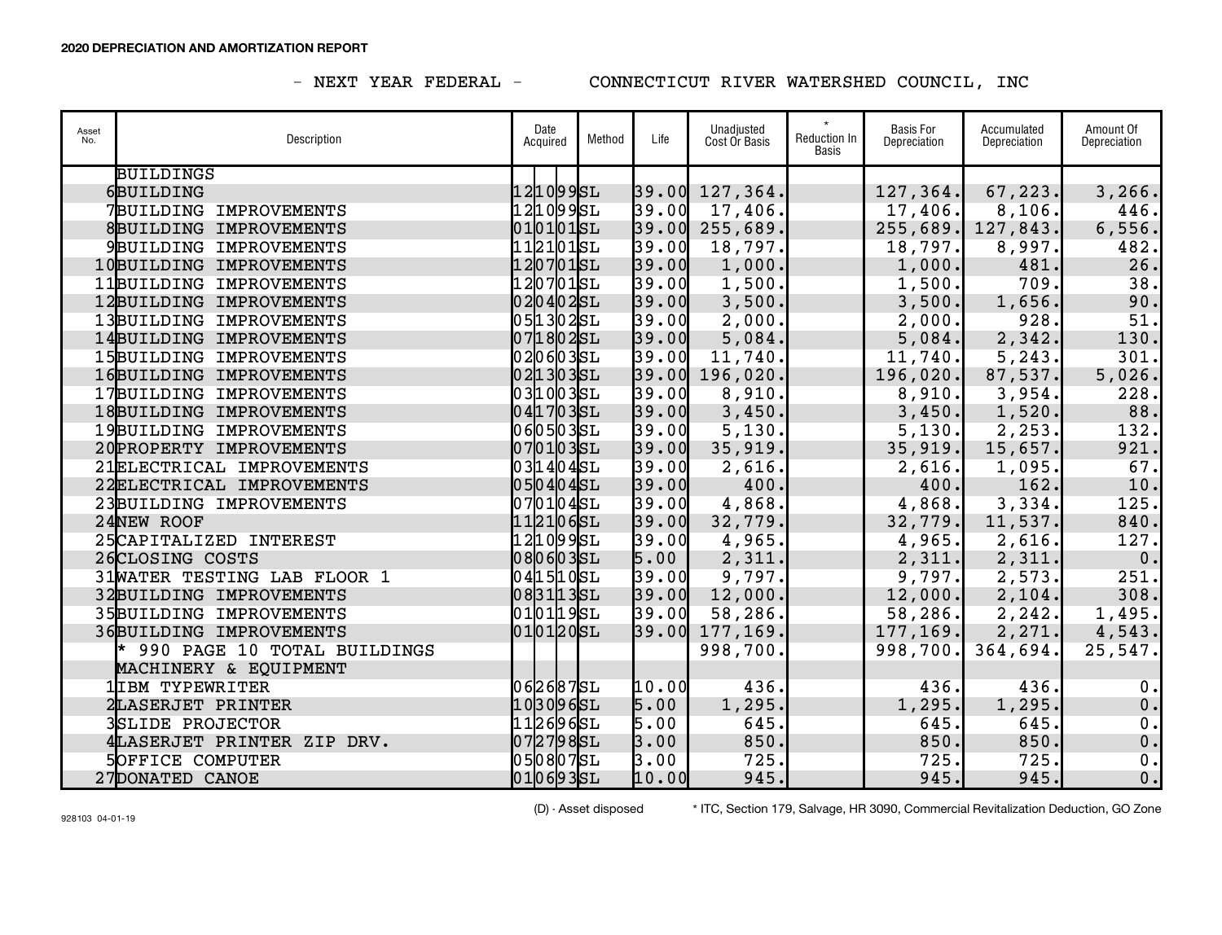**2020 DEPRECIATION AND AMORTIZATION REPORT**

- NEXT YEAR FEDERAL -   CONNECTICUT RIVER WATERSHED COUNCIL, INC

| Asset No. | Description | Date Acquired | Method | Life | Unadjusted Cost Or Basis | * Reduction In Basis | Basis For Depreciation | Accumulated Depreciation | Amount Of Depreciation |
|---|---|---|---|---|---|---|---|---|---|
| | BUILDINGS | | | | | | | | |
| 6 | BUILDING | 121099 | SL | 39.00 | 127,364. | | 127,364. | 67,223. | 3,266. |
| 7 | BUILDING IMPROVEMENTS | 121099 | SL | 39.00 | 17,406. | | 17,406. | 8,106. | 446. |
| 8 | BUILDING IMPROVEMENTS | 010101 | SL | 39.00 | 255,689. | | 255,689. | 127,843. | 6,556. |
| 9 | BUILDING IMPROVEMENTS | 112101 | SL | 39.00 | 18,797. | | 18,797. | 8,997. | 482. |
| 10 | BUILDING IMPROVEMENTS | 120701 | SL | 39.00 | 1,000. | | 1,000. | 481. | 26. |
| 11 | BUILDING IMPROVEMENTS | 120701 | SL | 39.00 | 1,500. | | 1,500. | 709. | 38. |
| 12 | BUILDING IMPROVEMENTS | 020402 | SL | 39.00 | 3,500. | | 3,500. | 1,656. | 90. |
| 13 | BUILDING IMPROVEMENTS | 051302 | SL | 39.00 | 2,000. | | 2,000. | 928. | 51. |
| 14 | BUILDING IMPROVEMENTS | 071802 | SL | 39.00 | 5,084. | | 5,084. | 2,342. | 130. |
| 15 | BUILDING IMPROVEMENTS | 020603 | SL | 39.00 | 11,740. | | 11,740. | 5,243. | 301. |
| 16 | BUILDING IMPROVEMENTS | 021303 | SL | 39.00 | 196,020. | | 196,020. | 87,537. | 5,026. |
| 17 | BUILDING IMPROVEMENTS | 031003 | SL | 39.00 | 8,910. | | 8,910. | 3,954. | 228. |
| 18 | BUILDING IMPROVEMENTS | 041703 | SL | 39.00 | 3,450. | | 3,450. | 1,520. | 88. |
| 19 | BUILDING IMPROVEMENTS | 060503 | SL | 39.00 | 5,130. | | 5,130. | 2,253. | 132. |
| 20 | PROPERTY IMPROVEMENTS | 070103 | SL | 39.00 | 35,919. | | 35,919. | 15,657. | 921. |
| 21 | ELECTRICAL IMPROVEMENTS | 031404 | SL | 39.00 | 2,616. | | 2,616. | 1,095. | 67. |
| 22 | ELECTRICAL IMPROVEMENTS | 050404 | SL | 39.00 | 400. | | 400. | 162. | 10. |
| 23 | BUILDING IMPROVEMENTS | 070104 | SL | 39.00 | 4,868. | | 4,868. | 3,334. | 125. |
| 24 | NEW ROOF | 112106 | SL | 39.00 | 32,779. | | 32,779. | 11,537. | 840. |
| 25 | CAPITALIZED INTEREST | 121099 | SL | 39.00 | 4,965. | | 4,965. | 2,616. | 127. |
| 26 | CLOSING COSTS | 080603 | SL | 5.00 | 2,311. | | 2,311. | 2,311. | 0. |
| 31 | WATER TESTING LAB FLOOR 1 | 041510 | SL | 39.00 | 9,797. | | 9,797. | 2,573. | 251. |
| 32 | BUILDING IMPROVEMENTS | 083113 | SL | 39.00 | 12,000. | | 12,000. | 2,104. | 308. |
| 35 | BUILDING IMPROVEMENTS | 010119 | SL | 39.00 | 58,286. | | 58,286. | 2,242. | 1,495. |
| 36 | BUILDING IMPROVEMENTS | 010120 | SL | 39.00 | 177,169. | | 177,169. | 2,271. | 4,543. |
| | * 990 PAGE 10 TOTAL BUILDINGS | | | | 998,700. | | 998,700. | 364,694. | 25,547. |
| | MACHINERY & EQUIPMENT | | | | | | | | |
| 1 | IBM TYPEWRITER | 062687 | SL | 10.00 | 436. | | 436. | 436. | 0. |
| 2 | LASERJET PRINTER | 103096 | SL | 5.00 | 1,295. | | 1,295. | 1,295. | 0. |
| 3 | SLIDE PROJECTOR | 112696 | SL | 5.00 | 645. | | 645. | 645. | 0. |
| 4 | LASERJET PRINTER ZIP DRV. | 072798 | SL | 3.00 | 850. | | 850. | 850. | 0. |
| 5 | OFFICE COMPUTER | 050807 | SL | 3.00 | 725. | | 725. | 725. | 0. |
| 27 | DONATED CANOE | 010693 | SL | 10.00 | 945. | | 945. | 945. | 0. |

928103 04-01-19   (D) - Asset disposed   * ITC, Section 179, Salvage, HR 3090, Commercial Revitalization Deduction, GO Zone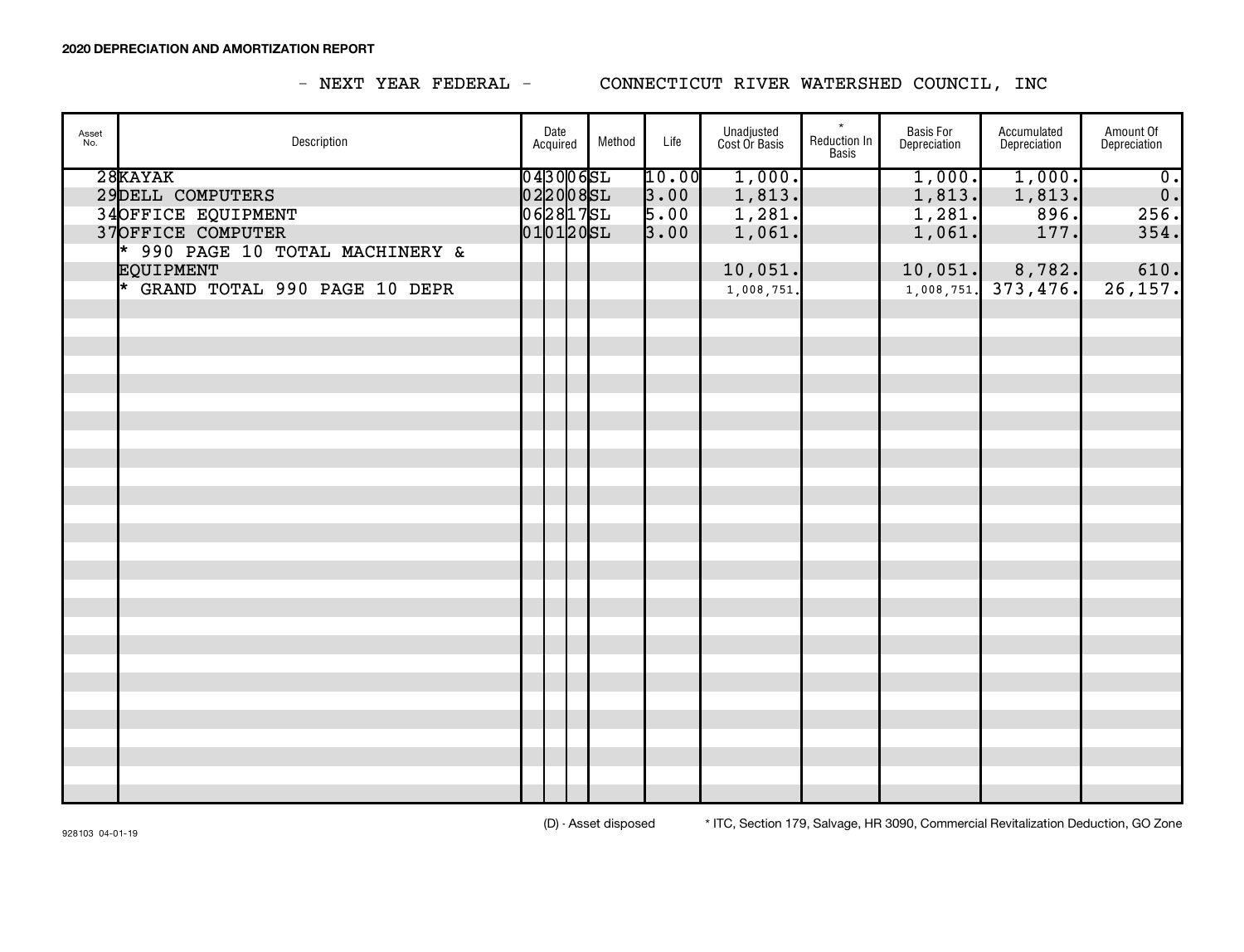**2020 DEPRECIATION AND AMORTIZATION REPORT**

- NEXT YEAR FEDERAL - CONNECTICUT RIVER WATERSHED COUNCIL, INC

| Asset No. | Description | Date Acquired | Method | Life | Unadjusted Cost Or Basis | * Reduction In Basis | Basis For Depreciation | Accumulated Depreciation | Amount Of Depreciation |
|---|---|---|---|---|---|---|---|---|---|
| 28 | KAYAK | 043006 | SL | 10.00 | 1,000. | | 1,000. | 1,000. | 0. |
| 29 | DELL COMPUTERS | 022008 | SL | 3.00 | 1,813. | | 1,813. | 1,813. | 0. |
| 34 | OFFICE EQUIPMENT | 062817 | SL | 5.00 | 1,281. | | 1,281. | 896. | 256. |
| 37 | OFFICE COMPUTER | 010120 | SL | 3.00 | 1,061. | | 1,061. | 177. | 354. |
| | * 990 PAGE 10 TOTAL MACHINERY & EQUIPMENT | | | | 10,051. | | 10,051. | 8,782. | 610. |
| | * GRAND TOTAL 990 PAGE 10 DEPR | | | | 1,008,751. | | 1,008,751. | 373,476. | 26,157. |

928103 04-01-19

(D) - Asset disposed

* ITC, Section 179, Salvage, HR 3090, Commercial Revitalization Deduction, GO Zone